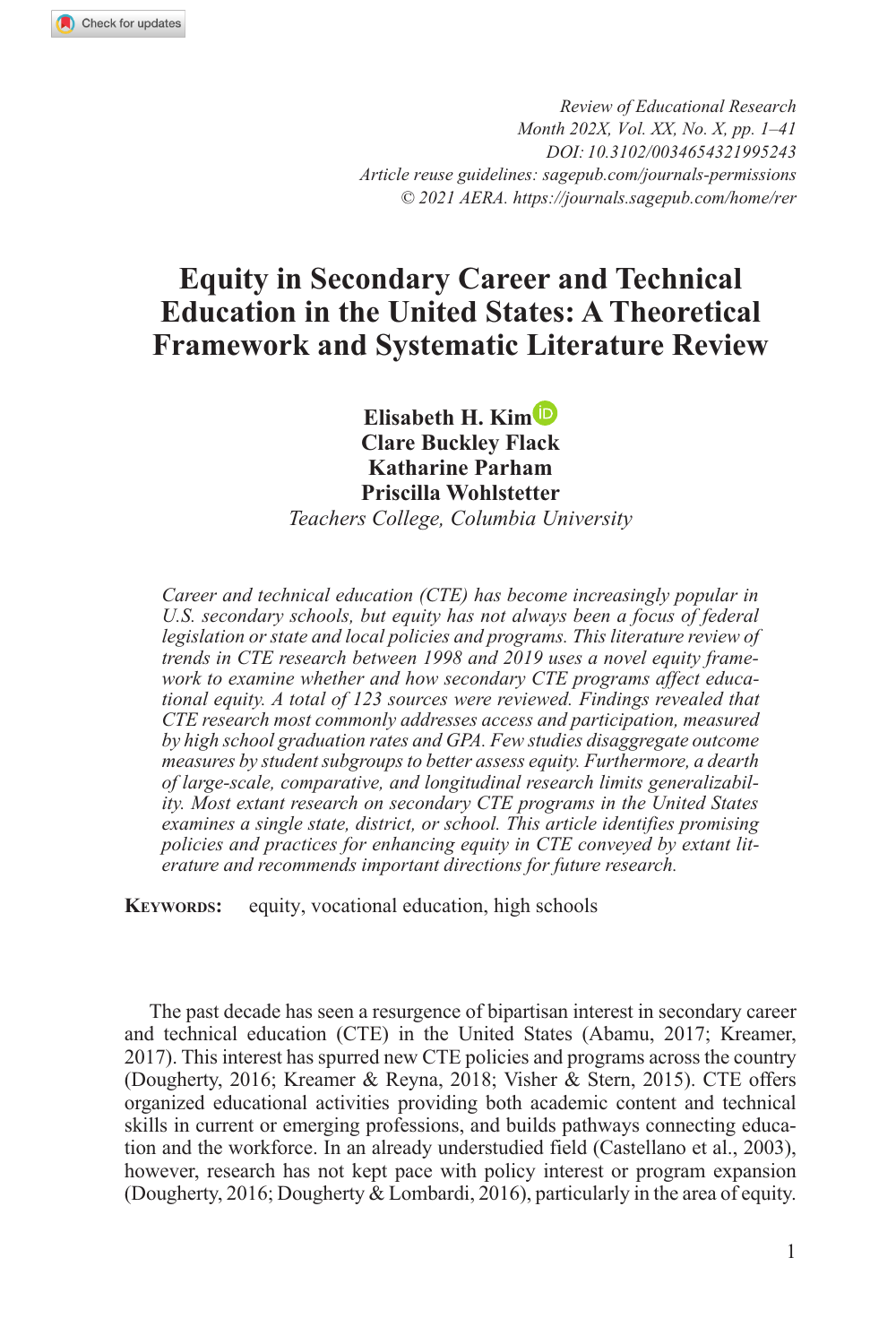# Equity in Secondary Career and Technical Education in the United States: A Theoretical Framework and Systematic Literature Review

**Elisabeth H. Kim**
**Clare Buckley Flack**
**Katharine Parham**
**Priscilla Wohlstetter**
*Teachers College, Columbia University*

*Career and technical education (CTE) has become increasingly popular in U.S. secondary schools, but equity has not always been a focus of federal legislation or state and local policies and programs. This literature review of trends in CTE research between 1998 and 2019 uses a novel equity framework to examine whether and how secondary CTE programs affect educational equity. A total of 123 sources were reviewed. Findings revealed that CTE research most commonly addresses access and participation, measured by high school graduation rates and GPA. Few studies disaggregate outcome measures by student subgroups to better assess equity. Furthermore, a dearth of large-scale, comparative, and longitudinal research limits generalizability. Most extant research on secondary CTE programs in the United States examines a single state, district, or school. This article identifies promising policies and practices for enhancing equity in CTE conveyed by extant literature and recommends important directions for future research.*

**Keywords:** equity, vocational education, high schools

The past decade has seen a resurgence of bipartisan interest in secondary career and technical education (CTE) in the United States (Abamu, 2017; Kreamer, 2017). This interest has spurred new CTE policies and programs across the country (Dougherty, 2016; Kreamer & Reyna, 2018; Visher & Stern, 2015). CTE offers organized educational activities providing both academic content and technical skills in current or emerging professions, and builds pathways connecting education and the workforce. In an already understudied field (Castellano et al., 2003), however, research has not kept pace with policy interest or program expansion (Dougherty, 2016; Dougherty & Lombardi, 2016), particularly in the area of equity.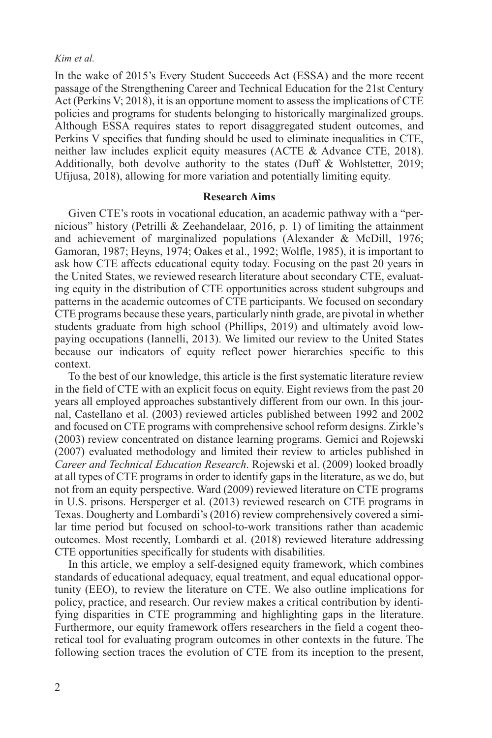In the wake of 2015's Every Student Succeeds Act (ESSA) and the more recent passage of the Strengthening Career and Technical Education for the 21st Century Act (Perkins V; 2018), it is an opportune moment to assess the implications of CTE policies and programs for students belonging to historically marginalized groups. Although ESSA requires states to report disaggregated student outcomes, and Perkins V specifies that funding should be used to eliminate inequalities in CTE, neither law includes explicit equity measures (ACTE & Advance CTE, 2018). Additionally, both devolve authority to the states (Duff & Wohlstetter, 2019; Ufijusa, 2018), allowing for more variation and potentially limiting equity.

## Research Aims

Given CTE's roots in vocational education, an academic pathway with a "pernicious" history (Petrilli & Zeehandelaar, 2016, p. 1) of limiting the attainment and achievement of marginalized populations (Alexander & McDill, 1976; Gamoran, 1987; Heyns, 1974; Oakes et al., 1992; Wolfle, 1985), it is important to ask how CTE affects educational equity today. Focusing on the past 20 years in the United States, we reviewed research literature about secondary CTE, evaluating equity in the distribution of CTE opportunities across student subgroups and patterns in the academic outcomes of CTE participants. We focused on secondary CTE programs because these years, particularly ninth grade, are pivotal in whether students graduate from high school (Phillips, 2019) and ultimately avoid low-paying occupations (Iannelli, 2013). We limited our review to the United States because our indicators of equity reflect power hierarchies specific to this context.

To the best of our knowledge, this article is the first systematic literature review in the field of CTE with an explicit focus on equity. Eight reviews from the past 20 years all employed approaches substantively different from our own. In this journal, Castellano et al. (2003) reviewed articles published between 1992 and 2002 and focused on CTE programs with comprehensive school reform designs. Zirkle's (2003) review concentrated on distance learning programs. Gemici and Rojewski (2007) evaluated methodology and limited their review to articles published in *Career and Technical Education Research*. Rojewski et al. (2009) looked broadly at all types of CTE programs in order to identify gaps in the literature, as we do, but not from an equity perspective. Ward (2009) reviewed literature on CTE programs in U.S. prisons. Hersperger et al. (2013) reviewed research on CTE programs in Texas. Dougherty and Lombardi's (2016) review comprehensively covered a similar time period but focused on school-to-work transitions rather than academic outcomes. Most recently, Lombardi et al. (2018) reviewed literature addressing CTE opportunities specifically for students with disabilities.

In this article, we employ a self-designed equity framework, which combines standards of educational adequacy, equal treatment, and equal educational opportunity (EEO), to review the literature on CTE. We also outline implications for policy, practice, and research. Our review makes a critical contribution by identifying disparities in CTE programming and highlighting gaps in the literature. Furthermore, our equity framework offers researchers in the field a cogent theoretical tool for evaluating program outcomes in other contexts in the future. The following section traces the evolution of CTE from its inception to the present,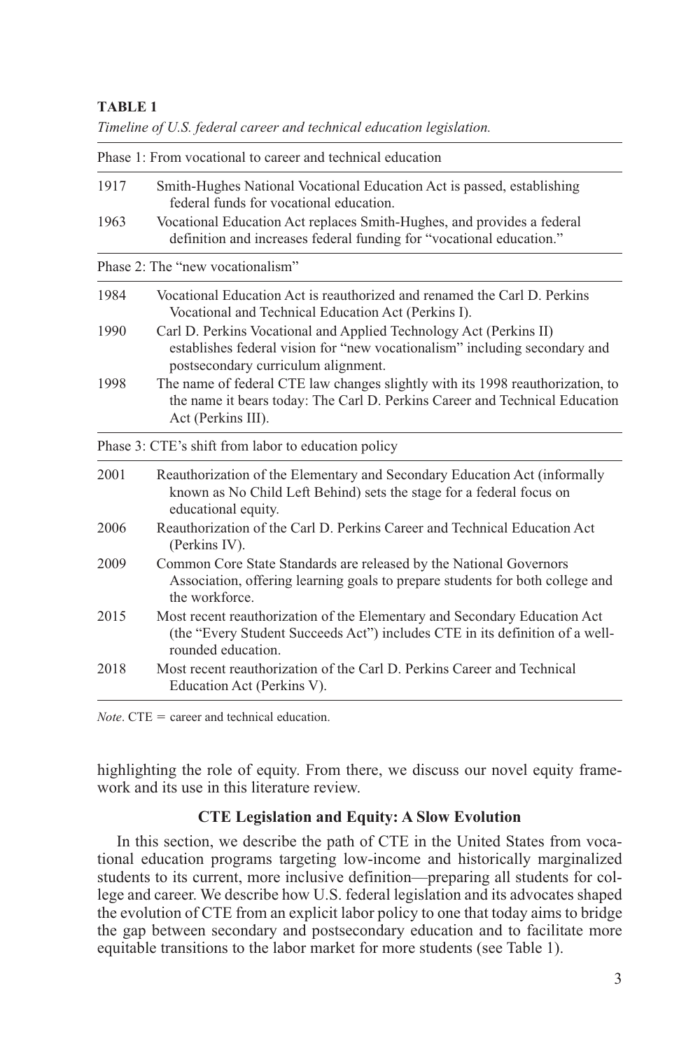**TABLE 1**

*Timeline of U.S. federal career and technical education legislation.*

| Year | Event |
|---|---|
| Phase 1: From vocational to career and technical education | |
| 1917 | Smith-Hughes National Vocational Education Act is passed, establishing federal funds for vocational education. |
| 1963 | Vocational Education Act replaces Smith-Hughes, and provides a federal definition and increases federal funding for "vocational education." |
| Phase 2: The "new vocationalism" | |
| 1984 | Vocational Education Act is reauthorized and renamed the Carl D. Perkins Vocational and Technical Education Act (Perkins I). |
| 1990 | Carl D. Perkins Vocational and Applied Technology Act (Perkins II) establishes federal vision for "new vocationalism" including secondary and postsecondary curriculum alignment. |
| 1998 | The name of federal CTE law changes slightly with its 1998 reauthorization, to the name it bears today: The Carl D. Perkins Career and Technical Education Act (Perkins III). |
| Phase 3: CTE's shift from labor to education policy | |
| 2001 | Reauthorization of the Elementary and Secondary Education Act (informally known as No Child Left Behind) sets the stage for a federal focus on educational equity. |
| 2006 | Reauthorization of the Carl D. Perkins Career and Technical Education Act (Perkins IV). |
| 2009 | Common Core State Standards are released by the National Governors Association, offering learning goals to prepare students for both college and the workforce. |
| 2015 | Most recent reauthorization of the Elementary and Secondary Education Act (the "Every Student Succeeds Act") includes CTE in its definition of a well-rounded education. |
| 2018 | Most recent reauthorization of the Carl D. Perkins Career and Technical Education Act (Perkins V). |

*Note*. CTE = career and technical education.

highlighting the role of equity. From there, we discuss our novel equity framework and its use in this literature review.

## CTE Legislation and Equity: A Slow Evolution

In this section, we describe the path of CTE in the United States from vocational education programs targeting low-income and historically marginalized students to its current, more inclusive definition—preparing all students for college and career. We describe how U.S. federal legislation and its advocates shaped the evolution of CTE from an explicit labor policy to one that today aims to bridge the gap between secondary and postsecondary education and to facilitate more equitable transitions to the labor market for more students (see Table 1).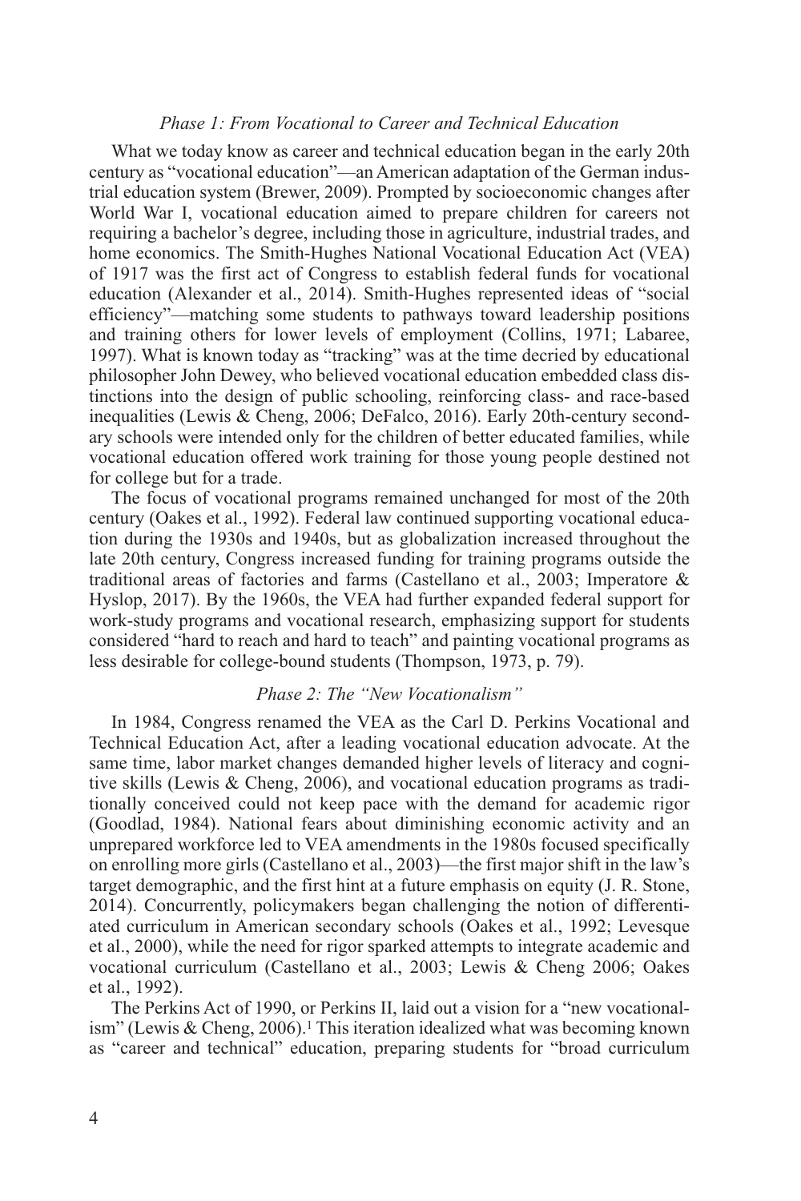### *Phase 1: From Vocational to Career and Technical Education*

What we today know as career and technical education began in the early 20th century as "vocational education"—an American adaptation of the German industrial education system (Brewer, 2009). Prompted by socioeconomic changes after World War I, vocational education aimed to prepare children for careers not requiring a bachelor's degree, including those in agriculture, industrial trades, and home economics. The Smith-Hughes National Vocational Education Act (VEA) of 1917 was the first act of Congress to establish federal funds for vocational education (Alexander et al., 2014). Smith-Hughes represented ideas of "social efficiency"—matching some students to pathways toward leadership positions and training others for lower levels of employment (Collins, 1971; Labaree, 1997). What is known today as "tracking" was at the time decried by educational philosopher John Dewey, who believed vocational education embedded class distinctions into the design of public schooling, reinforcing class- and race-based inequalities (Lewis & Cheng, 2006; DeFalco, 2016). Early 20th-century secondary schools were intended only for the children of better educated families, while vocational education offered work training for those young people destined not for college but for a trade.

The focus of vocational programs remained unchanged for most of the 20th century (Oakes et al., 1992). Federal law continued supporting vocational education during the 1930s and 1940s, but as globalization increased throughout the late 20th century, Congress increased funding for training programs outside the traditional areas of factories and farms (Castellano et al., 2003; Imperatore & Hyslop, 2017). By the 1960s, the VEA had further expanded federal support for work-study programs and vocational research, emphasizing support for students considered "hard to reach and hard to teach" and painting vocational programs as less desirable for college-bound students (Thompson, 1973, p. 79).

### *Phase 2: The "New Vocationalism"*

In 1984, Congress renamed the VEA as the Carl D. Perkins Vocational and Technical Education Act, after a leading vocational education advocate. At the same time, labor market changes demanded higher levels of literacy and cognitive skills (Lewis & Cheng, 2006), and vocational education programs as traditionally conceived could not keep pace with the demand for academic rigor (Goodlad, 1984). National fears about diminishing economic activity and an unprepared workforce led to VEA amendments in the 1980s focused specifically on enrolling more girls (Castellano et al., 2003)—the first major shift in the law's target demographic, and the first hint at a future emphasis on equity (J. R. Stone, 2014). Concurrently, policymakers began challenging the notion of differentiated curriculum in American secondary schools (Oakes et al., 1992; Levesque et al., 2000), while the need for rigor sparked attempts to integrate academic and vocational curriculum (Castellano et al., 2003; Lewis & Cheng 2006; Oakes et al., 1992).

The Perkins Act of 1990, or Perkins II, laid out a vision for a "new vocationalism" (Lewis & Cheng, 2006).[1] This iteration idealized what was becoming known as "career and technical" education, preparing students for "broad curriculum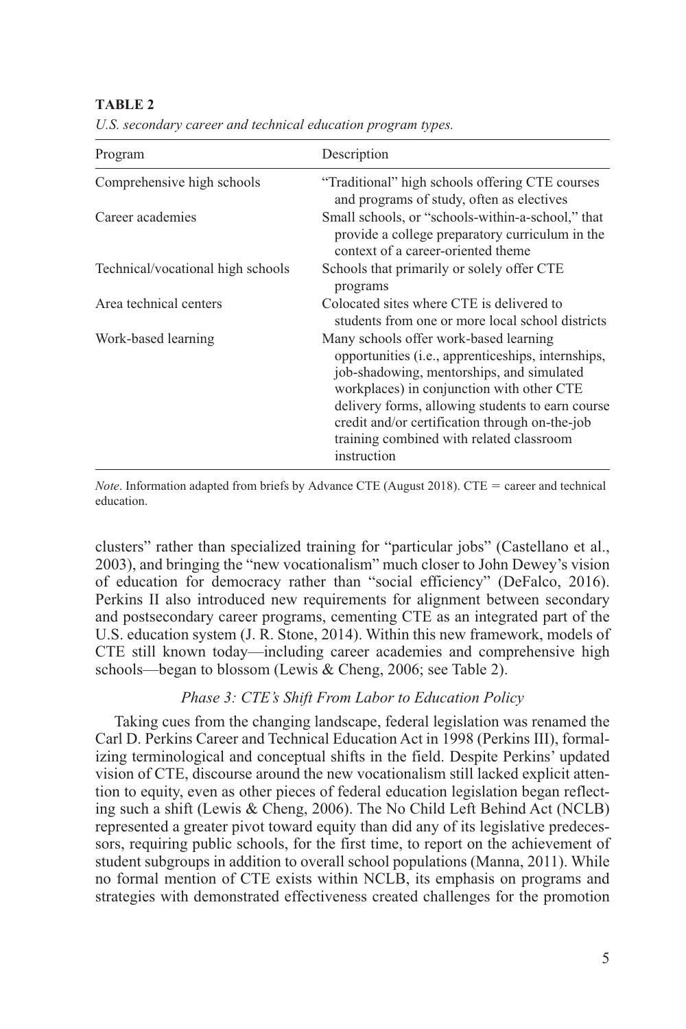**TABLE 2**

*U.S. secondary career and technical education program types.*

| Program | Description |
|---|---|
| Comprehensive high schools | "Traditional" high schools offering CTE courses and programs of study, often as electives |
| Career academies | Small schools, or "schools-within-a-school," that provide a college preparatory curriculum in the context of a career-oriented theme |
| Technical/vocational high schools | Schools that primarily or solely offer CTE programs |
| Area technical centers | Colocated sites where CTE is delivered to students from one or more local school districts |
| Work-based learning | Many schools offer work-based learning opportunities (i.e., apprenticeships, internships, job-shadowing, mentorships, and simulated workplaces) in conjunction with other CTE delivery forms, allowing students to earn course credit and/or certification through on-the-job training combined with related classroom instruction |

*Note*. Information adapted from briefs by Advance CTE (August 2018). CTE = career and technical education.

clusters" rather than specialized training for "particular jobs" (Castellano et al., 2003), and bringing the "new vocationalism" much closer to John Dewey's vision of education for democracy rather than "social efficiency" (DeFalco, 2016). Perkins II also introduced new requirements for alignment between secondary and postsecondary career programs, cementing CTE as an integrated part of the U.S. education system (J. R. Stone, 2014). Within this new framework, models of CTE still known today—including career academies and comprehensive high schools—began to blossom (Lewis & Cheng, 2006; see Table 2).

### *Phase 3: CTE's Shift From Labor to Education Policy*

Taking cues from the changing landscape, federal legislation was renamed the Carl D. Perkins Career and Technical Education Act in 1998 (Perkins III), formalizing terminological and conceptual shifts in the field. Despite Perkins' updated vision of CTE, discourse around the new vocationalism still lacked explicit attention to equity, even as other pieces of federal education legislation began reflecting such a shift (Lewis & Cheng, 2006). The No Child Left Behind Act (NCLB) represented a greater pivot toward equity than did any of its legislative predecessors, requiring public schools, for the first time, to report on the achievement of student subgroups in addition to overall school populations (Manna, 2011). While no formal mention of CTE exists within NCLB, its emphasis on programs and strategies with demonstrated effectiveness created challenges for the promotion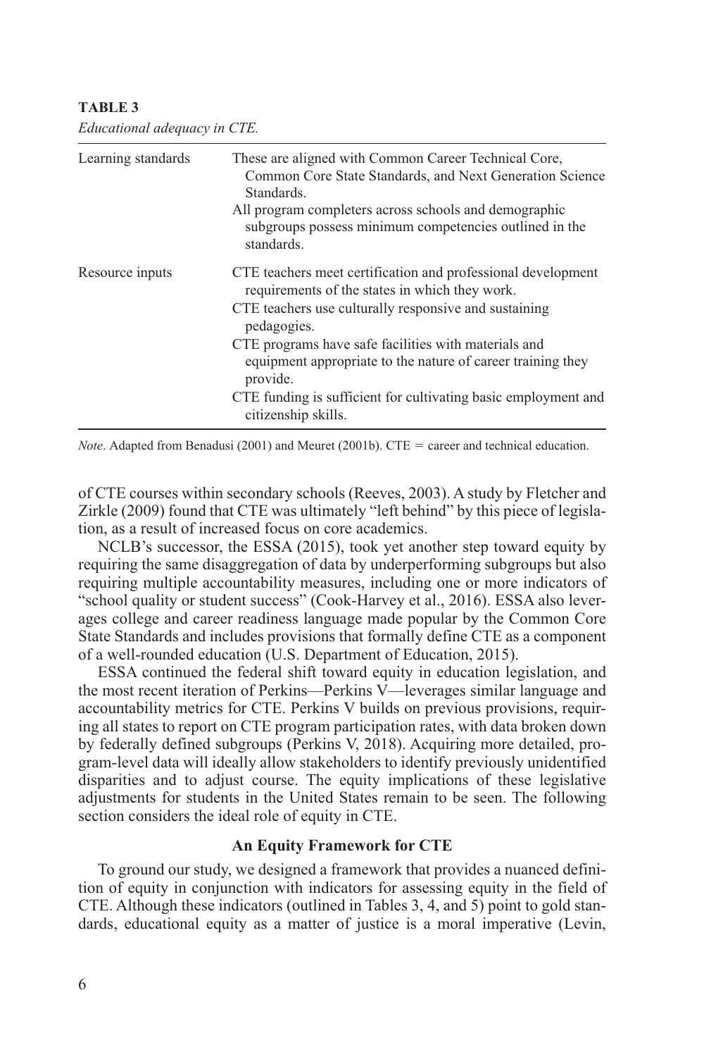**TABLE 3**

*Educational adequacy in CTE.*

| | |
|---|---|
| Learning standards | These are aligned with Common Career Technical Core, Common Core State Standards, and Next Generation Science Standards. |
| | All program completers across schools and demographic subgroups possess minimum competencies outlined in the standards. |
| Resource inputs | CTE teachers meet certification and professional development requirements of the states in which they work. |
| | CTE teachers use culturally responsive and sustaining pedagogies. |
| | CTE programs have safe facilities with materials and equipment appropriate to the nature of career training they provide. |
| | CTE funding is sufficient for cultivating basic employment and citizenship skills. |

*Note*. Adapted from Benadusi (2001) and Meuret (2001b). CTE = career and technical education.

of CTE courses within secondary schools (Reeves, 2003). A study by Fletcher and Zirkle (2009) found that CTE was ultimately "left behind" by this piece of legislation, as a result of increased focus on core academics.

NCLB's successor, the ESSA (2015), took yet another step toward equity by requiring the same disaggregation of data by underperforming subgroups but also requiring multiple accountability measures, including one or more indicators of "school quality or student success" (Cook-Harvey et al., 2016). ESSA also leverages college and career readiness language made popular by the Common Core State Standards and includes provisions that formally define CTE as a component of a well-rounded education (U.S. Department of Education, 2015).

ESSA continued the federal shift toward equity in education legislation, and the most recent iteration of Perkins—Perkins V—leverages similar language and accountability metrics for CTE. Perkins V builds on previous provisions, requiring all states to report on CTE program participation rates, with data broken down by federally defined subgroups (Perkins V, 2018). Acquiring more detailed, program-level data will ideally allow stakeholders to identify previously unidentified disparities and to adjust course. The equity implications of these legislative adjustments for students in the United States remain to be seen. The following section considers the ideal role of equity in CTE.

## An Equity Framework for CTE

To ground our study, we designed a framework that provides a nuanced definition of equity in conjunction with indicators for assessing equity in the field of CTE. Although these indicators (outlined in Tables 3, 4, and 5) point to gold standards, educational equity as a matter of justice is a moral imperative (Levin,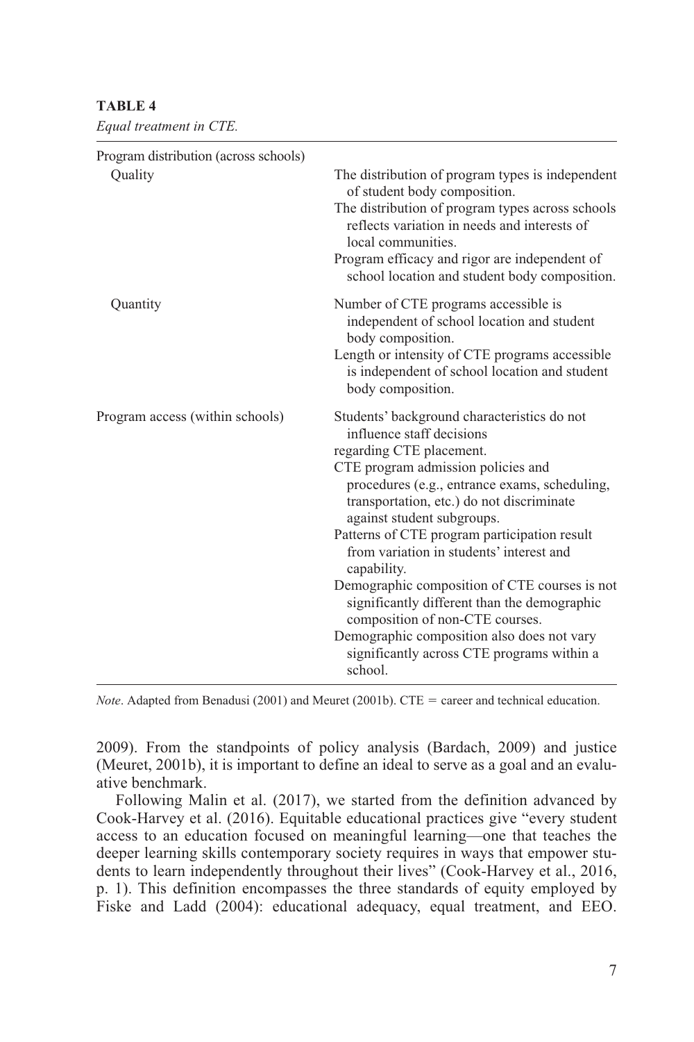**TABLE 4**

*Equal treatment in CTE.*

| | |
|---|---|
| Program distribution (across schools) | |
| Quality | The distribution of program types is independent of student body composition.<br>The distribution of program types across schools reflects variation in needs and interests of local communities.<br>Program efficacy and rigor are independent of school location and student body composition. |
| Quantity | Number of CTE programs accessible is independent of school location and student body composition.<br>Length or intensity of CTE programs accessible is independent of school location and student body composition. |
| Program access (within schools) | Students' background characteristics do not influence staff decisions regarding CTE placement.<br>CTE program admission policies and procedures (e.g., entrance exams, scheduling, transportation, etc.) do not discriminate against student subgroups.<br>Patterns of CTE program participation result from variation in students' interest and capability.<br>Demographic composition of CTE courses is not significantly different than the demographic composition of non-CTE courses.<br>Demographic composition also does not vary significantly across CTE programs within a school. |

*Note*. Adapted from Benadusi (2001) and Meuret (2001b). CTE = career and technical education.

2009). From the standpoints of policy analysis (Bardach, 2009) and justice (Meuret, 2001b), it is important to define an ideal to serve as a goal and an evaluative benchmark.

Following Malin et al. (2017), we started from the definition advanced by Cook-Harvey et al. (2016). Equitable educational practices give "every student access to an education focused on meaningful learning—one that teaches the deeper learning skills contemporary society requires in ways that empower students to learn independently throughout their lives" (Cook-Harvey et al., 2016, p. 1). This definition encompasses the three standards of equity employed by Fiske and Ladd (2004): educational adequacy, equal treatment, and EEO.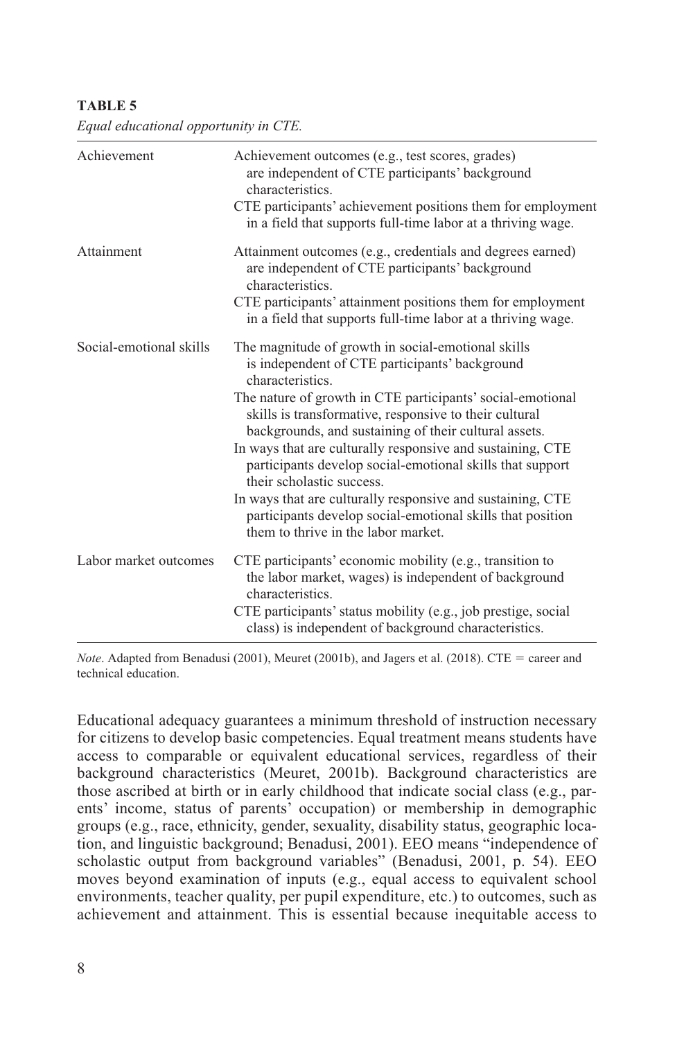**TABLE 5**

*Equal educational opportunity in CTE.*

| | |
|---|---|
| Achievement | Achievement outcomes (e.g., test scores, grades) are independent of CTE participants' background characteristics.<br>CTE participants' achievement positions them for employment in a field that supports full-time labor at a thriving wage. |
| Attainment | Attainment outcomes (e.g., credentials and degrees earned) are independent of CTE participants' background characteristics.<br>CTE participants' attainment positions them for employment in a field that supports full-time labor at a thriving wage. |
| Social-emotional skills | The magnitude of growth in social-emotional skills is independent of CTE participants' background characteristics.<br>The nature of growth in CTE participants' social-emotional skills is transformative, responsive to their cultural backgrounds, and sustaining of their cultural assets.<br>In ways that are culturally responsive and sustaining, CTE participants develop social-emotional skills that support their scholastic success.<br>In ways that are culturally responsive and sustaining, CTE participants develop social-emotional skills that position them to thrive in the labor market. |
| Labor market outcomes | CTE participants' economic mobility (e.g., transition to the labor market, wages) is independent of background characteristics.<br>CTE participants' status mobility (e.g., job prestige, social class) is independent of background characteristics. |

*Note*. Adapted from Benadusi (2001), Meuret (2001b), and Jagers et al. (2018). CTE = career and technical education.

Educational adequacy guarantees a minimum threshold of instruction necessary for citizens to develop basic competencies. Equal treatment means students have access to comparable or equivalent educational services, regardless of their background characteristics (Meuret, 2001b). Background characteristics are those ascribed at birth or in early childhood that indicate social class (e.g., parents' income, status of parents' occupation) or membership in demographic groups (e.g., race, ethnicity, gender, sexuality, disability status, geographic location, and linguistic background; Benadusi, 2001). EEO means "independence of scholastic output from background variables" (Benadusi, 2001, p. 54). EEO moves beyond examination of inputs (e.g., equal access to equivalent school environments, teacher quality, per pupil expenditure, etc.) to outcomes, such as achievement and attainment. This is essential because inequitable access to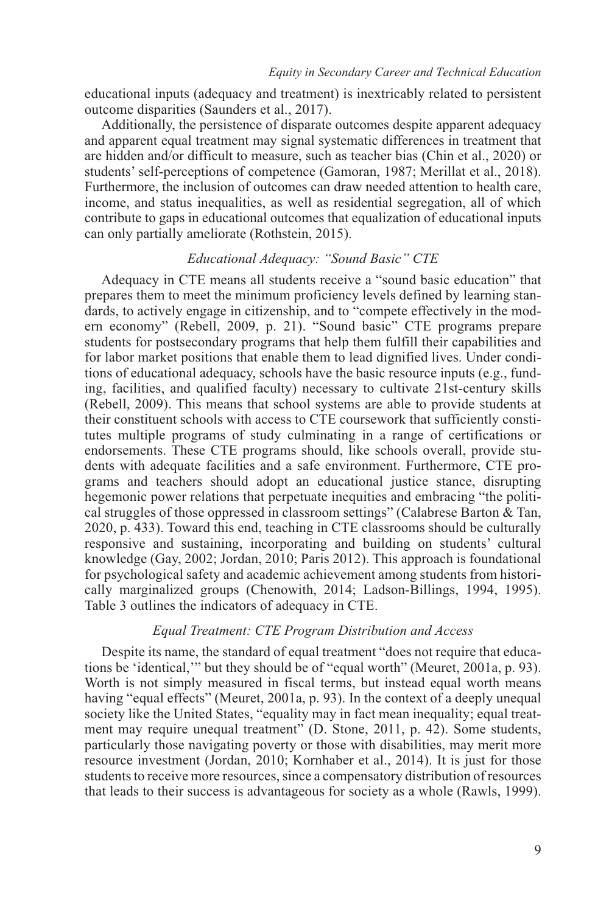educational inputs (adequacy and treatment) is inextricably related to persistent outcome disparities (Saunders et al., 2017).

Additionally, the persistence of disparate outcomes despite apparent adequacy and apparent equal treatment may signal systematic differences in treatment that are hidden and/or difficult to measure, such as teacher bias (Chin et al., 2020) or students' self-perceptions of competence (Gamoran, 1987; Merillat et al., 2018). Furthermore, the inclusion of outcomes can draw needed attention to health care, income, and status inequalities, as well as residential segregation, all of which contribute to gaps in educational outcomes that equalization of educational inputs can only partially ameliorate (Rothstein, 2015).

### *Educational Adequacy: "Sound Basic" CTE*

Adequacy in CTE means all students receive a "sound basic education" that prepares them to meet the minimum proficiency levels defined by learning standards, to actively engage in citizenship, and to "compete effectively in the modern economy" (Rebell, 2009, p. 21). "Sound basic" CTE programs prepare students for postsecondary programs that help them fulfill their capabilities and for labor market positions that enable them to lead dignified lives. Under conditions of educational adequacy, schools have the basic resource inputs (e.g., funding, facilities, and qualified faculty) necessary to cultivate 21st-century skills (Rebell, 2009). This means that school systems are able to provide students at their constituent schools with access to CTE coursework that sufficiently constitutes multiple programs of study culminating in a range of certifications or endorsements. These CTE programs should, like schools overall, provide students with adequate facilities and a safe environment. Furthermore, CTE programs and teachers should adopt an educational justice stance, disrupting hegemonic power relations that perpetuate inequities and embracing "the political struggles of those oppressed in classroom settings" (Calabrese Barton & Tan, 2020, p. 433). Toward this end, teaching in CTE classrooms should be culturally responsive and sustaining, incorporating and building on students' cultural knowledge (Gay, 2002; Jordan, 2010; Paris 2012). This approach is foundational for psychological safety and academic achievement among students from historically marginalized groups (Chenowith, 2014; Ladson-Billings, 1994, 1995). Table 3 outlines the indicators of adequacy in CTE.

### *Equal Treatment: CTE Program Distribution and Access*

Despite its name, the standard of equal treatment "does not require that educations be 'identical,'" but they should be of "equal worth" (Meuret, 2001a, p. 93). Worth is not simply measured in fiscal terms, but instead equal worth means having "equal effects" (Meuret, 2001a, p. 93). In the context of a deeply unequal society like the United States, "equality may in fact mean inequality; equal treatment may require unequal treatment" (D. Stone, 2011, p. 42). Some students, particularly those navigating poverty or those with disabilities, may merit more resource investment (Jordan, 2010; Kornhaber et al., 2014). It is just for those students to receive more resources, since a compensatory distribution of resources that leads to their success is advantageous for society as a whole (Rawls, 1999).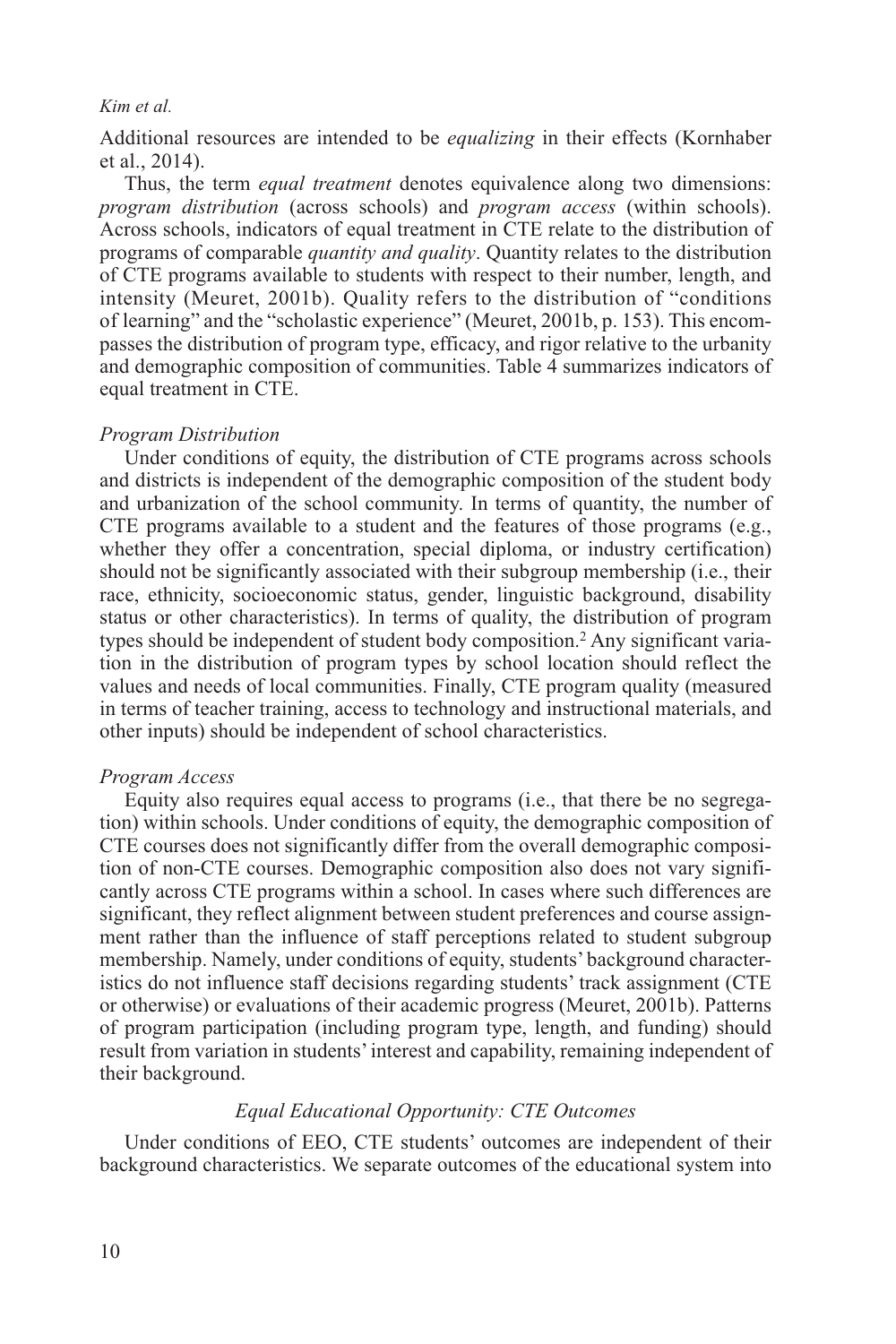Additional resources are intended to be *equalizing* in their effects (Kornhaber et al., 2014).

Thus, the term *equal treatment* denotes equivalence along two dimensions: *program distribution* (across schools) and *program access* (within schools). Across schools, indicators of equal treatment in CTE relate to the distribution of programs of comparable *quantity and quality*. Quantity relates to the distribution of CTE programs available to students with respect to their number, length, and intensity (Meuret, 2001b). Quality refers to the distribution of "conditions of learning" and the "scholastic experience" (Meuret, 2001b, p. 153). This encompasses the distribution of program type, efficacy, and rigor relative to the urbanity and demographic composition of communities. Table 4 summarizes indicators of equal treatment in CTE.

#### *Program Distribution*

Under conditions of equity, the distribution of CTE programs across schools and districts is independent of the demographic composition of the student body and urbanization of the school community. In terms of quantity, the number of CTE programs available to a student and the features of those programs (e.g., whether they offer a concentration, special diploma, or industry certification) should not be significantly associated with their subgroup membership (i.e., their race, ethnicity, socioeconomic status, gender, linguistic background, disability status or other characteristics). In terms of quality, the distribution of program types should be independent of student body composition.[2] Any significant variation in the distribution of program types by school location should reflect the values and needs of local communities. Finally, CTE program quality (measured in terms of teacher training, access to technology and instructional materials, and other inputs) should be independent of school characteristics.

#### *Program Access*

Equity also requires equal access to programs (i.e., that there be no segregation) within schools. Under conditions of equity, the demographic composition of CTE courses does not significantly differ from the overall demographic composition of non-CTE courses. Demographic composition also does not vary significantly across CTE programs within a school. In cases where such differences are significant, they reflect alignment between student preferences and course assignment rather than the influence of staff perceptions related to student subgroup membership. Namely, under conditions of equity, students' background characteristics do not influence staff decisions regarding students' track assignment (CTE or otherwise) or evaluations of their academic progress (Meuret, 2001b). Patterns of program participation (including program type, length, and funding) should result from variation in students' interest and capability, remaining independent of their background.

### *Equal Educational Opportunity: CTE Outcomes*

Under conditions of EEO, CTE students' outcomes are independent of their background characteristics. We separate outcomes of the educational system into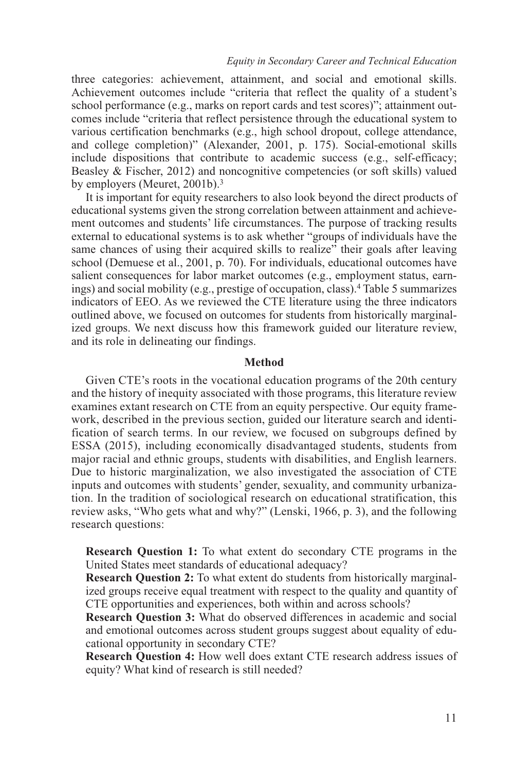three categories: achievement, attainment, and social and emotional skills. Achievement outcomes include "criteria that reflect the quality of a student's school performance (e.g., marks on report cards and test scores)"; attainment outcomes include "criteria that reflect persistence through the educational system to various certification benchmarks (e.g., high school dropout, college attendance, and college completion)" (Alexander, 2001, p. 175). Social-emotional skills include dispositions that contribute to academic success (e.g., self-efficacy; Beasley & Fischer, 2012) and noncognitive competencies (or soft skills) valued by employers (Meuret, 2001b).[3]

It is important for equity researchers to also look beyond the direct products of educational systems given the strong correlation between attainment and achievement outcomes and students' life circumstances. The purpose of tracking results external to educational systems is to ask whether "groups of individuals have the same chances of using their acquired skills to realize" their goals after leaving school (Demuese et al., 2001, p. 70). For individuals, educational outcomes have salient consequences for labor market outcomes (e.g., employment status, earnings) and social mobility (e.g., prestige of occupation, class).[4] Table 5 summarizes indicators of EEO. As we reviewed the CTE literature using the three indicators outlined above, we focused on outcomes for students from historically marginalized groups. We next discuss how this framework guided our literature review, and its role in delineating our findings.

## Method

Given CTE's roots in the vocational education programs of the 20th century and the history of inequity associated with those programs, this literature review examines extant research on CTE from an equity perspective. Our equity framework, described in the previous section, guided our literature search and identification of search terms. In our review, we focused on subgroups defined by ESSA (2015), including economically disadvantaged students, students from major racial and ethnic groups, students with disabilities, and English learners. Due to historic marginalization, we also investigated the association of CTE inputs and outcomes with students' gender, sexuality, and community urbanization. In the tradition of sociological research on educational stratification, this review asks, "Who gets what and why?" (Lenski, 1966, p. 3), and the following research questions:

**Research Question 1:** To what extent do secondary CTE programs in the United States meet standards of educational adequacy?

**Research Question 2:** To what extent do students from historically marginalized groups receive equal treatment with respect to the quality and quantity of CTE opportunities and experiences, both within and across schools?

**Research Question 3:** What do observed differences in academic and social and emotional outcomes across student groups suggest about equality of educational opportunity in secondary CTE?

**Research Question 4:** How well does extant CTE research address issues of equity? What kind of research is still needed?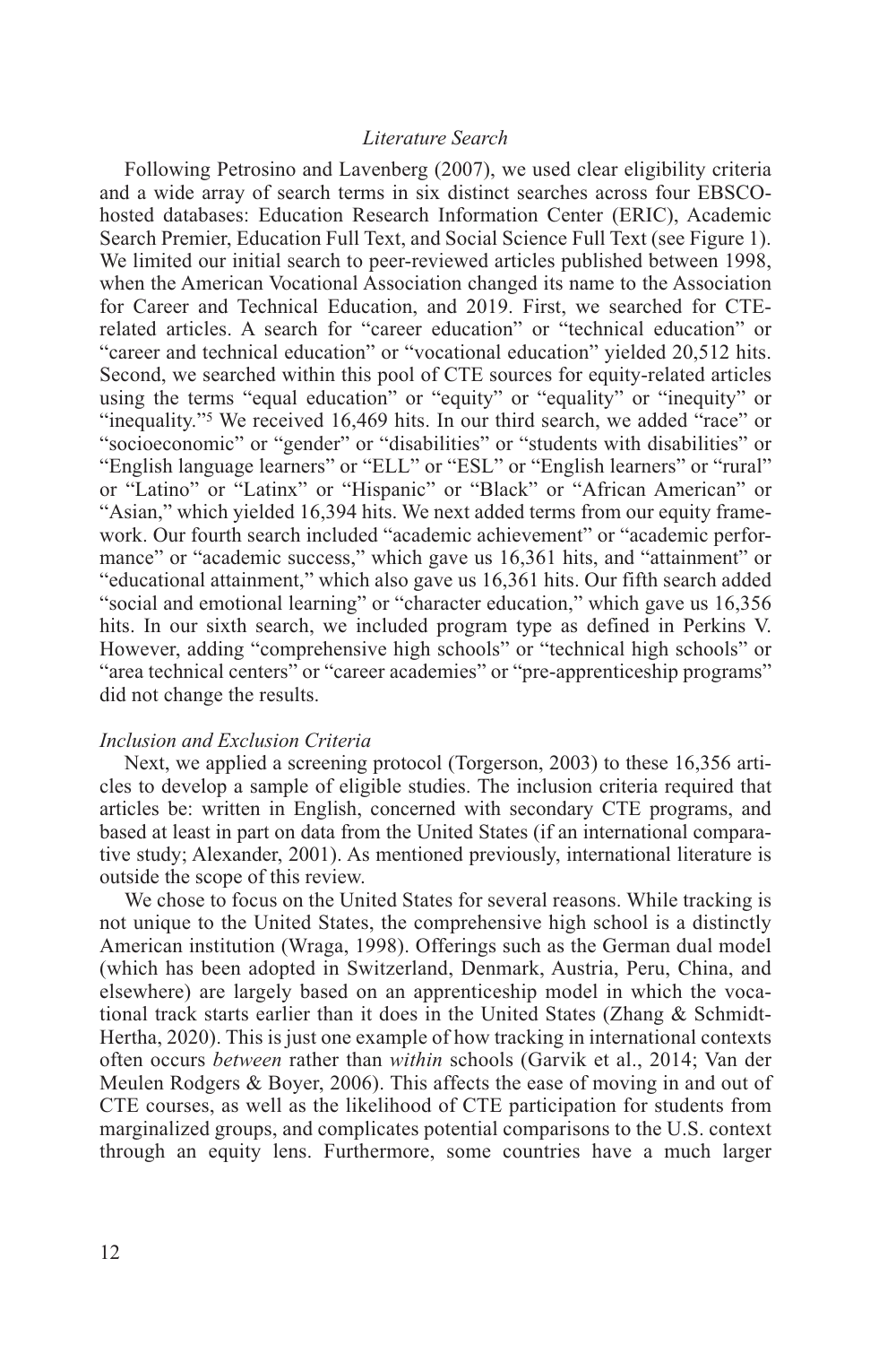### *Literature Search*

Following Petrosino and Lavenberg (2007), we used clear eligibility criteria and a wide array of search terms in six distinct searches across four EBSCO-hosted databases: Education Research Information Center (ERIC), Academic Search Premier, Education Full Text, and Social Science Full Text (see Figure 1). We limited our initial search to peer-reviewed articles published between 1998, when the American Vocational Association changed its name to the Association for Career and Technical Education, and 2019. First, we searched for CTE-related articles. A search for "career education" or "technical education" or "career and technical education" or "vocational education" yielded 20,512 hits. Second, we searched within this pool of CTE sources for equity-related articles using the terms "equal education" or "equity" or "equality" or "inequity" or "inequality."[5] We received 16,469 hits. In our third search, we added "race" or "socioeconomic" or "gender" or "disabilities" or "students with disabilities" or "English language learners" or "ELL" or "ESL" or "English learners" or "rural" or "Latino" or "Latinx" or "Hispanic" or "Black" or "African American" or "Asian," which yielded 16,394 hits. We next added terms from our equity framework. Our fourth search included "academic achievement" or "academic performance" or "academic success," which gave us 16,361 hits, and "attainment" or "educational attainment," which also gave us 16,361 hits. Our fifth search added "social and emotional learning" or "character education," which gave us 16,356 hits. In our sixth search, we included program type as defined in Perkins V. However, adding "comprehensive high schools" or "technical high schools" or "area technical centers" or "career academies" or "pre-apprenticeship programs" did not change the results.

#### *Inclusion and Exclusion Criteria*

Next, we applied a screening protocol (Torgerson, 2003) to these 16,356 articles to develop a sample of eligible studies. The inclusion criteria required that articles be: written in English, concerned with secondary CTE programs, and based at least in part on data from the United States (if an international comparative study; Alexander, 2001). As mentioned previously, international literature is outside the scope of this review.

We chose to focus on the United States for several reasons. While tracking is not unique to the United States, the comprehensive high school is a distinctly American institution (Wraga, 1998). Offerings such as the German dual model (which has been adopted in Switzerland, Denmark, Austria, Peru, China, and elsewhere) are largely based on an apprenticeship model in which the vocational track starts earlier than it does in the United States (Zhang & Schmidt-Hertha, 2020). This is just one example of how tracking in international contexts often occurs *between* rather than *within* schools (Garvik et al., 2014; Van der Meulen Rodgers & Boyer, 2006). This affects the ease of moving in and out of CTE courses, as well as the likelihood of CTE participation for students from marginalized groups, and complicates potential comparisons to the U.S. context through an equity lens. Furthermore, some countries have a much larger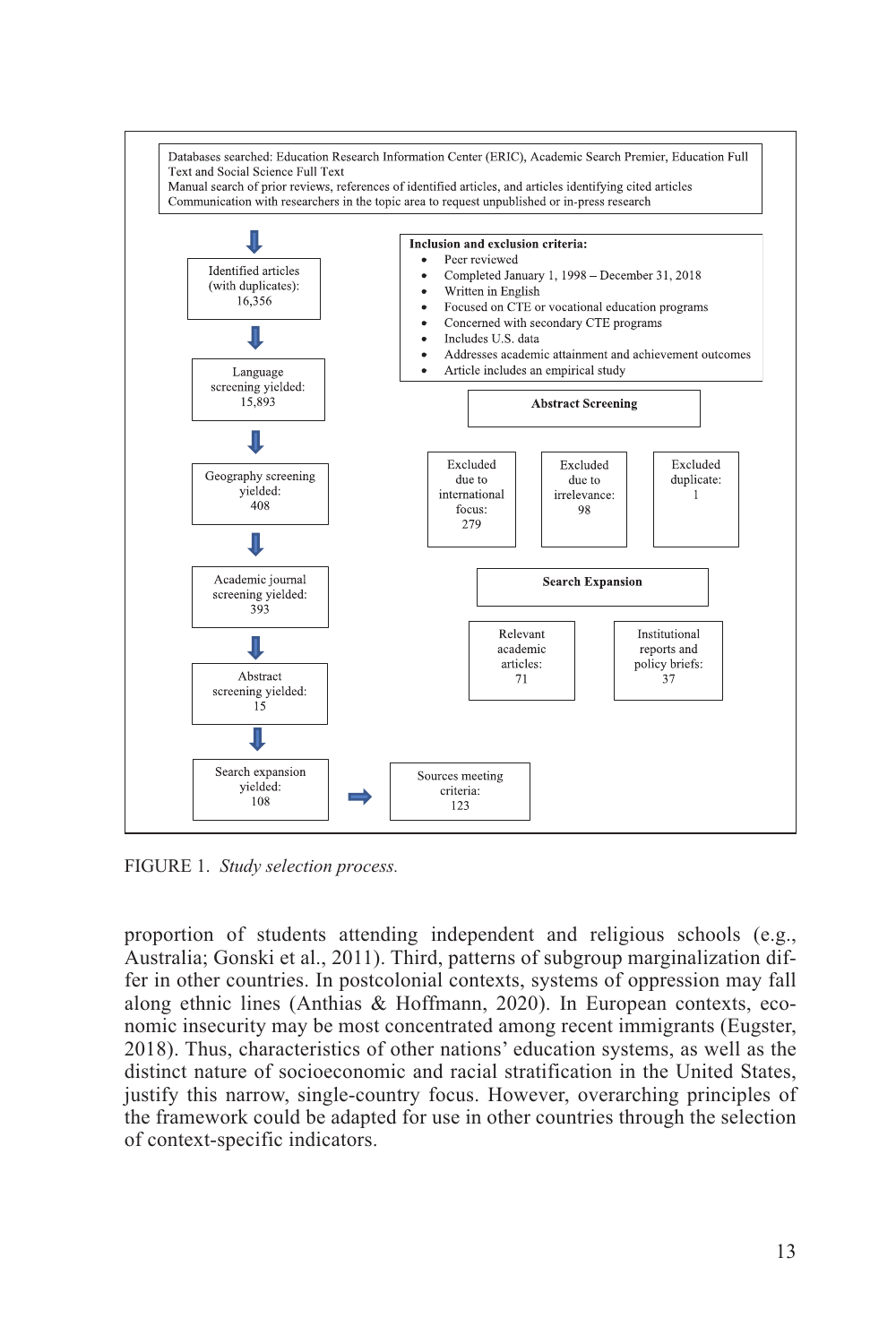Databases searched: Education Research Information Center (ERIC), Academic Search Premier, Education Full Text and Social Science Full Text
Manual search of prior reviews, references of identified articles, and articles identifying cited articles
Communication with researchers in the topic area to request unpublished or in-press research

Identified articles (with duplicates): 16,356

Language screening yielded: 15,893

Geography screening yielded: 408

Academic journal screening yielded: 393

Abstract screening yielded: 15

Search expansion yielded: 108

Sources meeting criteria: 123

**Inclusion and exclusion criteria:**

- Peer reviewed
- Completed January 1, 1998 – December 31, 2018
- Written in English
- Focused on CTE or vocational education programs
- Concerned with secondary CTE programs
- Includes U.S. data
- Addresses academic attainment and achievement outcomes
- Article includes an empirical study

**Abstract Screening**

Excluded due to international focus: 279

Excluded due to irrelevance: 98

Excluded duplicate: 1

**Search Expansion**

Relevant academic articles: 71

Institutional reports and policy briefs: 37

FIGURE 1. *Study selection process.*

proportion of students attending independent and religious schools (e.g., Australia; Gonski et al., 2011). Third, patterns of subgroup marginalization differ in other countries. In postcolonial contexts, systems of oppression may fall along ethnic lines (Anthias & Hoffmann, 2020). In European contexts, economic insecurity may be most concentrated among recent immigrants (Eugster, 2018). Thus, characteristics of other nations' education systems, as well as the distinct nature of socioeconomic and racial stratification in the United States, justify this narrow, single-country focus. However, overarching principles of the framework could be adapted for use in other countries through the selection of context-specific indicators.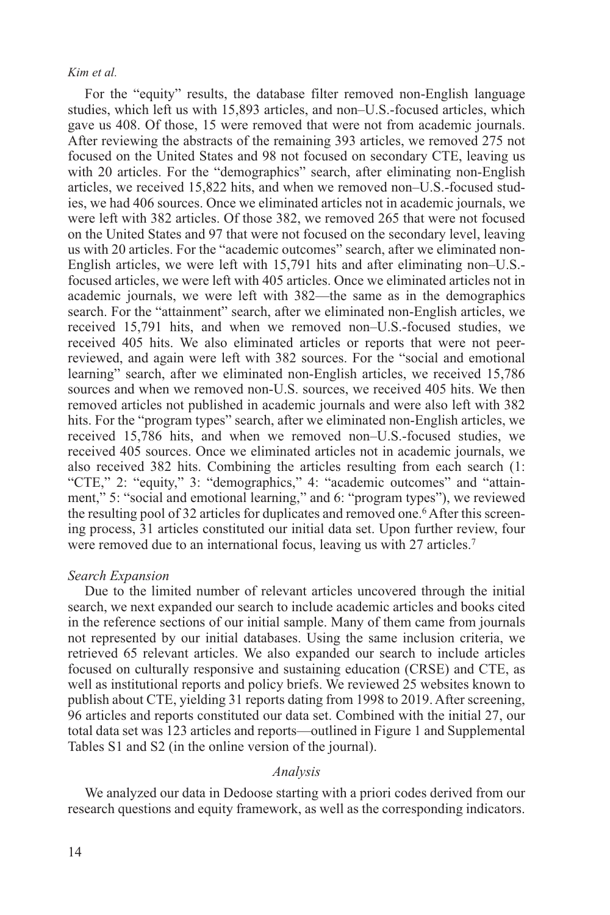For the "equity" results, the database filter removed non-English language studies, which left us with 15,893 articles, and non–U.S.-focused articles, which gave us 408. Of those, 15 were removed that were not from academic journals. After reviewing the abstracts of the remaining 393 articles, we removed 275 not focused on the United States and 98 not focused on secondary CTE, leaving us with 20 articles. For the "demographics" search, after eliminating non-English articles, we received 15,822 hits, and when we removed non–U.S.-focused studies, we had 406 sources. Once we eliminated articles not in academic journals, we were left with 382 articles. Of those 382, we removed 265 that were not focused on the United States and 97 that were not focused on the secondary level, leaving us with 20 articles. For the "academic outcomes" search, after we eliminated non-English articles, we were left with 15,791 hits and after eliminating non–U.S.-focused articles, we were left with 405 articles. Once we eliminated articles not in academic journals, we were left with 382—the same as in the demographics search. For the "attainment" search, after we eliminated non-English articles, we received 15,791 hits, and when we removed non–U.S.-focused studies, we received 405 hits. We also eliminated articles or reports that were not peer-reviewed, and again were left with 382 sources. For the "social and emotional learning" search, after we eliminated non-English articles, we received 15,786 sources and when we removed non-U.S. sources, we received 405 hits. We then removed articles not published in academic journals and were also left with 382 hits. For the "program types" search, after we eliminated non-English articles, we received 15,786 hits, and when we removed non–U.S.-focused studies, we received 405 sources. Once we eliminated articles not in academic journals, we also received 382 hits. Combining the articles resulting from each search (1: "CTE," 2: "equity," 3: "demographics," 4: "academic outcomes" and "attainment," 5: "social and emotional learning," and 6: "program types"), we reviewed the resulting pool of 32 articles for duplicates and removed one.[6] After this screening process, 31 articles constituted our initial data set. Upon further review, four were removed due to an international focus, leaving us with 27 articles.[7]

*Search Expansion*

Due to the limited number of relevant articles uncovered through the initial search, we next expanded our search to include academic articles and books cited in the reference sections of our initial sample. Many of them came from journals not represented by our initial databases. Using the same inclusion criteria, we retrieved 65 relevant articles. We also expanded our search to include articles focused on culturally responsive and sustaining education (CRSE) and CTE, as well as institutional reports and policy briefs. We reviewed 25 websites known to publish about CTE, yielding 31 reports dating from 1998 to 2019. After screening, 96 articles and reports constituted our data set. Combined with the initial 27, our total data set was 123 articles and reports—outlined in Figure 1 and Supplemental Tables S1 and S2 (in the online version of the journal).

## *Analysis*

We analyzed our data in Dedoose starting with a priori codes derived from our research questions and equity framework, as well as the corresponding indicators.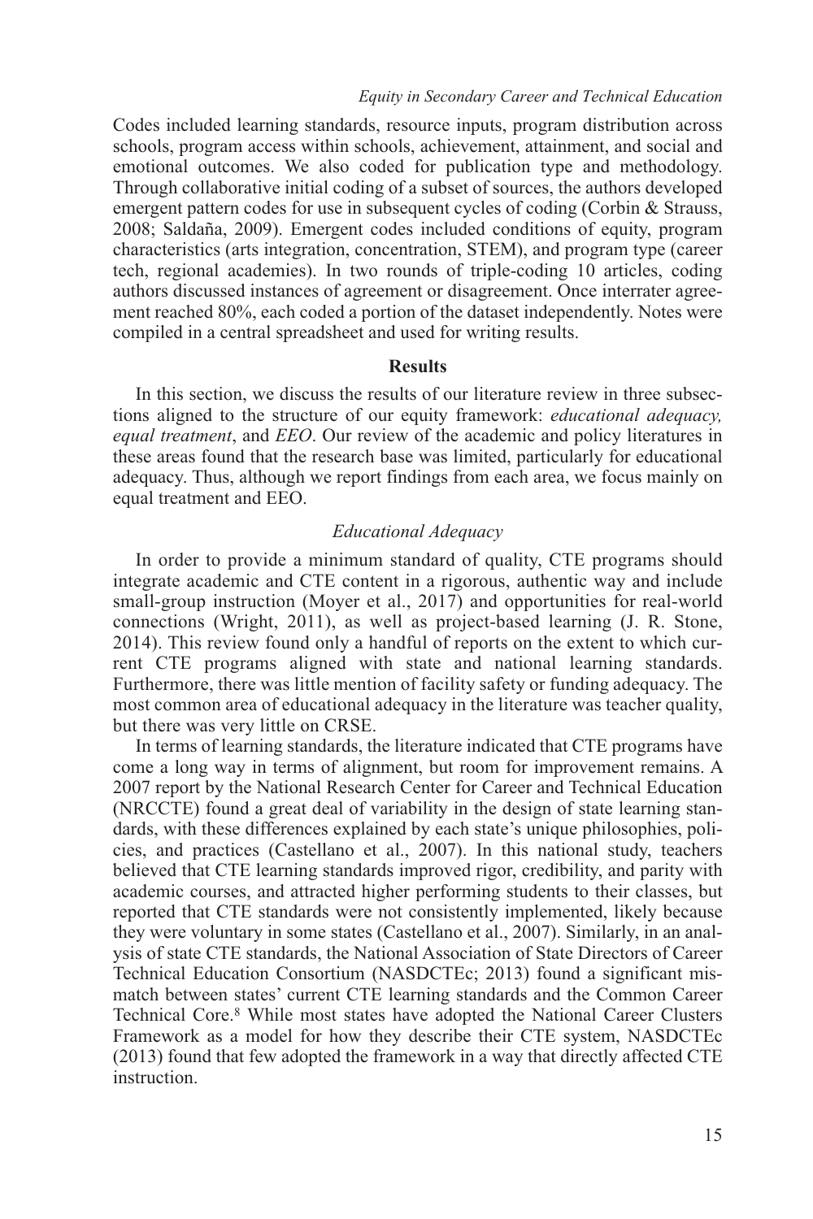Codes included learning standards, resource inputs, program distribution across schools, program access within schools, achievement, attainment, and social and emotional outcomes. We also coded for publication type and methodology. Through collaborative initial coding of a subset of sources, the authors developed emergent pattern codes for use in subsequent cycles of coding (Corbin & Strauss, 2008; Saldaña, 2009). Emergent codes included conditions of equity, program characteristics (arts integration, concentration, STEM), and program type (career tech, regional academies). In two rounds of triple-coding 10 articles, coding authors discussed instances of agreement or disagreement. Once interrater agreement reached 80%, each coded a portion of the dataset independently. Notes were compiled in a central spreadsheet and used for writing results.

## Results

In this section, we discuss the results of our literature review in three subsections aligned to the structure of our equity framework: *educational adequacy, equal treatment*, and *EEO*. Our review of the academic and policy literatures in these areas found that the research base was limited, particularly for educational adequacy. Thus, although we report findings from each area, we focus mainly on equal treatment and EEO.

### *Educational Adequacy*

In order to provide a minimum standard of quality, CTE programs should integrate academic and CTE content in a rigorous, authentic way and include small-group instruction (Moyer et al., 2017) and opportunities for real-world connections (Wright, 2011), as well as project-based learning (J. R. Stone, 2014). This review found only a handful of reports on the extent to which current CTE programs aligned with state and national learning standards. Furthermore, there was little mention of facility safety or funding adequacy. The most common area of educational adequacy in the literature was teacher quality, but there was very little on CRSE.

In terms of learning standards, the literature indicated that CTE programs have come a long way in terms of alignment, but room for improvement remains. A 2007 report by the National Research Center for Career and Technical Education (NRCCTE) found a great deal of variability in the design of state learning standards, with these differences explained by each state's unique philosophies, policies, and practices (Castellano et al., 2007). In this national study, teachers believed that CTE learning standards improved rigor, credibility, and parity with academic courses, and attracted higher performing students to their classes, but reported that CTE standards were not consistently implemented, likely because they were voluntary in some states (Castellano et al., 2007). Similarly, in an analysis of state CTE standards, the National Association of State Directors of Career Technical Education Consortium (NASDCTEc; 2013) found a significant mismatch between states' current CTE learning standards and the Common Career Technical Core.[8] While most states have adopted the National Career Clusters Framework as a model for how they describe their CTE system, NASDCTEc (2013) found that few adopted the framework in a way that directly affected CTE instruction.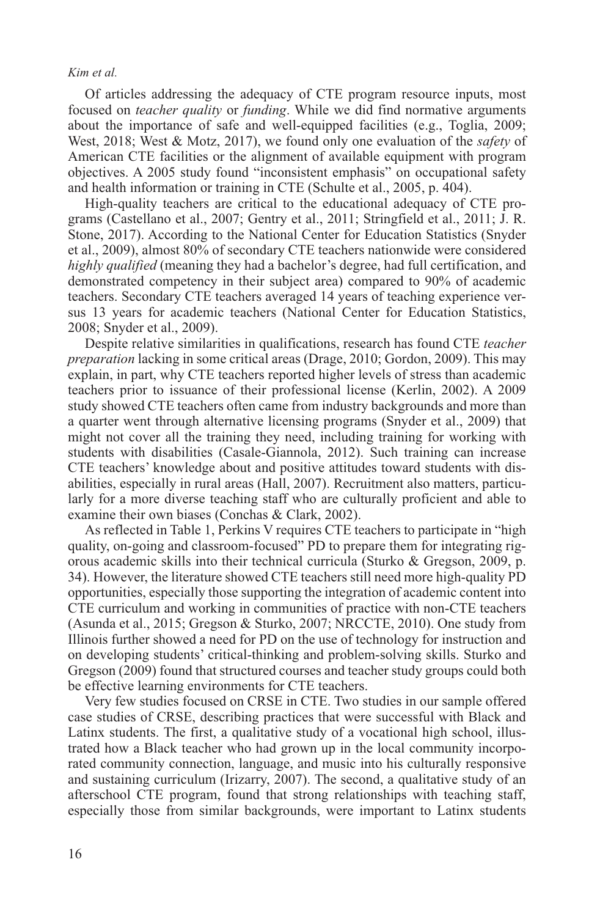Of articles addressing the adequacy of CTE program resource inputs, most focused on *teacher quality* or *funding*. While we did find normative arguments about the importance of safe and well-equipped facilities (e.g., Toglia, 2009; West, 2018; West & Motz, 2017), we found only one evaluation of the *safety* of American CTE facilities or the alignment of available equipment with program objectives. A 2005 study found "inconsistent emphasis" on occupational safety and health information or training in CTE (Schulte et al., 2005, p. 404).

High-quality teachers are critical to the educational adequacy of CTE programs (Castellano et al., 2007; Gentry et al., 2011; Stringfield et al., 2011; J. R. Stone, 2017). According to the National Center for Education Statistics (Snyder et al., 2009), almost 80% of secondary CTE teachers nationwide were considered *highly qualified* (meaning they had a bachelor's degree, had full certification, and demonstrated competency in their subject area) compared to 90% of academic teachers. Secondary CTE teachers averaged 14 years of teaching experience versus 13 years for academic teachers (National Center for Education Statistics, 2008; Snyder et al., 2009).

Despite relative similarities in qualifications, research has found CTE *teacher preparation* lacking in some critical areas (Drage, 2010; Gordon, 2009). This may explain, in part, why CTE teachers reported higher levels of stress than academic teachers prior to issuance of their professional license (Kerlin, 2002). A 2009 study showed CTE teachers often came from industry backgrounds and more than a quarter went through alternative licensing programs (Snyder et al., 2009) that might not cover all the training they need, including training for working with students with disabilities (Casale-Giannola, 2012). Such training can increase CTE teachers' knowledge about and positive attitudes toward students with disabilities, especially in rural areas (Hall, 2007). Recruitment also matters, particularly for a more diverse teaching staff who are culturally proficient and able to examine their own biases (Conchas & Clark, 2002).

As reflected in Table 1, Perkins V requires CTE teachers to participate in "high quality, on-going and classroom-focused" PD to prepare them for integrating rigorous academic skills into their technical curricula (Sturko & Gregson, 2009, p. 34). However, the literature showed CTE teachers still need more high-quality PD opportunities, especially those supporting the integration of academic content into CTE curriculum and working in communities of practice with non-CTE teachers (Asunda et al., 2015; Gregson & Sturko, 2007; NRCCTE, 2010). One study from Illinois further showed a need for PD on the use of technology for instruction and on developing students' critical-thinking and problem-solving skills. Sturko and Gregson (2009) found that structured courses and teacher study groups could both be effective learning environments for CTE teachers.

Very few studies focused on CRSE in CTE. Two studies in our sample offered case studies of CRSE, describing practices that were successful with Black and Latinx students. The first, a qualitative study of a vocational high school, illustrated how a Black teacher who had grown up in the local community incorporated community connection, language, and music into his culturally responsive and sustaining curriculum (Irizarry, 2007). The second, a qualitative study of an afterschool CTE program, found that strong relationships with teaching staff, especially those from similar backgrounds, were important to Latinx students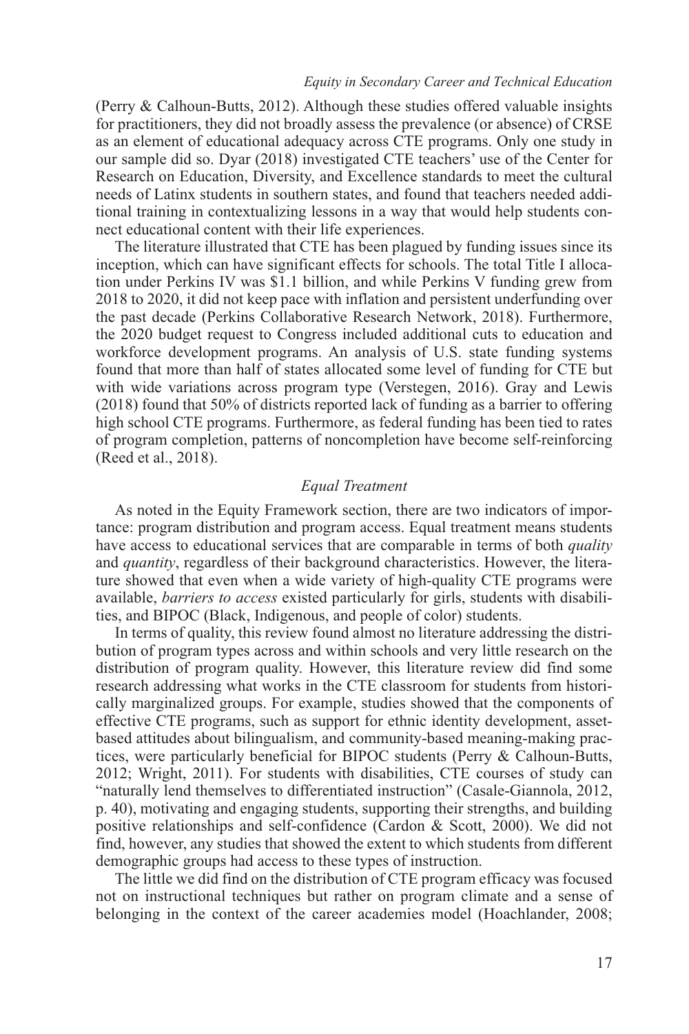(Perry & Calhoun-Butts, 2012). Although these studies offered valuable insights for practitioners, they did not broadly assess the prevalence (or absence) of CRSE as an element of educational adequacy across CTE programs. Only one study in our sample did so. Dyar (2018) investigated CTE teachers' use of the Center for Research on Education, Diversity, and Excellence standards to meet the cultural needs of Latinx students in southern states, and found that teachers needed additional training in contextualizing lessons in a way that would help students connect educational content with their life experiences.

The literature illustrated that CTE has been plagued by funding issues since its inception, which can have significant effects for schools. The total Title I allocation under Perkins IV was $1.1 billion, and while Perkins V funding grew from 2018 to 2020, it did not keep pace with inflation and persistent underfunding over the past decade (Perkins Collaborative Research Network, 2018). Furthermore, the 2020 budget request to Congress included additional cuts to education and workforce development programs. An analysis of U.S. state funding systems found that more than half of states allocated some level of funding for CTE but with wide variations across program type (Verstegen, 2016). Gray and Lewis (2018) found that 50% of districts reported lack of funding as a barrier to offering high school CTE programs. Furthermore, as federal funding has been tied to rates of program completion, patterns of noncompletion have become self-reinforcing (Reed et al., 2018).

### *Equal Treatment*

As noted in the Equity Framework section, there are two indicators of importance: program distribution and program access. Equal treatment means students have access to educational services that are comparable in terms of both *quality* and *quantity*, regardless of their background characteristics. However, the literature showed that even when a wide variety of high-quality CTE programs were available, *barriers to access* existed particularly for girls, students with disabilities, and BIPOC (Black, Indigenous, and people of color) students.

In terms of quality, this review found almost no literature addressing the distribution of program types across and within schools and very little research on the distribution of program quality. However, this literature review did find some research addressing what works in the CTE classroom for students from historically marginalized groups. For example, studies showed that the components of effective CTE programs, such as support for ethnic identity development, asset-based attitudes about bilingualism, and community-based meaning-making practices, were particularly beneficial for BIPOC students (Perry & Calhoun-Butts, 2012; Wright, 2011). For students with disabilities, CTE courses of study can "naturally lend themselves to differentiated instruction" (Casale-Giannola, 2012, p. 40), motivating and engaging students, supporting their strengths, and building positive relationships and self-confidence (Cardon & Scott, 2000). We did not find, however, any studies that showed the extent to which students from different demographic groups had access to these types of instruction.

The little we did find on the distribution of CTE program efficacy was focused not on instructional techniques but rather on program climate and a sense of belonging in the context of the career academies model (Hoachlander, 2008;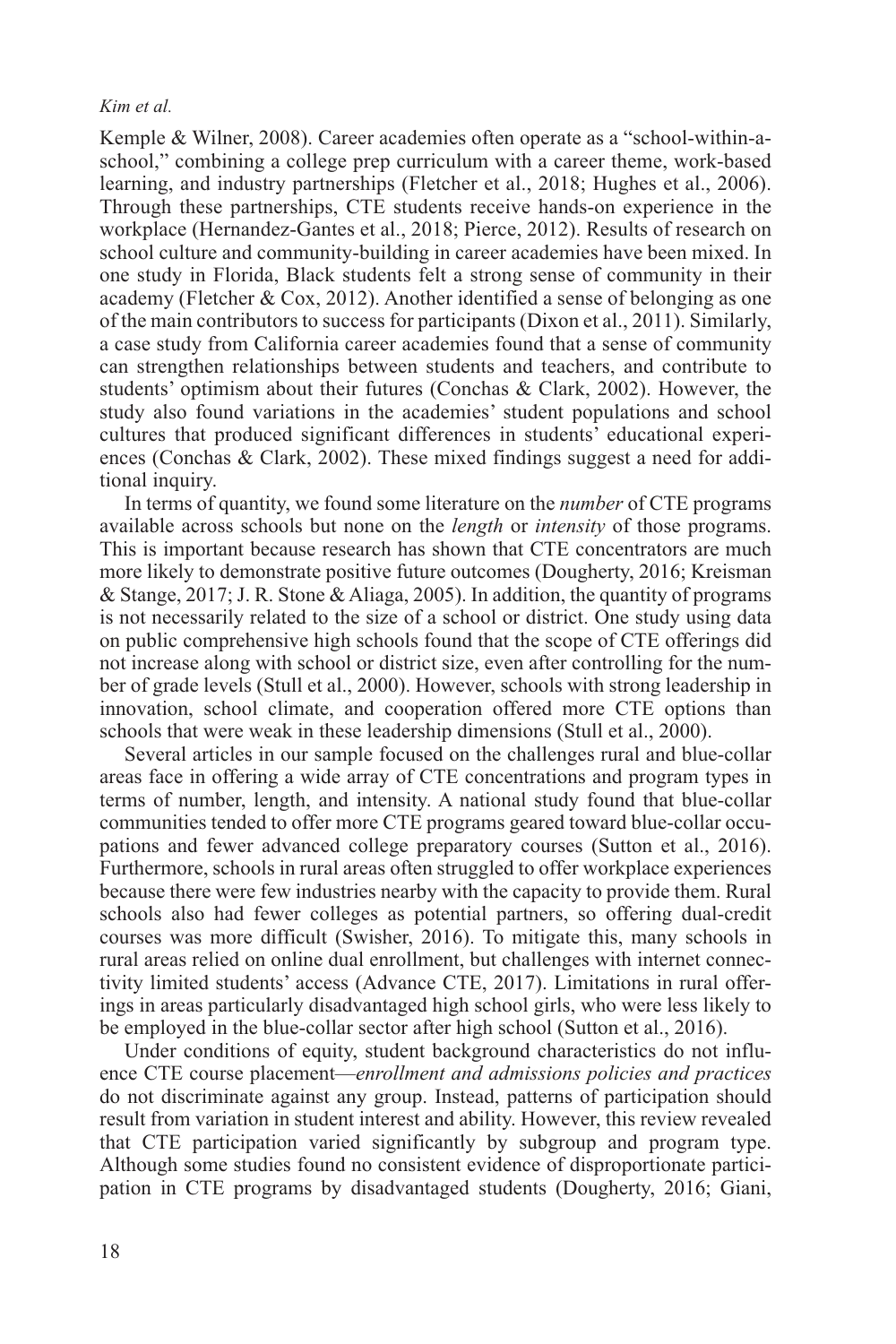Kemple & Wilner, 2008). Career academies often operate as a "school-within-a-school," combining a college prep curriculum with a career theme, work-based learning, and industry partnerships (Fletcher et al., 2018; Hughes et al., 2006). Through these partnerships, CTE students receive hands-on experience in the workplace (Hernandez-Gantes et al., 2018; Pierce, 2012). Results of research on school culture and community-building in career academies have been mixed. In one study in Florida, Black students felt a strong sense of community in their academy (Fletcher & Cox, 2012). Another identified a sense of belonging as one of the main contributors to success for participants (Dixon et al., 2011). Similarly, a case study from California career academies found that a sense of community can strengthen relationships between students and teachers, and contribute to students' optimism about their futures (Conchas & Clark, 2002). However, the study also found variations in the academies' student populations and school cultures that produced significant differences in students' educational experiences (Conchas & Clark, 2002). These mixed findings suggest a need for additional inquiry.

In terms of quantity, we found some literature on the *number* of CTE programs available across schools but none on the *length* or *intensity* of those programs. This is important because research has shown that CTE concentrators are much more likely to demonstrate positive future outcomes (Dougherty, 2016; Kreisman & Stange, 2017; J. R. Stone & Aliaga, 2005). In addition, the quantity of programs is not necessarily related to the size of a school or district. One study using data on public comprehensive high schools found that the scope of CTE offerings did not increase along with school or district size, even after controlling for the number of grade levels (Stull et al., 2000). However, schools with strong leadership in innovation, school climate, and cooperation offered more CTE options than schools that were weak in these leadership dimensions (Stull et al., 2000).

Several articles in our sample focused on the challenges rural and blue-collar areas face in offering a wide array of CTE concentrations and program types in terms of number, length, and intensity. A national study found that blue-collar communities tended to offer more CTE programs geared toward blue-collar occupations and fewer advanced college preparatory courses (Sutton et al., 2016). Furthermore, schools in rural areas often struggled to offer workplace experiences because there were few industries nearby with the capacity to provide them. Rural schools also had fewer colleges as potential partners, so offering dual-credit courses was more difficult (Swisher, 2016). To mitigate this, many schools in rural areas relied on online dual enrollment, but challenges with internet connectivity limited students' access (Advance CTE, 2017). Limitations in rural offerings in areas particularly disadvantaged high school girls, who were less likely to be employed in the blue-collar sector after high school (Sutton et al., 2016).

Under conditions of equity, student background characteristics do not influence CTE course placement—*enrollment and admissions policies and practices* do not discriminate against any group. Instead, patterns of participation should result from variation in student interest and ability. However, this review revealed that CTE participation varied significantly by subgroup and program type. Although some studies found no consistent evidence of disproportionate participation in CTE programs by disadvantaged students (Dougherty, 2016; Giani,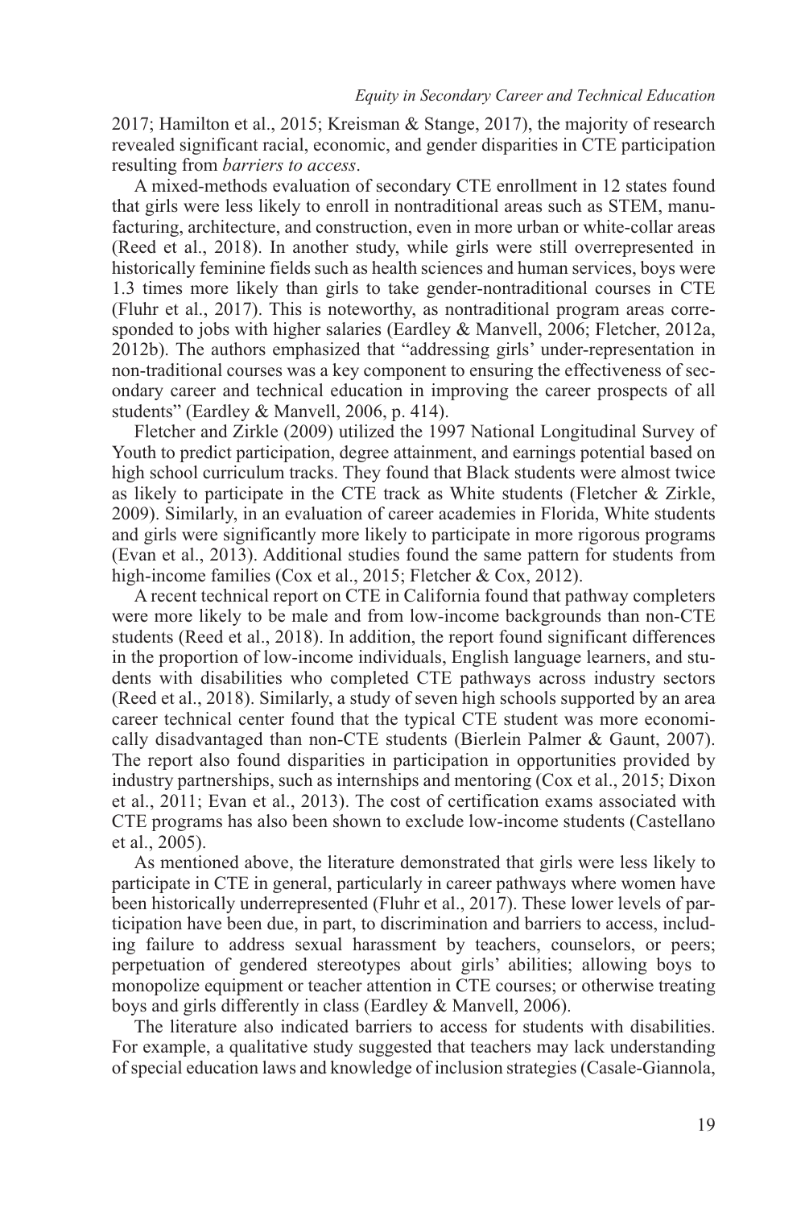2017; Hamilton et al., 2015; Kreisman & Stange, 2017), the majority of research revealed significant racial, economic, and gender disparities in CTE participation resulting from *barriers to access*.

A mixed-methods evaluation of secondary CTE enrollment in 12 states found that girls were less likely to enroll in nontraditional areas such as STEM, manufacturing, architecture, and construction, even in more urban or white-collar areas (Reed et al., 2018). In another study, while girls were still overrepresented in historically feminine fields such as health sciences and human services, boys were 1.3 times more likely than girls to take gender-nontraditional courses in CTE (Fluhr et al., 2017). This is noteworthy, as nontraditional program areas corresponded to jobs with higher salaries (Eardley & Manvell, 2006; Fletcher, 2012a, 2012b). The authors emphasized that "addressing girls' under-representation in non-traditional courses was a key component to ensuring the effectiveness of secondary career and technical education in improving the career prospects of all students" (Eardley & Manvell, 2006, p. 414).

Fletcher and Zirkle (2009) utilized the 1997 National Longitudinal Survey of Youth to predict participation, degree attainment, and earnings potential based on high school curriculum tracks. They found that Black students were almost twice as likely to participate in the CTE track as White students (Fletcher & Zirkle, 2009). Similarly, in an evaluation of career academies in Florida, White students and girls were significantly more likely to participate in more rigorous programs (Evan et al., 2013). Additional studies found the same pattern for students from high-income families (Cox et al., 2015; Fletcher & Cox, 2012).

A recent technical report on CTE in California found that pathway completers were more likely to be male and from low-income backgrounds than non-CTE students (Reed et al., 2018). In addition, the report found significant differences in the proportion of low-income individuals, English language learners, and students with disabilities who completed CTE pathways across industry sectors (Reed et al., 2018). Similarly, a study of seven high schools supported by an area career technical center found that the typical CTE student was more economically disadvantaged than non-CTE students (Bierlein Palmer & Gaunt, 2007). The report also found disparities in participation in opportunities provided by industry partnerships, such as internships and mentoring (Cox et al., 2015; Dixon et al., 2011; Evan et al., 2013). The cost of certification exams associated with CTE programs has also been shown to exclude low-income students (Castellano et al., 2005).

As mentioned above, the literature demonstrated that girls were less likely to participate in CTE in general, particularly in career pathways where women have been historically underrepresented (Fluhr et al., 2017). These lower levels of participation have been due, in part, to discrimination and barriers to access, including failure to address sexual harassment by teachers, counselors, or peers; perpetuation of gendered stereotypes about girls' abilities; allowing boys to monopolize equipment or teacher attention in CTE courses; or otherwise treating boys and girls differently in class (Eardley & Manvell, 2006).

The literature also indicated barriers to access for students with disabilities. For example, a qualitative study suggested that teachers may lack understanding of special education laws and knowledge of inclusion strategies (Casale-Giannola,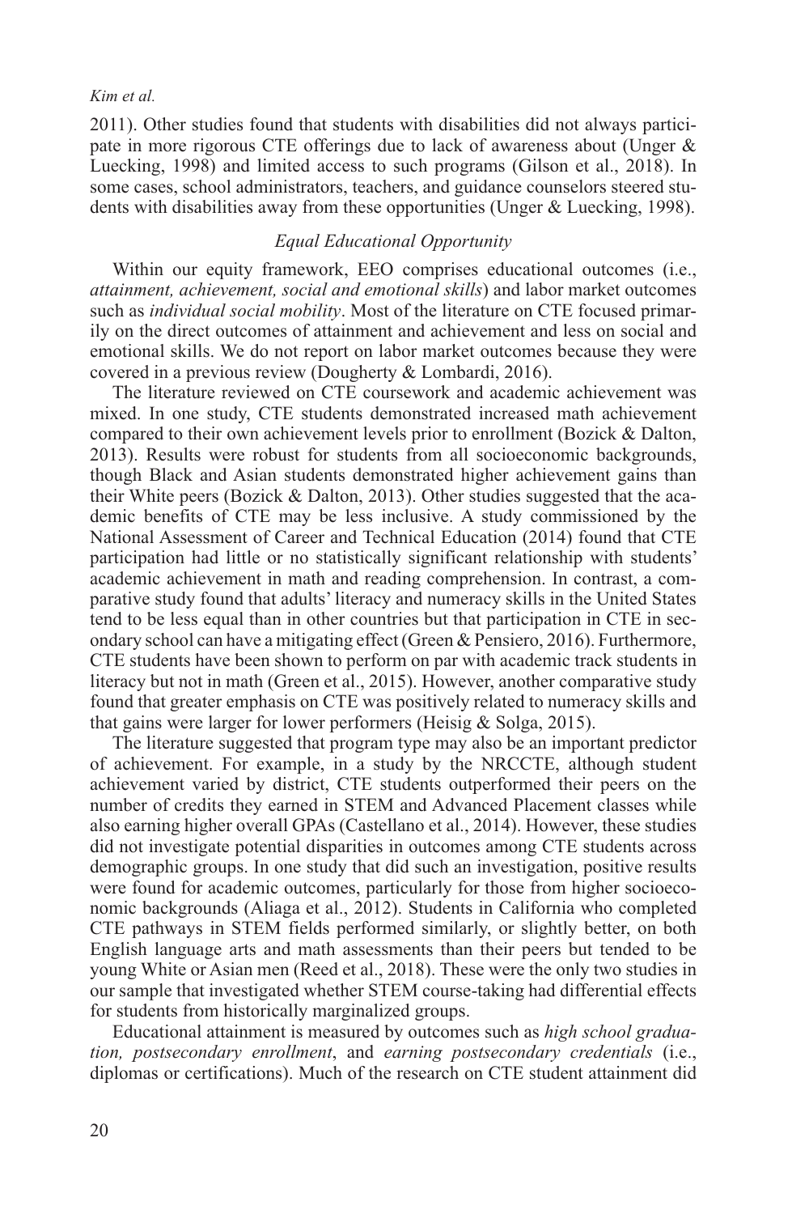2011). Other studies found that students with disabilities did not always participate in more rigorous CTE offerings due to lack of awareness about (Unger & Luecking, 1998) and limited access to such programs (Gilson et al., 2018). In some cases, school administrators, teachers, and guidance counselors steered students with disabilities away from these opportunities (Unger & Luecking, 1998).

### *Equal Educational Opportunity*

Within our equity framework, EEO comprises educational outcomes (i.e., *attainment, achievement, social and emotional skills*) and labor market outcomes such as *individual social mobility*. Most of the literature on CTE focused primarily on the direct outcomes of attainment and achievement and less on social and emotional skills. We do not report on labor market outcomes because they were covered in a previous review (Dougherty & Lombardi, 2016).

The literature reviewed on CTE coursework and academic achievement was mixed. In one study, CTE students demonstrated increased math achievement compared to their own achievement levels prior to enrollment (Bozick & Dalton, 2013). Results were robust for students from all socioeconomic backgrounds, though Black and Asian students demonstrated higher achievement gains than their White peers (Bozick & Dalton, 2013). Other studies suggested that the academic benefits of CTE may be less inclusive. A study commissioned by the National Assessment of Career and Technical Education (2014) found that CTE participation had little or no statistically significant relationship with students' academic achievement in math and reading comprehension. In contrast, a comparative study found that adults' literacy and numeracy skills in the United States tend to be less equal than in other countries but that participation in CTE in secondary school can have a mitigating effect (Green & Pensiero, 2016). Furthermore, CTE students have been shown to perform on par with academic track students in literacy but not in math (Green et al., 2015). However, another comparative study found that greater emphasis on CTE was positively related to numeracy skills and that gains were larger for lower performers (Heisig & Solga, 2015).

The literature suggested that program type may also be an important predictor of achievement. For example, in a study by the NRCCTE, although student achievement varied by district, CTE students outperformed their peers on the number of credits they earned in STEM and Advanced Placement classes while also earning higher overall GPAs (Castellano et al., 2014). However, these studies did not investigate potential disparities in outcomes among CTE students across demographic groups. In one study that did such an investigation, positive results were found for academic outcomes, particularly for those from higher socioeconomic backgrounds (Aliaga et al., 2012). Students in California who completed CTE pathways in STEM fields performed similarly, or slightly better, on both English language arts and math assessments than their peers but tended to be young White or Asian men (Reed et al., 2018). These were the only two studies in our sample that investigated whether STEM course-taking had differential effects for students from historically marginalized groups.

Educational attainment is measured by outcomes such as *high school graduation, postsecondary enrollment*, and *earning postsecondary credentials* (i.e., diplomas or certifications). Much of the research on CTE student attainment did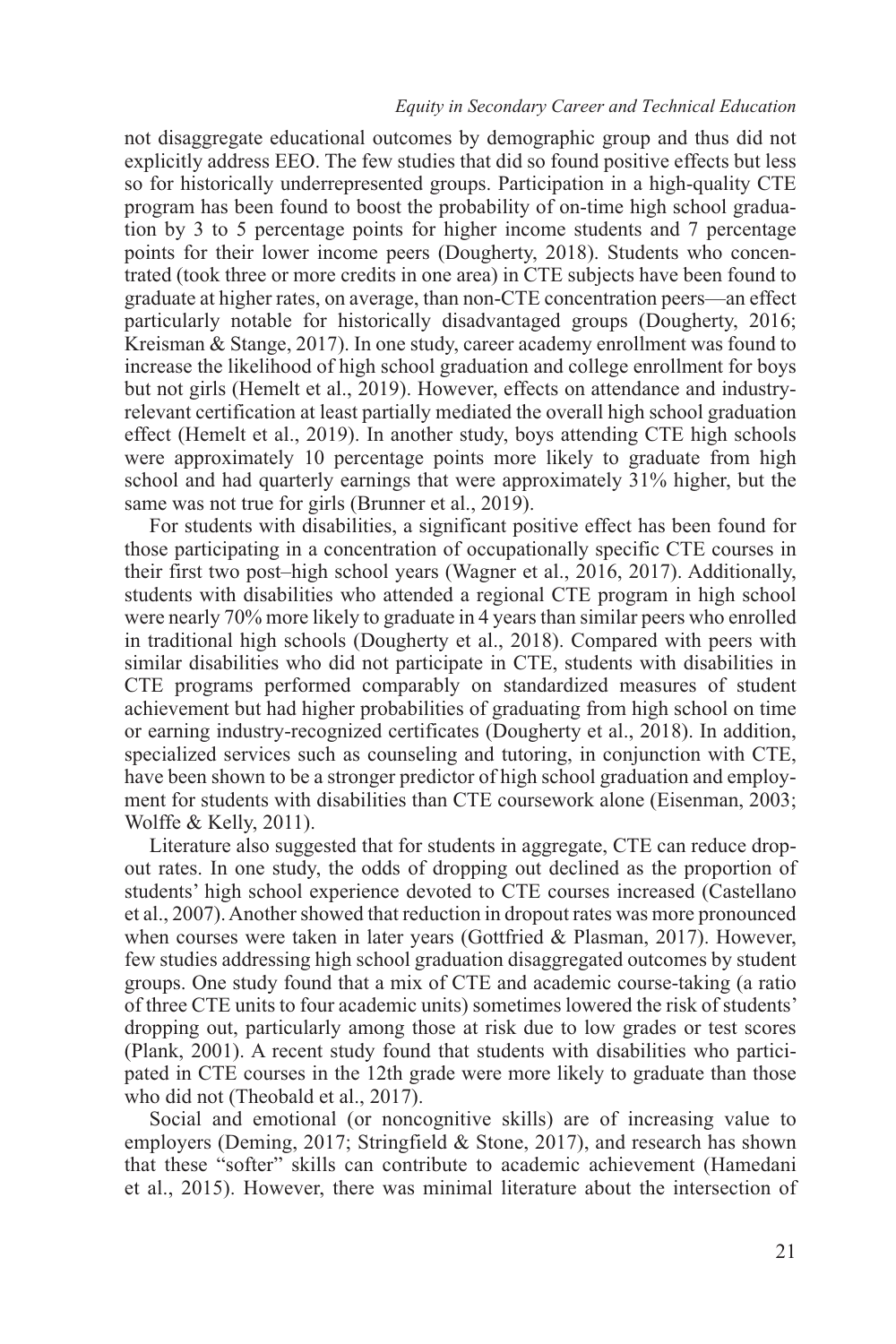not disaggregate educational outcomes by demographic group and thus did not explicitly address EEO. The few studies that did so found positive effects but less so for historically underrepresented groups. Participation in a high-quality CTE program has been found to boost the probability of on-time high school graduation by 3 to 5 percentage points for higher income students and 7 percentage points for their lower income peers (Dougherty, 2018). Students who concentrated (took three or more credits in one area) in CTE subjects have been found to graduate at higher rates, on average, than non-CTE concentration peers—an effect particularly notable for historically disadvantaged groups (Dougherty, 2016; Kreisman & Stange, 2017). In one study, career academy enrollment was found to increase the likelihood of high school graduation and college enrollment for boys but not girls (Hemelt et al., 2019). However, effects on attendance and industry-relevant certification at least partially mediated the overall high school graduation effect (Hemelt et al., 2019). In another study, boys attending CTE high schools were approximately 10 percentage points more likely to graduate from high school and had quarterly earnings that were approximately 31% higher, but the same was not true for girls (Brunner et al., 2019).

For students with disabilities, a significant positive effect has been found for those participating in a concentration of occupationally specific CTE courses in their first two post–high school years (Wagner et al., 2016, 2017). Additionally, students with disabilities who attended a regional CTE program in high school were nearly 70% more likely to graduate in 4 years than similar peers who enrolled in traditional high schools (Dougherty et al., 2018). Compared with peers with similar disabilities who did not participate in CTE, students with disabilities in CTE programs performed comparably on standardized measures of student achievement but had higher probabilities of graduating from high school on time or earning industry-recognized certificates (Dougherty et al., 2018). In addition, specialized services such as counseling and tutoring, in conjunction with CTE, have been shown to be a stronger predictor of high school graduation and employment for students with disabilities than CTE coursework alone (Eisenman, 2003; Wolffe & Kelly, 2011).

Literature also suggested that for students in aggregate, CTE can reduce dropout rates. In one study, the odds of dropping out declined as the proportion of students' high school experience devoted to CTE courses increased (Castellano et al., 2007). Another showed that reduction in dropout rates was more pronounced when courses were taken in later years (Gottfried & Plasman, 2017). However, few studies addressing high school graduation disaggregated outcomes by student groups. One study found that a mix of CTE and academic course-taking (a ratio of three CTE units to four academic units) sometimes lowered the risk of students' dropping out, particularly among those at risk due to low grades or test scores (Plank, 2001). A recent study found that students with disabilities who participated in CTE courses in the 12th grade were more likely to graduate than those who did not (Theobald et al., 2017).

Social and emotional (or noncognitive skills) are of increasing value to employers (Deming, 2017; Stringfield & Stone, 2017), and research has shown that these "softer" skills can contribute to academic achievement (Hamedani et al., 2015). However, there was minimal literature about the intersection of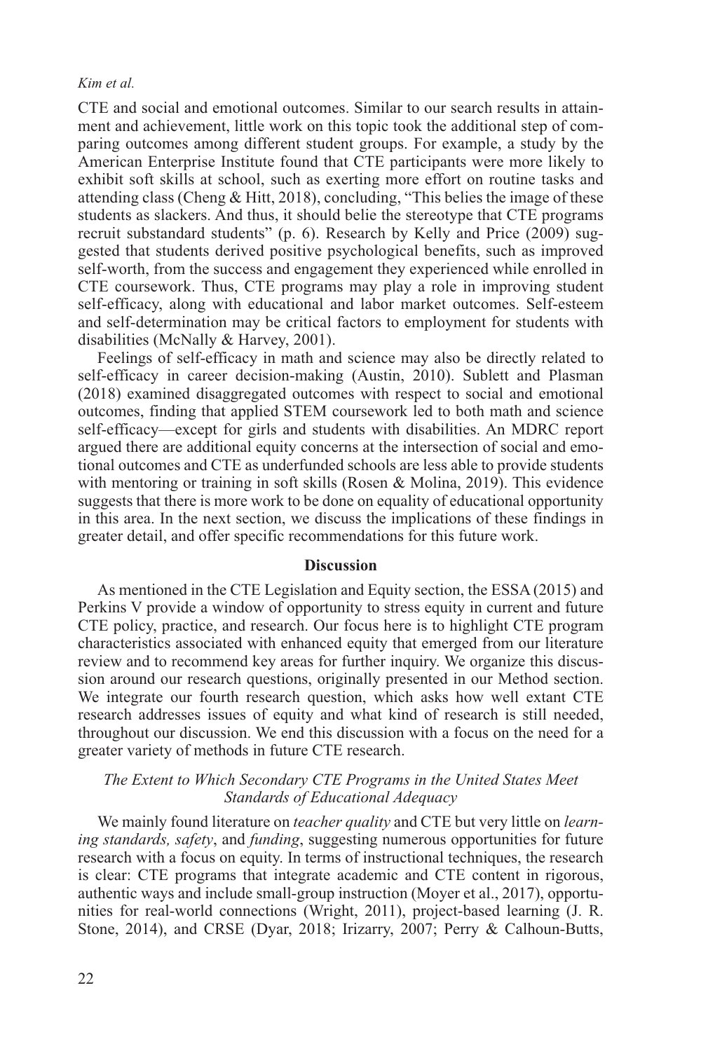CTE and social and emotional outcomes. Similar to our search results in attainment and achievement, little work on this topic took the additional step of comparing outcomes among different student groups. For example, a study by the American Enterprise Institute found that CTE participants were more likely to exhibit soft skills at school, such as exerting more effort on routine tasks and attending class (Cheng & Hitt, 2018), concluding, "This belies the image of these students as slackers. And thus, it should belie the stereotype that CTE programs recruit substandard students" (p. 6). Research by Kelly and Price (2009) suggested that students derived positive psychological benefits, such as improved self-worth, from the success and engagement they experienced while enrolled in CTE coursework. Thus, CTE programs may play a role in improving student self-efficacy, along with educational and labor market outcomes. Self-esteem and self-determination may be critical factors to employment for students with disabilities (McNally & Harvey, 2001).

Feelings of self-efficacy in math and science may also be directly related to self-efficacy in career decision-making (Austin, 2010). Sublett and Plasman (2018) examined disaggregated outcomes with respect to social and emotional outcomes, finding that applied STEM coursework led to both math and science self-efficacy—except for girls and students with disabilities. An MDRC report argued there are additional equity concerns at the intersection of social and emotional outcomes and CTE as underfunded schools are less able to provide students with mentoring or training in soft skills (Rosen & Molina, 2019). This evidence suggests that there is more work to be done on equality of educational opportunity in this area. In the next section, we discuss the implications of these findings in greater detail, and offer specific recommendations for this future work.

## Discussion

As mentioned in the CTE Legislation and Equity section, the ESSA (2015) and Perkins V provide a window of opportunity to stress equity in current and future CTE policy, practice, and research. Our focus here is to highlight CTE program characteristics associated with enhanced equity that emerged from our literature review and to recommend key areas for further inquiry. We organize this discussion around our research questions, originally presented in our Method section. We integrate our fourth research question, which asks how well extant CTE research addresses issues of equity and what kind of research is still needed, throughout our discussion. We end this discussion with a focus on the need for a greater variety of methods in future CTE research.

### *The Extent to Which Secondary CTE Programs in the United States Meet Standards of Educational Adequacy*

We mainly found literature on *teacher quality* and CTE but very little on *learning standards, safety*, and *funding*, suggesting numerous opportunities for future research with a focus on equity. In terms of instructional techniques, the research is clear: CTE programs that integrate academic and CTE content in rigorous, authentic ways and include small-group instruction (Moyer et al., 2017), opportunities for real-world connections (Wright, 2011), project-based learning (J. R. Stone, 2014), and CRSE (Dyar, 2018; Irizarry, 2007; Perry & Calhoun-Butts,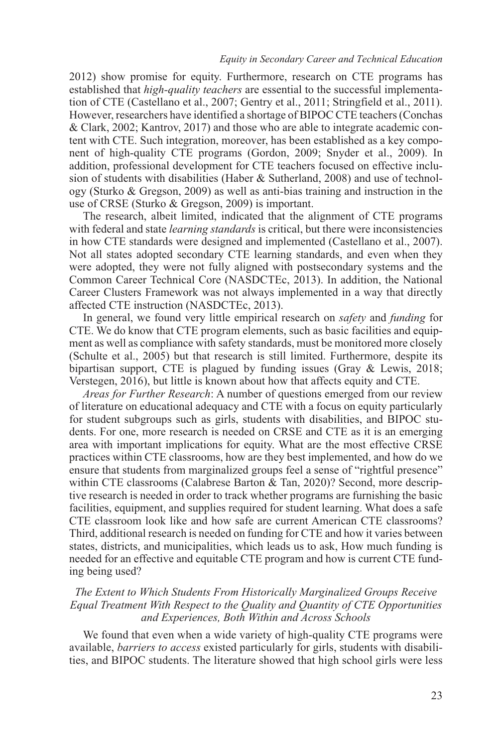2012) show promise for equity. Furthermore, research on CTE programs has established that *high-quality teachers* are essential to the successful implementation of CTE (Castellano et al., 2007; Gentry et al., 2011; Stringfield et al., 2011). However, researchers have identified a shortage of BIPOC CTE teachers (Conchas & Clark, 2002; Kantrov, 2017) and those who are able to integrate academic content with CTE. Such integration, moreover, has been established as a key component of high-quality CTE programs (Gordon, 2009; Snyder et al., 2009). In addition, professional development for CTE teachers focused on effective inclusion of students with disabilities (Haber & Sutherland, 2008) and use of technology (Sturko & Gregson, 2009) as well as anti-bias training and instruction in the use of CRSE (Sturko & Gregson, 2009) is important.

The research, albeit limited, indicated that the alignment of CTE programs with federal and state *learning standards* is critical, but there were inconsistencies in how CTE standards were designed and implemented (Castellano et al., 2007). Not all states adopted secondary CTE learning standards, and even when they were adopted, they were not fully aligned with postsecondary systems and the Common Career Technical Core (NASDCTEc, 2013). In addition, the National Career Clusters Framework was not always implemented in a way that directly affected CTE instruction (NASDCTEc, 2013).

In general, we found very little empirical research on *safety* and *funding* for CTE. We do know that CTE program elements, such as basic facilities and equipment as well as compliance with safety standards, must be monitored more closely (Schulte et al., 2005) but that research is still limited. Furthermore, despite its bipartisan support, CTE is plagued by funding issues (Gray & Lewis, 2018; Verstegen, 2016), but little is known about how that affects equity and CTE.

*Areas for Further Research*: A number of questions emerged from our review of literature on educational adequacy and CTE with a focus on equity particularly for student subgroups such as girls, students with disabilities, and BIPOC students. For one, more research is needed on CRSE and CTE as it is an emerging area with important implications for equity. What are the most effective CRSE practices within CTE classrooms, how are they best implemented, and how do we ensure that students from marginalized groups feel a sense of "rightful presence" within CTE classrooms (Calabrese Barton & Tan, 2020)? Second, more descriptive research is needed in order to track whether programs are furnishing the basic facilities, equipment, and supplies required for student learning. What does a safe CTE classroom look like and how safe are current American CTE classrooms? Third, additional research is needed on funding for CTE and how it varies between states, districts, and municipalities, which leads us to ask, How much funding is needed for an effective and equitable CTE program and how is current CTE funding being used?

### *The Extent to Which Students From Historically Marginalized Groups Receive Equal Treatment With Respect to the Quality and Quantity of CTE Opportunities and Experiences, Both Within and Across Schools*

We found that even when a wide variety of high-quality CTE programs were available, *barriers to access* existed particularly for girls, students with disabilities, and BIPOC students. The literature showed that high school girls were less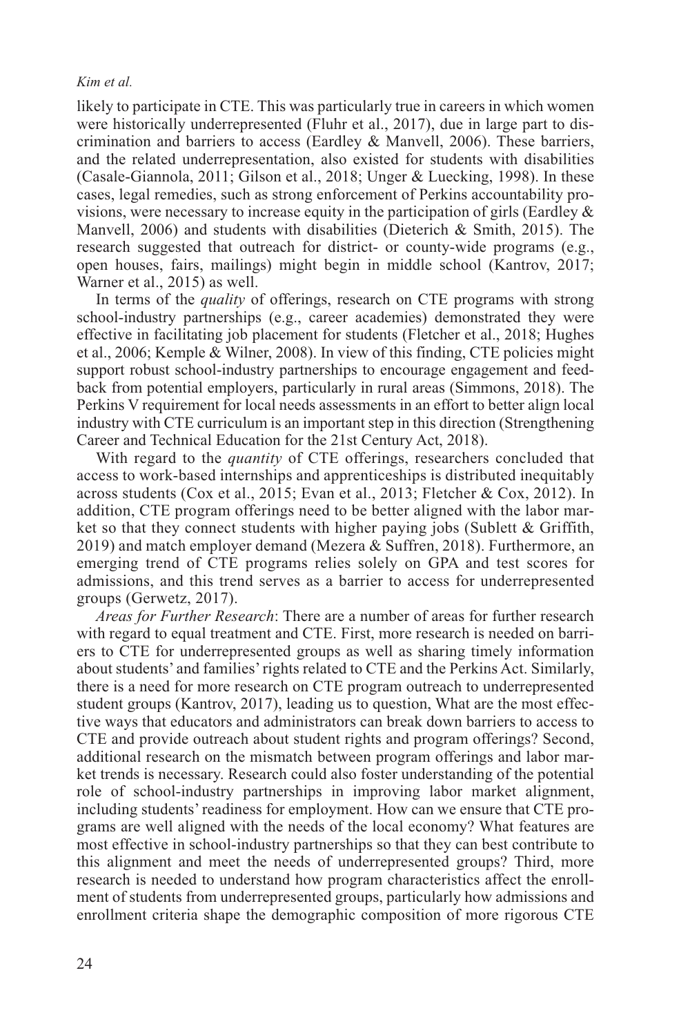likely to participate in CTE. This was particularly true in careers in which women were historically underrepresented (Fluhr et al., 2017), due in large part to discrimination and barriers to access (Eardley & Manvell, 2006). These barriers, and the related underrepresentation, also existed for students with disabilities (Casale-Giannola, 2011; Gilson et al., 2018; Unger & Luecking, 1998). In these cases, legal remedies, such as strong enforcement of Perkins accountability provisions, were necessary to increase equity in the participation of girls (Eardley & Manvell, 2006) and students with disabilities (Dieterich & Smith, 2015). The research suggested that outreach for district- or county-wide programs (e.g., open houses, fairs, mailings) might begin in middle school (Kantrov, 2017; Warner et al., 2015) as well.

In terms of the *quality* of offerings, research on CTE programs with strong school-industry partnerships (e.g., career academies) demonstrated they were effective in facilitating job placement for students (Fletcher et al., 2018; Hughes et al., 2006; Kemple & Wilner, 2008). In view of this finding, CTE policies might support robust school-industry partnerships to encourage engagement and feedback from potential employers, particularly in rural areas (Simmons, 2018). The Perkins V requirement for local needs assessments in an effort to better align local industry with CTE curriculum is an important step in this direction (Strengthening Career and Technical Education for the 21st Century Act, 2018).

With regard to the *quantity* of CTE offerings, researchers concluded that access to work-based internships and apprenticeships is distributed inequitably across students (Cox et al., 2015; Evan et al., 2013; Fletcher & Cox, 2012). In addition, CTE program offerings need to be better aligned with the labor market so that they connect students with higher paying jobs (Sublett & Griffith, 2019) and match employer demand (Mezera & Suffren, 2018). Furthermore, an emerging trend of CTE programs relies solely on GPA and test scores for admissions, and this trend serves as a barrier to access for underrepresented groups (Gerwetz, 2017).

*Areas for Further Research*: There are a number of areas for further research with regard to equal treatment and CTE. First, more research is needed on barriers to CTE for underrepresented groups as well as sharing timely information about students' and families' rights related to CTE and the Perkins Act. Similarly, there is a need for more research on CTE program outreach to underrepresented student groups (Kantrov, 2017), leading us to question, What are the most effective ways that educators and administrators can break down barriers to access to CTE and provide outreach about student rights and program offerings? Second, additional research on the mismatch between program offerings and labor market trends is necessary. Research could also foster understanding of the potential role of school-industry partnerships in improving labor market alignment, including students' readiness for employment. How can we ensure that CTE programs are well aligned with the needs of the local economy? What features are most effective in school-industry partnerships so that they can best contribute to this alignment and meet the needs of underrepresented groups? Third, more research is needed to understand how program characteristics affect the enrollment of students from underrepresented groups, particularly how admissions and enrollment criteria shape the demographic composition of more rigorous CTE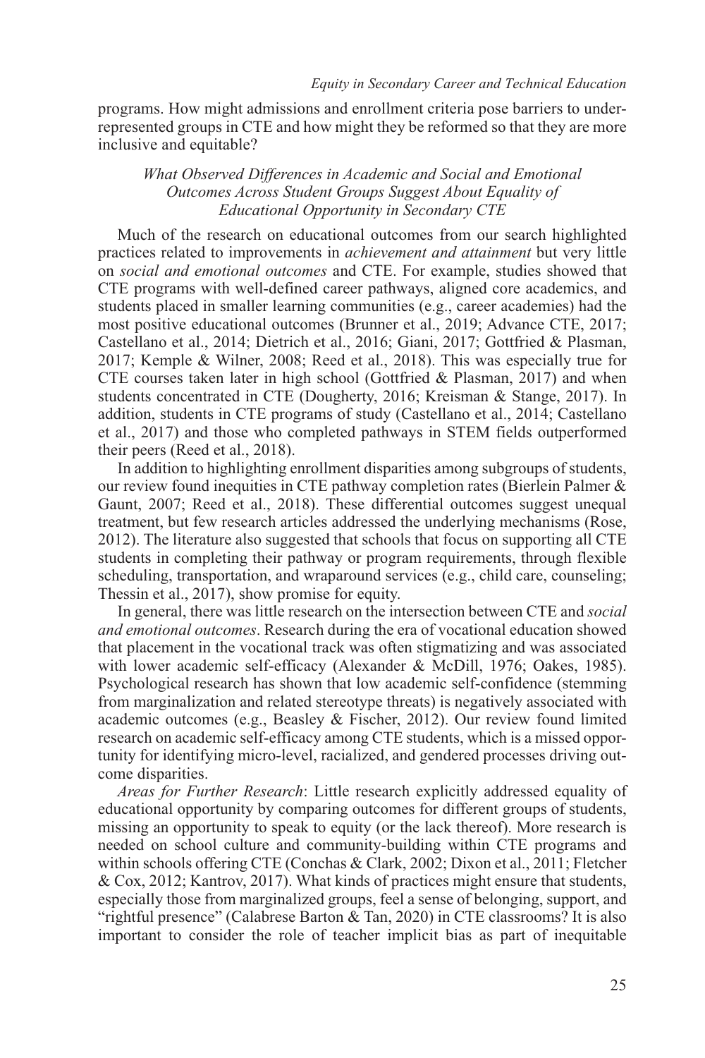programs. How might admissions and enrollment criteria pose barriers to underrepresented groups in CTE and how might they be reformed so that they are more inclusive and equitable?

### *What Observed Differences in Academic and Social and Emotional Outcomes Across Student Groups Suggest About Equality of Educational Opportunity in Secondary CTE*

Much of the research on educational outcomes from our search highlighted practices related to improvements in *achievement and attainment* but very little on *social and emotional outcomes* and CTE. For example, studies showed that CTE programs with well-defined career pathways, aligned core academics, and students placed in smaller learning communities (e.g., career academies) had the most positive educational outcomes (Brunner et al., 2019; Advance CTE, 2017; Castellano et al., 2014; Dietrich et al., 2016; Giani, 2017; Gottfried & Plasman, 2017; Kemple & Wilner, 2008; Reed et al., 2018). This was especially true for CTE courses taken later in high school (Gottfried & Plasman, 2017) and when students concentrated in CTE (Dougherty, 2016; Kreisman & Stange, 2017). In addition, students in CTE programs of study (Castellano et al., 2014; Castellano et al., 2017) and those who completed pathways in STEM fields outperformed their peers (Reed et al., 2018).

In addition to highlighting enrollment disparities among subgroups of students, our review found inequities in CTE pathway completion rates (Bierlein Palmer & Gaunt, 2007; Reed et al., 2018). These differential outcomes suggest unequal treatment, but few research articles addressed the underlying mechanisms (Rose, 2012). The literature also suggested that schools that focus on supporting all CTE students in completing their pathway or program requirements, through flexible scheduling, transportation, and wraparound services (e.g., child care, counseling; Thessin et al., 2017), show promise for equity.

In general, there was little research on the intersection between CTE and *social and emotional outcomes*. Research during the era of vocational education showed that placement in the vocational track was often stigmatizing and was associated with lower academic self-efficacy (Alexander & McDill, 1976; Oakes, 1985). Psychological research has shown that low academic self-confidence (stemming from marginalization and related stereotype threats) is negatively associated with academic outcomes (e.g., Beasley & Fischer, 2012). Our review found limited research on academic self-efficacy among CTE students, which is a missed opportunity for identifying micro-level, racialized, and gendered processes driving outcome disparities.

*Areas for Further Research*: Little research explicitly addressed equality of educational opportunity by comparing outcomes for different groups of students, missing an opportunity to speak to equity (or the lack thereof). More research is needed on school culture and community-building within CTE programs and within schools offering CTE (Conchas & Clark, 2002; Dixon et al., 2011; Fletcher & Cox, 2012; Kantrov, 2017). What kinds of practices might ensure that students, especially those from marginalized groups, feel a sense of belonging, support, and "rightful presence" (Calabrese Barton & Tan, 2020) in CTE classrooms? It is also important to consider the role of teacher implicit bias as part of inequitable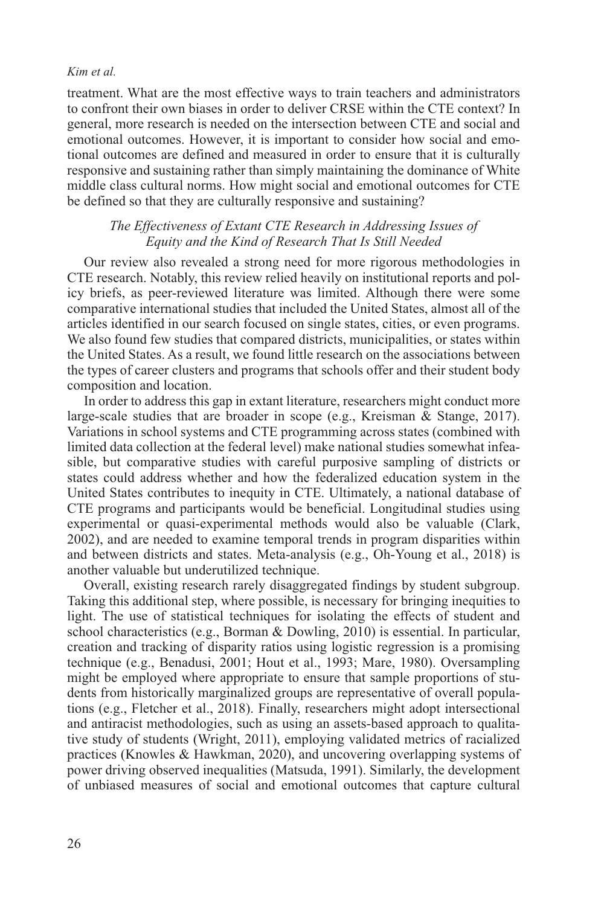treatment. What are the most effective ways to train teachers and administrators to confront their own biases in order to deliver CRSE within the CTE context? In general, more research is needed on the intersection between CTE and social and emotional outcomes. However, it is important to consider how social and emotional outcomes are defined and measured in order to ensure that it is culturally responsive and sustaining rather than simply maintaining the dominance of White middle class cultural norms. How might social and emotional outcomes for CTE be defined so that they are culturally responsive and sustaining?

### *The Effectiveness of Extant CTE Research in Addressing Issues of Equity and the Kind of Research That Is Still Needed*

Our review also revealed a strong need for more rigorous methodologies in CTE research. Notably, this review relied heavily on institutional reports and policy briefs, as peer-reviewed literature was limited. Although there were some comparative international studies that included the United States, almost all of the articles identified in our search focused on single states, cities, or even programs. We also found few studies that compared districts, municipalities, or states within the United States. As a result, we found little research on the associations between the types of career clusters and programs that schools offer and their student body composition and location.

In order to address this gap in extant literature, researchers might conduct more large-scale studies that are broader in scope (e.g., Kreisman & Stange, 2017). Variations in school systems and CTE programming across states (combined with limited data collection at the federal level) make national studies somewhat infeasible, but comparative studies with careful purposive sampling of districts or states could address whether and how the federalized education system in the United States contributes to inequity in CTE. Ultimately, a national database of CTE programs and participants would be beneficial. Longitudinal studies using experimental or quasi-experimental methods would also be valuable (Clark, 2002), and are needed to examine temporal trends in program disparities within and between districts and states. Meta-analysis (e.g., Oh-Young et al., 2018) is another valuable but underutilized technique.

Overall, existing research rarely disaggregated findings by student subgroup. Taking this additional step, where possible, is necessary for bringing inequities to light. The use of statistical techniques for isolating the effects of student and school characteristics (e.g., Borman & Dowling, 2010) is essential. In particular, creation and tracking of disparity ratios using logistic regression is a promising technique (e.g., Benadusi, 2001; Hout et al., 1993; Mare, 1980). Oversampling might be employed where appropriate to ensure that sample proportions of students from historically marginalized groups are representative of overall populations (e.g., Fletcher et al., 2018). Finally, researchers might adopt intersectional and antiracist methodologies, such as using an assets-based approach to qualitative study of students (Wright, 2011), employing validated metrics of racialized practices (Knowles & Hawkman, 2020), and uncovering overlapping systems of power driving observed inequalities (Matsuda, 1991). Similarly, the development of unbiased measures of social and emotional outcomes that capture cultural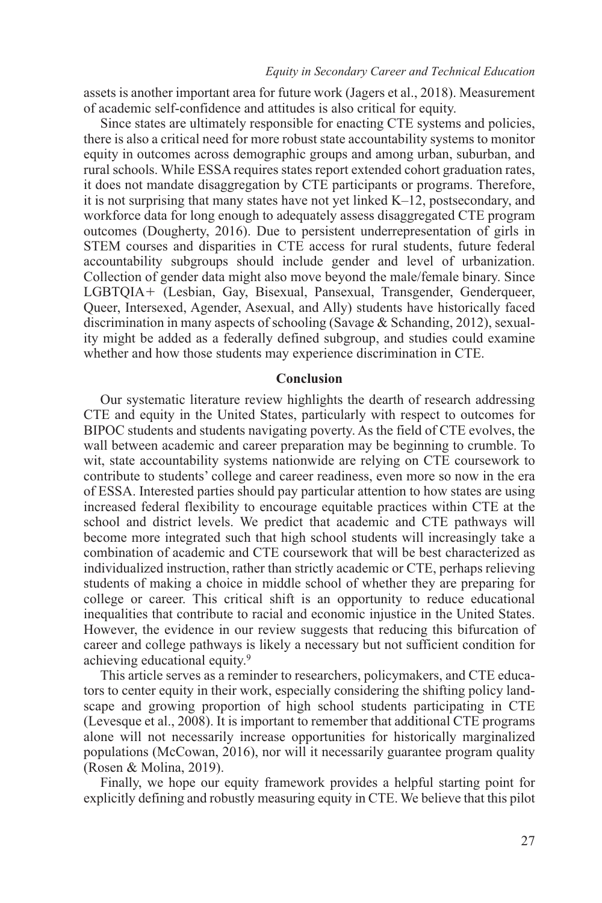assets is another important area for future work (Jagers et al., 2018). Measurement of academic self-confidence and attitudes is also critical for equity.

Since states are ultimately responsible for enacting CTE systems and policies, there is also a critical need for more robust state accountability systems to monitor equity in outcomes across demographic groups and among urban, suburban, and rural schools. While ESSA requires states report extended cohort graduation rates, it does not mandate disaggregation by CTE participants or programs. Therefore, it is not surprising that many states have not yet linked K–12, postsecondary, and workforce data for long enough to adequately assess disaggregated CTE program outcomes (Dougherty, 2016). Due to persistent underrepresentation of girls in STEM courses and disparities in CTE access for rural students, future federal accountability subgroups should include gender and level of urbanization. Collection of gender data might also move beyond the male/female binary. Since LGBTQIA+ (Lesbian, Gay, Bisexual, Pansexual, Transgender, Genderqueer, Queer, Intersexed, Agender, Asexual, and Ally) students have historically faced discrimination in many aspects of schooling (Savage & Schanding, 2012), sexuality might be added as a federally defined subgroup, and studies could examine whether and how those students may experience discrimination in CTE.

## Conclusion

Our systematic literature review highlights the dearth of research addressing CTE and equity in the United States, particularly with respect to outcomes for BIPOC students and students navigating poverty. As the field of CTE evolves, the wall between academic and career preparation may be beginning to crumble. To wit, state accountability systems nationwide are relying on CTE coursework to contribute to students' college and career readiness, even more so now in the era of ESSA. Interested parties should pay particular attention to how states are using increased federal flexibility to encourage equitable practices within CTE at the school and district levels. We predict that academic and CTE pathways will become more integrated such that high school students will increasingly take a combination of academic and CTE coursework that will be best characterized as individualized instruction, rather than strictly academic or CTE, perhaps relieving students of making a choice in middle school of whether they are preparing for college or career. This critical shift is an opportunity to reduce educational inequalities that contribute to racial and economic injustice in the United States. However, the evidence in our review suggests that reducing this bifurcation of career and college pathways is likely a necessary but not sufficient condition for achieving educational equity.[9]

This article serves as a reminder to researchers, policymakers, and CTE educators to center equity in their work, especially considering the shifting policy landscape and growing proportion of high school students participating in CTE (Levesque et al., 2008). It is important to remember that additional CTE programs alone will not necessarily increase opportunities for historically marginalized populations (McCowan, 2016), nor will it necessarily guarantee program quality (Rosen & Molina, 2019).

Finally, we hope our equity framework provides a helpful starting point for explicitly defining and robustly measuring equity in CTE. We believe that this pilot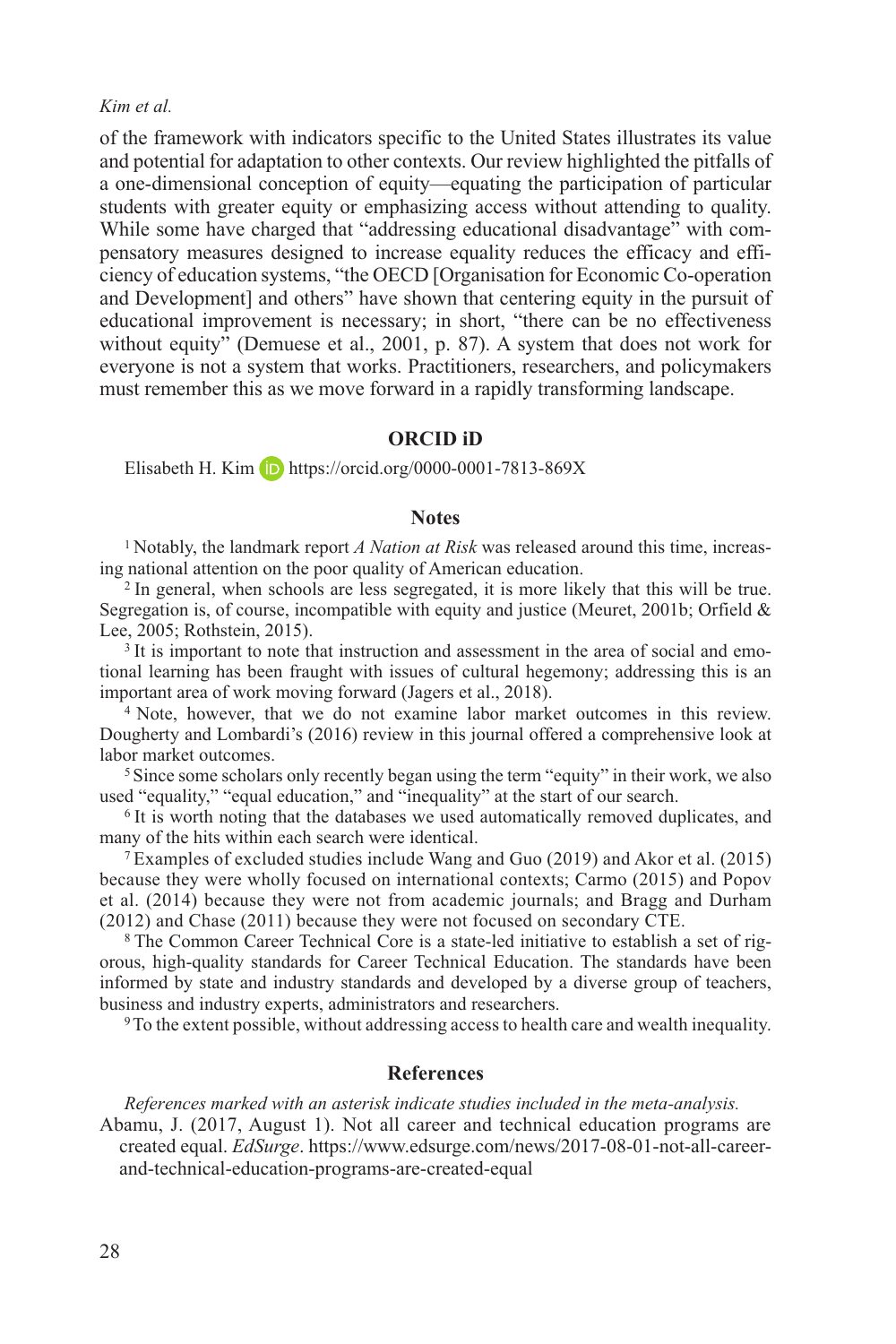of the framework with indicators specific to the United States illustrates its value and potential for adaptation to other contexts. Our review highlighted the pitfalls of a one-dimensional conception of equity—equating the participation of particular students with greater equity or emphasizing access without attending to quality. While some have charged that "addressing educational disadvantage" with compensatory measures designed to increase equality reduces the efficacy and efficiency of education systems, "the OECD [Organisation for Economic Co-operation and Development] and others" have shown that centering equity in the pursuit of educational improvement is necessary; in short, "there can be no effectiveness without equity" (Demuese et al., 2001, p. 87). A system that does not work for everyone is not a system that works. Practitioners, researchers, and policymakers must remember this as we move forward in a rapidly transforming landscape.

## ORCID iD

Elisabeth H. Kim https://orcid.org/0000-0001-7813-869X

## Notes

[1] Notably, the landmark report *A Nation at Risk* was released around this time, increasing national attention on the poor quality of American education.

[2] In general, when schools are less segregated, it is more likely that this will be true. Segregation is, of course, incompatible with equity and justice (Meuret, 2001b; Orfield & Lee, 2005; Rothstein, 2015).

[3] It is important to note that instruction and assessment in the area of social and emotional learning has been fraught with issues of cultural hegemony; addressing this is an important area of work moving forward (Jagers et al., 2018).

[4] Note, however, that we do not examine labor market outcomes in this review. Dougherty and Lombardi's (2016) review in this journal offered a comprehensive look at labor market outcomes.

[5] Since some scholars only recently began using the term "equity" in their work, we also used "equality," "equal education," and "inequality" at the start of our search.

[6] It is worth noting that the databases we used automatically removed duplicates, and many of the hits within each search were identical.

[7] Examples of excluded studies include Wang and Guo (2019) and Akor et al. (2015) because they were wholly focused on international contexts; Carmo (2015) and Popov et al. (2014) because they were not from academic journals; and Bragg and Durham (2012) and Chase (2011) because they were not focused on secondary CTE.

[8] The Common Career Technical Core is a state-led initiative to establish a set of rigorous, high-quality standards for Career Technical Education. The standards have been informed by state and industry standards and developed by a diverse group of teachers, business and industry experts, administrators and researchers.

[9] To the extent possible, without addressing access to health care and wealth inequality.

## References

*References marked with an asterisk indicate studies included in the meta-analysis.*

Abamu, J. (2017, August 1). Not all career and technical education programs are created equal. *EdSurge*. https://www.edsurge.com/news/2017-08-01-not-all-career-and-technical-education-programs-are-created-equal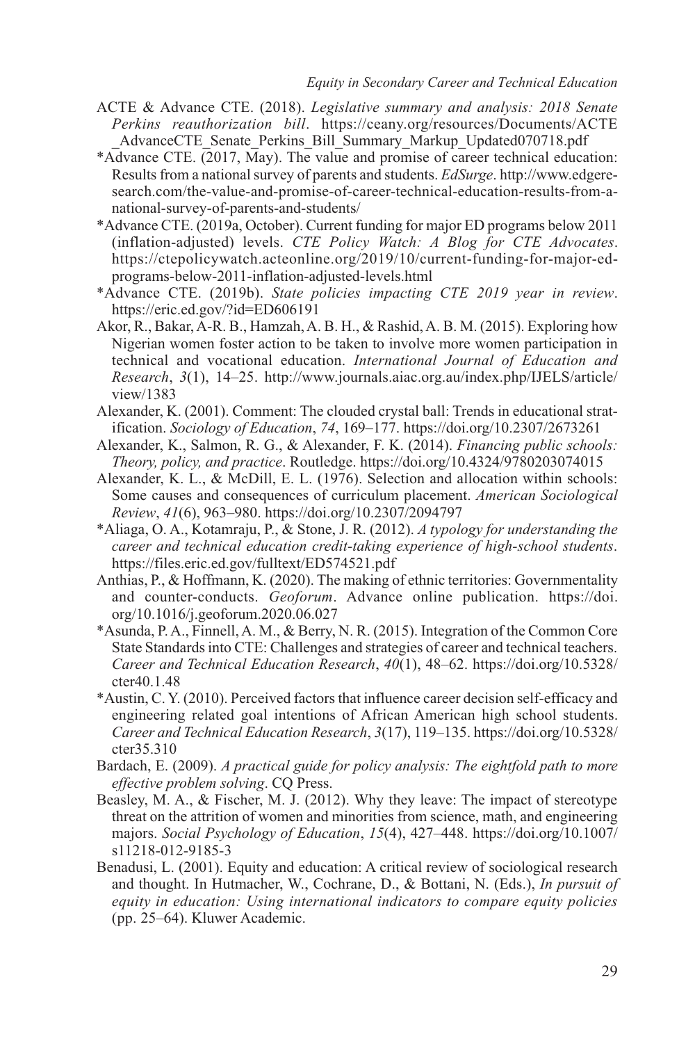ACTE & Advance CTE. (2018). *Legislative summary and analysis: 2018 Senate Perkins reauthorization bill*. https://ceany.org/resources/Documents/ACTE_AdvanceCTE_Senate_Perkins_Bill_Summary_Markup_Updated070718.pdf

*Advance CTE. (2017, May). The value and promise of career technical education: Results from a national survey of parents and students. *EdSurge*. http://www.edgeresearch.com/the-value-and-promise-of-career-technical-education-results-from-a-national-survey-of-parents-and-students/

*Advance CTE. (2019a, October). Current funding for major ED programs below 2011 (inflation-adjusted) levels. *CTE Policy Watch: A Blog for CTE Advocates*. https://ctepolicywatch.acteonline.org/2019/10/current-funding-for-major-ed-programs-below-2011-inflation-adjusted-levels.html

*Advance CTE. (2019b). *State policies impacting CTE 2019 year in review*. https://eric.ed.gov/?id=ED606191

Akor, R., Bakar, A-R. B., Hamzah, A. B. H., & Rashid, A. B. M. (2015). Exploring how Nigerian women foster action to be taken to involve more women participation in technical and vocational education. *International Journal of Education and Research*, *3*(1), 14–25. http://www.journals.aiac.org.au/index.php/IJELS/article/view/1383

Alexander, K. (2001). Comment: The clouded crystal ball: Trends in educational stratification. *Sociology of Education*, *74*, 169–177. https://doi.org/10.2307/2673261

Alexander, K., Salmon, R. G., & Alexander, F. K. (2014). *Financing public schools: Theory, policy, and practice*. Routledge. https://doi.org/10.4324/9780203074015

Alexander, K. L., & McDill, E. L. (1976). Selection and allocation within schools: Some causes and consequences of curriculum placement. *American Sociological Review*, *41*(6), 963–980. https://doi.org/10.2307/2094797

*Aliaga, O. A., Kotamraju, P., & Stone, J. R. (2012). *A typology for understanding the career and technical education credit-taking experience of high-school students*. https://files.eric.ed.gov/fulltext/ED574521.pdf

Anthias, P., & Hoffmann, K. (2020). The making of ethnic territories: Governmentality and counter-conducts. *Geoforum*. Advance online publication. https://doi.org/10.1016/j.geoforum.2020.06.027

*Asunda, P. A., Finnell, A. M., & Berry, N. R. (2015). Integration of the Common Core State Standards into CTE: Challenges and strategies of career and technical teachers. *Career and Technical Education Research*, *40*(1), 48–62. https://doi.org/10.5328/cter40.1.48

*Austin, C. Y. (2010). Perceived factors that influence career decision self-efficacy and engineering related goal intentions of African American high school students. *Career and Technical Education Research*, *3*(17), 119–135. https://doi.org/10.5328/cter35.310

Bardach, E. (2009). *A practical guide for policy analysis: The eightfold path to more effective problem solving*. CQ Press.

Beasley, M. A., & Fischer, M. J. (2012). Why they leave: The impact of stereotype threat on the attrition of women and minorities from science, math, and engineering majors. *Social Psychology of Education*, *15*(4), 427–448. https://doi.org/10.1007/s11218-012-9185-3

Benadusi, L. (2001). Equity and education: A critical review of sociological research and thought. In Hutmacher, W., Cochrane, D., & Bottani, N. (Eds.), *In pursuit of equity in education: Using international indicators to compare equity policies* (pp. 25–64). Kluwer Academic.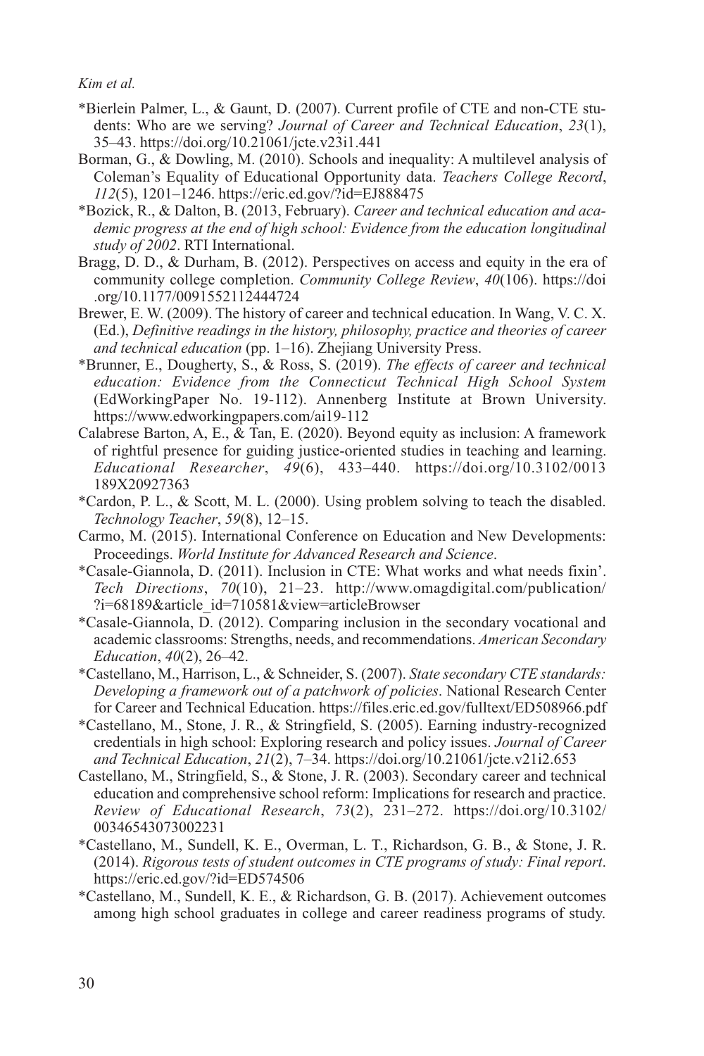*Bierlein Palmer, L., & Gaunt, D. (2007). Current profile of CTE and non-CTE students: Who are we serving? *Journal of Career and Technical Education*, *23*(1), 35–43. https://doi.org/10.21061/jcte.v23i1.441

Borman, G., & Dowling, M. (2010). Schools and inequality: A multilevel analysis of Coleman's Equality of Educational Opportunity data. *Teachers College Record*, *112*(5), 1201–1246. https://eric.ed.gov/?id=EJ888475

*Bozick, R., & Dalton, B. (2013, February). *Career and technical education and academic progress at the end of high school: Evidence from the education longitudinal study of 2002*. RTI International.

Bragg, D. D., & Durham, B. (2012). Perspectives on access and equity in the era of community college completion. *Community College Review*, *40*(106). https://doi.org/10.1177/0091552112444724

Brewer, E. W. (2009). The history of career and technical education. In Wang, V. C. X. (Ed.), *Definitive readings in the history, philosophy, practice and theories of career and technical education* (pp. 1–16). Zhejiang University Press.

*Brunner, E., Dougherty, S., & Ross, S. (2019). *The effects of career and technical education: Evidence from the Connecticut Technical High School System* (EdWorkingPaper No. 19-112). Annenberg Institute at Brown University. https://www.edworkingpapers.com/ai19-112

Calabrese Barton, A, E., & Tan, E. (2020). Beyond equity as inclusion: A framework of rightful presence for guiding justice-oriented studies in teaching and learning. *Educational Researcher*, *49*(6), 433–440. https://doi.org/10.3102/0013189X20927363

*Cardon, P. L., & Scott, M. L. (2000). Using problem solving to teach the disabled. *Technology Teacher*, *59*(8), 12–15.

Carmo, M. (2015). International Conference on Education and New Developments: Proceedings. *World Institute for Advanced Research and Science*.

*Casale-Giannola, D. (2011). Inclusion in CTE: What works and what needs fixin'. *Tech Directions*, *70*(10), 21–23. http://www.omagdigital.com/publication/?i=68189&article_id=710581&view=articleBrowser

*Casale-Giannola, D. (2012). Comparing inclusion in the secondary vocational and academic classrooms: Strengths, needs, and recommendations. *American Secondary Education*, *40*(2), 26–42.

*Castellano, M., Harrison, L., & Schneider, S. (2007). *State secondary CTE standards: Developing a framework out of a patchwork of policies*. National Research Center for Career and Technical Education. https://files.eric.ed.gov/fulltext/ED508966.pdf

*Castellano, M., Stone, J. R., & Stringfield, S. (2005). Earning industry-recognized credentials in high school: Exploring research and policy issues. *Journal of Career and Technical Education*, *21*(2), 7–34. https://doi.org/10.21061/jcte.v21i2.653

Castellano, M., Stringfield, S., & Stone, J. R. (2003). Secondary career and technical education and comprehensive school reform: Implications for research and practice. *Review of Educational Research*, *73*(2), 231–272. https://doi.org/10.3102/00346543073002231

*Castellano, M., Sundell, K. E., Overman, L. T., Richardson, G. B., & Stone, J. R. (2014). *Rigorous tests of student outcomes in CTE programs of study: Final report*. https://eric.ed.gov/?id=ED574506

*Castellano, M., Sundell, K. E., & Richardson, G. B. (2017). Achievement outcomes among high school graduates in college and career readiness programs of study.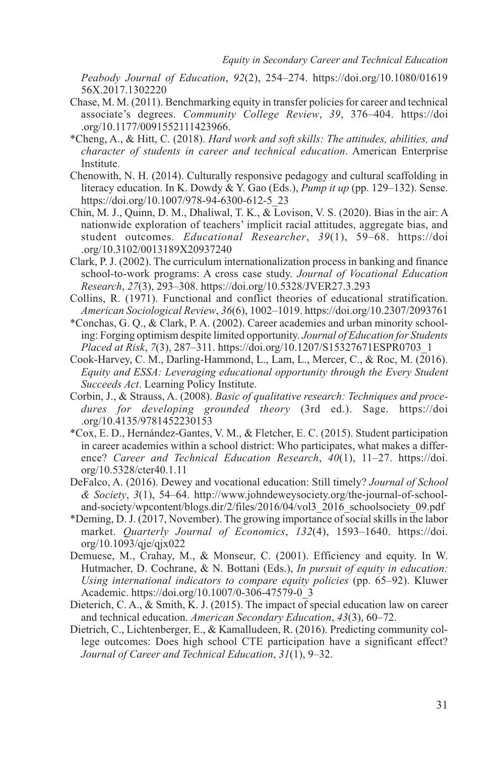*Peabody Journal of Education*, *92*(2), 254–274. https://doi.org/10.1080/0161956X.2017.1302220

Chase, M. M. (2011). Benchmarking equity in transfer policies for career and technical associate's degrees. *Community College Review*, *39*, 376–404. https://doi.org/10.1177/0091552111423966.

*Cheng, A., & Hitt, C. (2018). *Hard work and soft skills: The attitudes, abilities, and character of students in career and technical education*. American Enterprise Institute.

Chenowith, N. H. (2014). Culturally responsive pedagogy and cultural scaffolding in literacy education. In K. Dowdy & Y. Gao (Eds.), *Pump it up* (pp. 129–132). Sense. https://doi.org/10.1007/978-94-6300-612-5_23

Chin, M. J., Quinn, D. M., Dhaliwal, T. K., & Lovison, V. S. (2020). Bias in the air: A nationwide exploration of teachers' implicit racial attitudes, aggregate bias, and student outcomes. *Educational Researcher*, *39*(1), 59–68. https://doi.org/10.3102/0013189X20937240

Clark, P. J. (2002). The curriculum internationalization process in banking and finance school-to-work programs: A cross case study. *Journal of Vocational Education Research*, *27*(3), 293–308. https://doi.org/10.5328/JVER27.3.293

Collins, R. (1971). Functional and conflict theories of educational stratification. *American Sociological Review*, *36*(6), 1002–1019. https://doi.org/10.2307/2093761

*Conchas, G. Q., & Clark, P. A. (2002). Career academies and urban minority schooling: Forging optimism despite limited opportunity. *Journal of Education for Students Placed at Risk*, *7*(3), 287–311. https://doi.org/10.1207/S15327671ESPR0703_1

Cook-Harvey, C. M., Darling-Hammond, L., Lam, L., Mercer, C., & Roc, M. (2016). *Equity and ESSA: Leveraging educational opportunity through the Every Student Succeeds Act*. Learning Policy Institute.

Corbin, J., & Strauss, A. (2008). *Basic of qualitative research: Techniques and procedures for developing grounded theory* (3rd ed.). Sage. https://doi.org/10.4135/9781452230153

*Cox, E. D., Hernández-Gantes, V. M., & Fletcher, E. C. (2015). Student participation in career academies within a school district: Who participates, what makes a difference? *Career and Technical Education Research*, *40*(1), 11–27. https://doi.org/10.5328/cter40.1.11

DeFalco, A. (2016). Dewey and vocational education: Still timely? *Journal of School & Society*, *3*(1), 54–64. http://www.johndeweysociety.org/the-journal-of-school-and-society/wpcontent/blogs.dir/2/files/2016/04/vol3_2016_schoolsociety_09.pdf

*Deming, D. J. (2017, November). The growing importance of social skills in the labor market. *Quarterly Journal of Economics*, *132*(4), 1593–1640. https://doi.org/10.1093/qje/qjx022

Demuese, M., Crahay, M., & Monseur, C. (2001). Efficiency and equity. In W. Hutmacher, D. Cochrane, & N. Bottani (Eds.), *In pursuit of equity in education: Using international indicators to compare equity policies* (pp. 65–92). Kluwer Academic. https://doi.org/10.1007/0-306-47579-0_3

Dieterich, C. A., & Smith, K. J. (2015). The impact of special education law on career and technical education. *American Secondary Education*, *43*(3), 60–72.

Dietrich, C., Lichtenberger, E., & Kamalludeen, R. (2016). Predicting community college outcomes: Does high school CTE participation have a significant effect? *Journal of Career and Technical Education*, *31*(1), 9–32.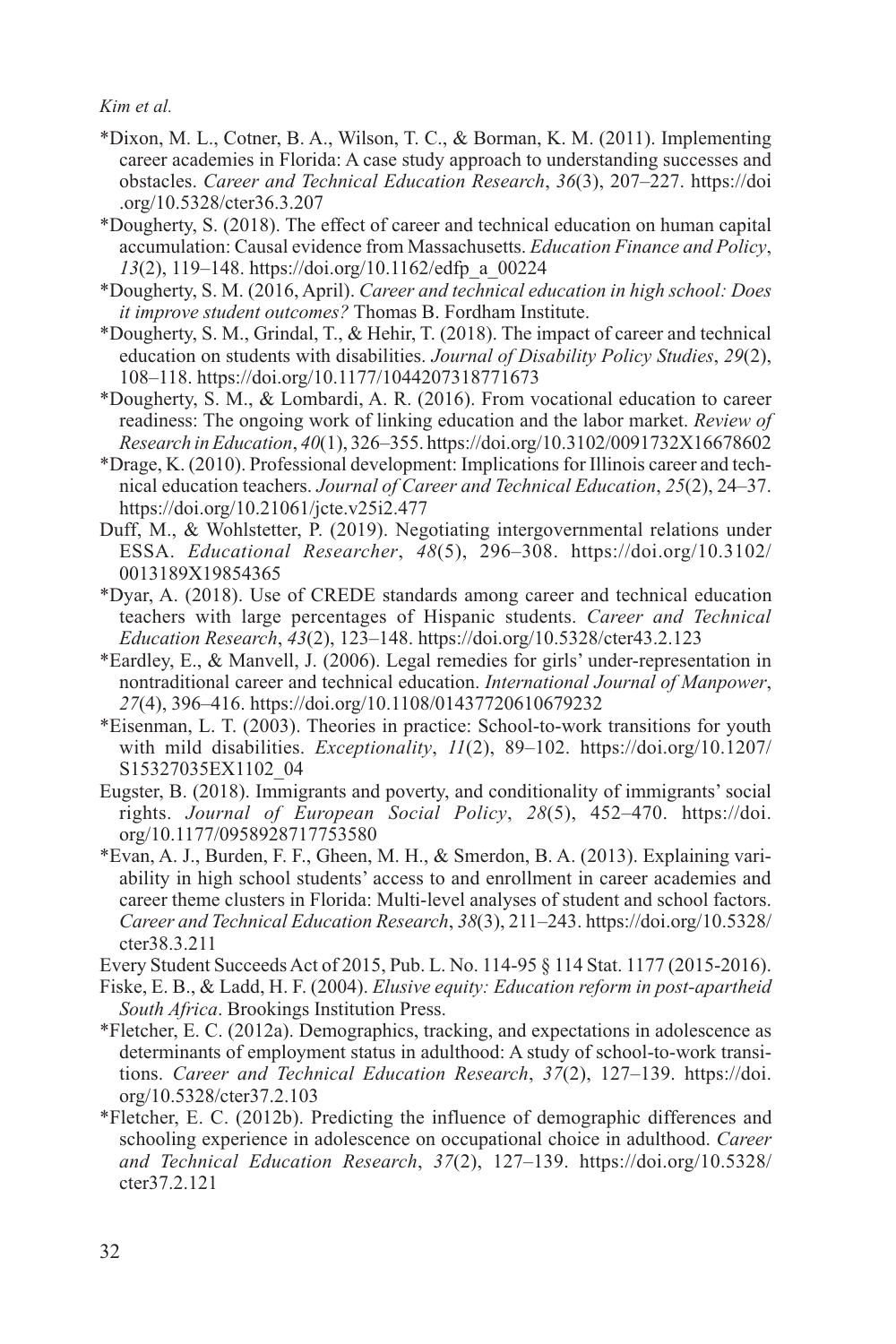*Dixon, M. L., Cotner, B. A., Wilson, T. C., & Borman, K. M. (2011). Implementing career academies in Florida: A case study approach to understanding successes and obstacles. *Career and Technical Education Research*, *36*(3), 207–227. https://doi.org/10.5328/cter36.3.207

*Dougherty, S. (2018). The effect of career and technical education on human capital accumulation: Causal evidence from Massachusetts. *Education Finance and Policy*, *13*(2), 119–148. https://doi.org/10.1162/edfp_a_00224

*Dougherty, S. M. (2016, April). *Career and technical education in high school: Does it improve student outcomes?* Thomas B. Fordham Institute.

*Dougherty, S. M., Grindal, T., & Hehir, T. (2018). The impact of career and technical education on students with disabilities. *Journal of Disability Policy Studies*, *29*(2), 108–118. https://doi.org/10.1177/1044207318771673

*Dougherty, S. M., & Lombardi, A. R. (2016). From vocational education to career readiness: The ongoing work of linking education and the labor market. *Review of Research in Education*, *40*(1), 326–355. https://doi.org/10.3102/0091732X16678602

*Drage, K. (2010). Professional development: Implications for Illinois career and technical education teachers. *Journal of Career and Technical Education*, *25*(2), 24–37. https://doi.org/10.21061/jcte.v25i2.477

Duff, M., & Wohlstetter, P. (2019). Negotiating intergovernmental relations under ESSA. *Educational Researcher*, *48*(5), 296–308. https://doi.org/10.3102/0013189X19854365

*Dyar, A. (2018). Use of CREDE standards among career and technical education teachers with large percentages of Hispanic students. *Career and Technical Education Research*, *43*(2), 123–148. https://doi.org/10.5328/cter43.2.123

*Eardley, E., & Manvell, J. (2006). Legal remedies for girls' under-representation in nontraditional career and technical education. *International Journal of Manpower*, *27*(4), 396–416. https://doi.org/10.1108/01437720610679232

*Eisenman, L. T. (2003). Theories in practice: School-to-work transitions for youth with mild disabilities. *Exceptionality*, *11*(2), 89–102. https://doi.org/10.1207/S15327035EX1102_04

Eugster, B. (2018). Immigrants and poverty, and conditionality of immigrants' social rights. *Journal of European Social Policy*, *28*(5), 452–470. https://doi.org/10.1177/0958928717753580

*Evan, A. J., Burden, F. F., Gheen, M. H., & Smerdon, B. A. (2013). Explaining variability in high school students' access to and enrollment in career academies and career theme clusters in Florida: Multi-level analyses of student and school factors. *Career and Technical Education Research*, *38*(3), 211–243. https://doi.org/10.5328/cter38.3.211

Every Student Succeeds Act of 2015, Pub. L. No. 114-95 § 114 Stat. 1177 (2015-2016).

Fiske, E. B., & Ladd, H. F. (2004). *Elusive equity: Education reform in post-apartheid South Africa*. Brookings Institution Press.

*Fletcher, E. C. (2012a). Demographics, tracking, and expectations in adolescence as determinants of employment status in adulthood: A study of school-to-work transitions. *Career and Technical Education Research*, *37*(2), 127–139. https://doi.org/10.5328/cter37.2.103

*Fletcher, E. C. (2012b). Predicting the influence of demographic differences and schooling experience in adolescence on occupational choice in adulthood. *Career and Technical Education Research*, *37*(2), 127–139. https://doi.org/10.5328/cter37.2.121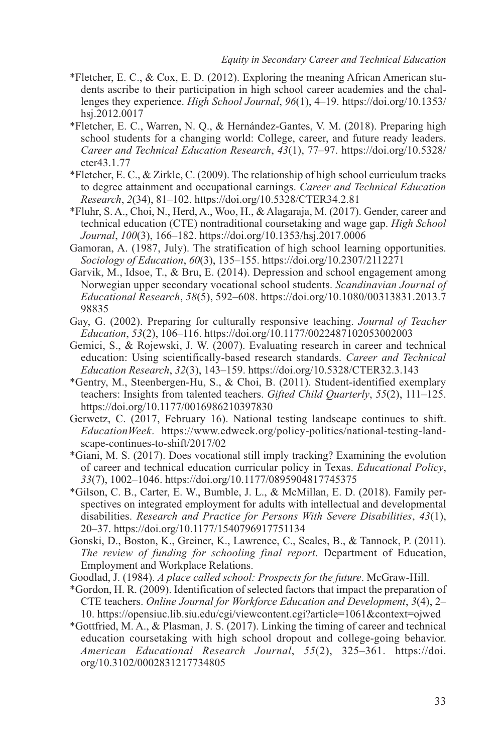*Fletcher, E. C., & Cox, E. D. (2012). Exploring the meaning African American students ascribe to their participation in high school career academies and the challenges they experience. *High School Journal*, *96*(1), 4–19. https://doi.org/10.1353/hsj.2012.0017

*Fletcher, E. C., Warren, N. Q., & Hernández-Gantes, V. M. (2018). Preparing high school students for a changing world: College, career, and future ready leaders. *Career and Technical Education Research*, *43*(1), 77–97. https://doi.org/10.5328/cter43.1.77

*Fletcher, E. C., & Zirkle, C. (2009). The relationship of high school curriculum tracks to degree attainment and occupational earnings. *Career and Technical Education Research*, *2*(34), 81–102. https://doi.org/10.5328/CTER34.2.81

*Fluhr, S. A., Choi, N., Herd, A., Woo, H., & Alagaraja, M. (2017). Gender, career and technical education (CTE) nontraditional coursetaking and wage gap. *High School Journal*, *100*(3), 166–182. https://doi.org/10.1353/hsj.2017.0006

Gamoran, A. (1987, July). The stratification of high school learning opportunities. *Sociology of Education*, *60*(3), 135–155. https://doi.org/10.2307/2112271

Garvik, M., Idsoe, T., & Bru, E. (2014). Depression and school engagement among Norwegian upper secondary vocational school students. *Scandinavian Journal of Educational Research*, *58*(5), 592–608. https://doi.org/10.1080/00313831.2013.798835

Gay, G. (2002). Preparing for culturally responsive teaching. *Journal of Teacher Education*, *53*(2), 106–116. https://doi.org/10.1177/0022487102053002003

Gemici, S., & Rojewski, J. W. (2007). Evaluating research in career and technical education: Using scientifically-based research standards. *Career and Technical Education Research*, *32*(3), 143–159. https://doi.org/10.5328/CTER32.3.143

*Gentry, M., Steenbergen-Hu, S., & Choi, B. (2011). Student-identified exemplary teachers: Insights from talented teachers. *Gifted Child Quarterly*, *55*(2), 111–125. https://doi.org/10.1177/0016986210397830

Gerwetz, C. (2017, February 16). National testing landscape continues to shift. *EducationWeek*. https://www.edweek.org/policy-politics/national-testing-landscape-continues-to-shift/2017/02

*Giani, M. S. (2017). Does vocational still imply tracking? Examining the evolution of career and technical education curricular policy in Texas. *Educational Policy*, *33*(7), 1002–1046. https://doi.org/10.1177/0895904817745375

*Gilson, C. B., Carter, E. W., Bumble, J. L., & McMillan, E. D. (2018). Family perspectives on integrated employment for adults with intellectual and developmental disabilities. *Research and Practice for Persons With Severe Disabilities*, *43*(1), 20–37. https://doi.org/10.1177/1540796917751134

Gonski, D., Boston, K., Greiner, K., Lawrence, C., Scales, B., & Tannock, P. (2011). *The review of funding for schooling final report*. Department of Education, Employment and Workplace Relations.

Goodlad, J. (1984). *A place called school: Prospects for the future*. McGraw-Hill.

*Gordon, H. R. (2009). Identification of selected factors that impact the preparation of CTE teachers. *Online Journal for Workforce Education and Development*, *3*(4), 2–10. https://opensiuc.lib.siu.edu/cgi/viewcontent.cgi?article=1061&context=ojwed

*Gottfried, M. A., & Plasman, J. S. (2017). Linking the timing of career and technical education coursetaking with high school dropout and college-going behavior. *American Educational Research Journal*, *55*(2), 325–361. https://doi.org/10.3102/0002831217734805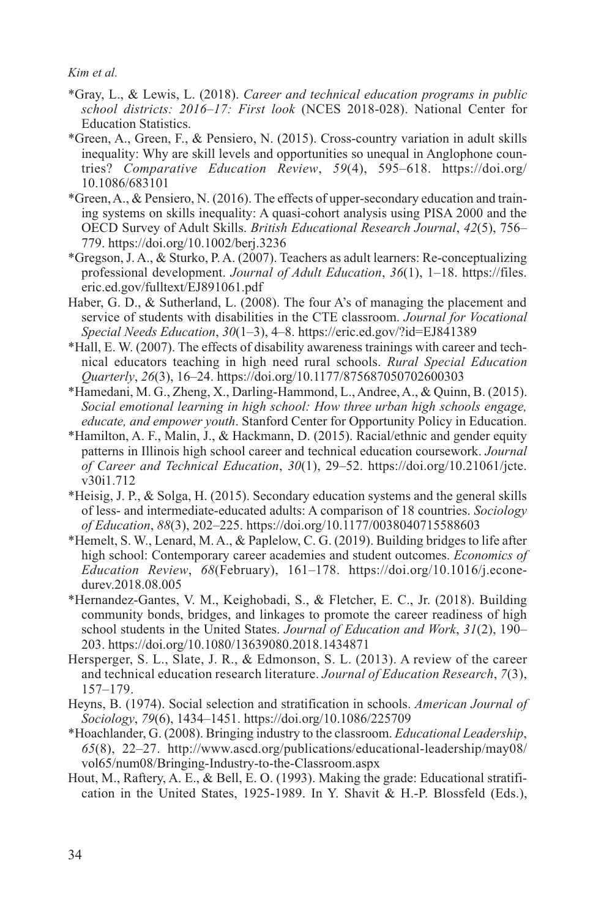*Gray, L., & Lewis, L. (2018). *Career and technical education programs in public school districts: 2016–17: First look* (NCES 2018-028). National Center for Education Statistics.

*Green, A., Green, F., & Pensiero, N. (2015). Cross-country variation in adult skills inequality: Why are skill levels and opportunities so unequal in Anglophone countries? *Comparative Education Review*, *59*(4), 595–618. https://doi.org/10.1086/683101

*Green, A., & Pensiero, N. (2016). The effects of upper-secondary education and training systems on skills inequality: A quasi-cohort analysis using PISA 2000 and the OECD Survey of Adult Skills. *British Educational Research Journal*, *42*(5), 756–779. https://doi.org/10.1002/berj.3236

*Gregson, J. A., & Sturko, P. A. (2007). Teachers as adult learners: Re-conceptualizing professional development. *Journal of Adult Education*, *36*(1), 1–18. https://files.eric.ed.gov/fulltext/EJ891061.pdf

Haber, G. D., & Sutherland, L. (2008). The four A's of managing the placement and service of students with disabilities in the CTE classroom. *Journal for Vocational Special Needs Education*, *30*(1–3), 4–8. https://eric.ed.gov/?id=EJ841389

*Hall, E. W. (2007). The effects of disability awareness trainings with career and technical educators teaching in high need rural schools. *Rural Special Education Quarterly*, *26*(3), 16–24. https://doi.org/10.1177/875687050702600303

*Hamedani, M. G., Zheng, X., Darling-Hammond, L., Andree, A., & Quinn, B. (2015). *Social emotional learning in high school: How three urban high schools engage, educate, and empower youth*. Stanford Center for Opportunity Policy in Education.

*Hamilton, A. F., Malin, J., & Hackmann, D. (2015). Racial/ethnic and gender equity patterns in Illinois high school career and technical education coursework. *Journal of Career and Technical Education*, *30*(1), 29–52. https://doi.org/10.21061/jcte.v30i1.712

*Heisig, J. P., & Solga, H. (2015). Secondary education systems and the general skills of less- and intermediate-educated adults: A comparison of 18 countries. *Sociology of Education*, *88*(3), 202–225. https://doi.org/10.1177/0038040715588603

*Hemelt, S. W., Lenard, M. A., & Paplelow, C. G. (2019). Building bridges to life after high school: Contemporary career academies and student outcomes. *Economics of Education Review*, *68*(February), 161–178. https://doi.org/10.1016/j.econedurev.2018.08.005

*Hernandez-Gantes, V. M., Keighobadi, S., & Fletcher, E. C., Jr. (2018). Building community bonds, bridges, and linkages to promote the career readiness of high school students in the United States. *Journal of Education and Work*, *31*(2), 190–203. https://doi.org/10.1080/13639080.2018.1434871

Hersperger, S. L., Slate, J. R., & Edmonson, S. L. (2013). A review of the career and technical education research literature. *Journal of Education Research*, *7*(3), 157–179.

Heyns, B. (1974). Social selection and stratification in schools. *American Journal of Sociology*, *79*(6), 1434–1451. https://doi.org/10.1086/225709

*Hoachlander, G. (2008). Bringing industry to the classroom. *Educational Leadership*, *65*(8), 22–27. http://www.ascd.org/publications/educational-leadership/may08/vol65/num08/Bringing-Industry-to-the-Classroom.aspx

Hout, M., Raftery, A. E., & Bell, E. O. (1993). Making the grade: Educational stratification in the United States, 1925-1989. In Y. Shavit & H.-P. Blossfeld (Eds.),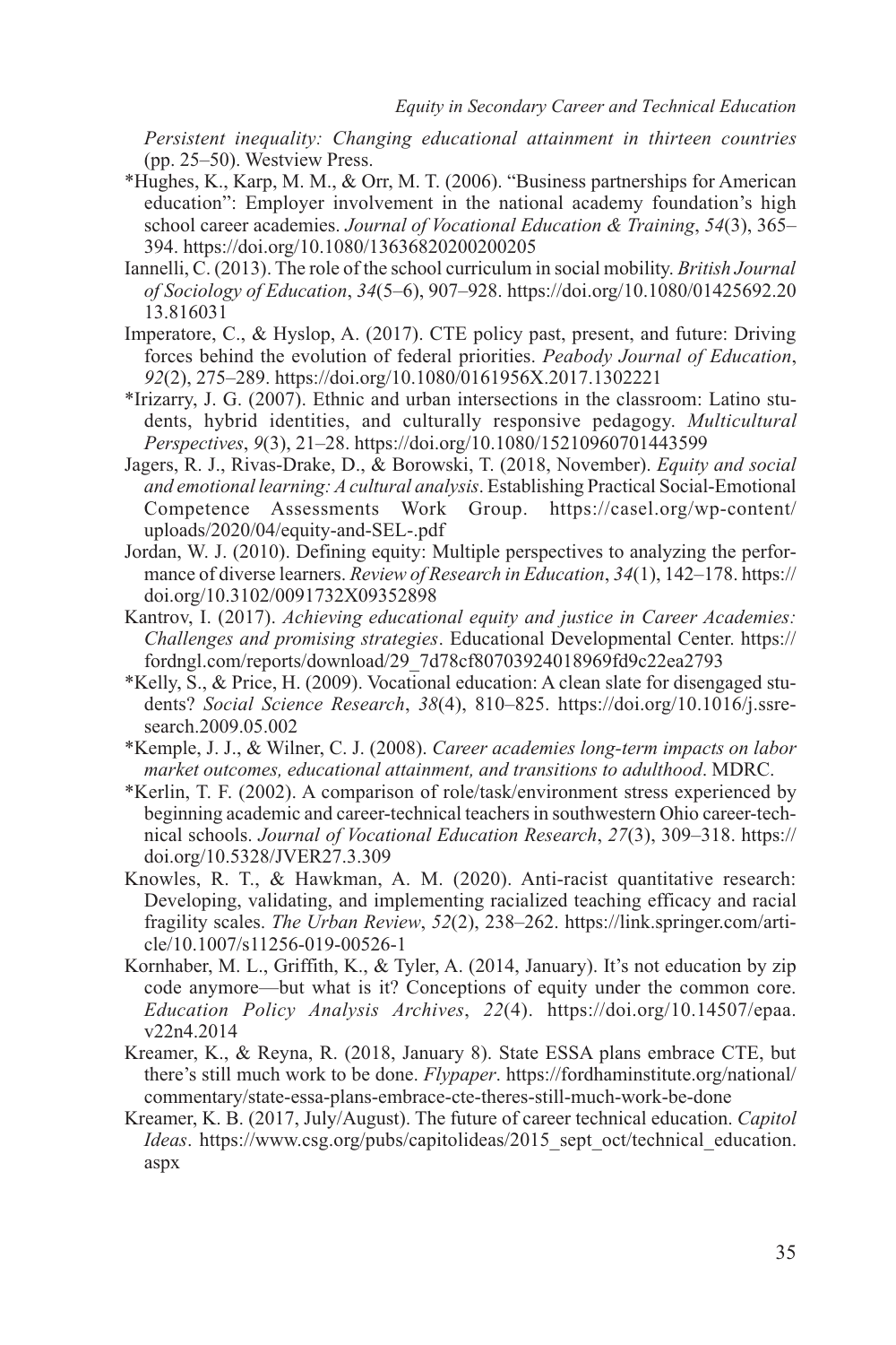*Persistent inequality: Changing educational attainment in thirteen countries* (pp. 25–50). Westview Press.

*Hughes, K., Karp, M. M., & Orr, M. T. (2006). "Business partnerships for American education": Employer involvement in the national academy foundation's high school career academies. *Journal of Vocational Education & Training*, *54*(3), 365–394. https://doi.org/10.1080/13636820200200205

Iannelli, C. (2013). The role of the school curriculum in social mobility. *British Journal of Sociology of Education*, *34*(5–6), 907–928. https://doi.org/10.1080/01425692.2013.816031

Imperatore, C., & Hyslop, A. (2017). CTE policy past, present, and future: Driving forces behind the evolution of federal priorities. *Peabody Journal of Education*, *92*(2), 275–289. https://doi.org/10.1080/0161956X.2017.1302221

*Irizarry, J. G. (2007). Ethnic and urban intersections in the classroom: Latino students, hybrid identities, and culturally responsive pedagogy. *Multicultural Perspectives*, *9*(3), 21–28. https://doi.org/10.1080/15210960701443599

Jagers, R. J., Rivas-Drake, D., & Borowski, T. (2018, November). *Equity and social and emotional learning: A cultural analysis*. Establishing Practical Social-Emotional Competence Assessments Work Group. https://casel.org/wp-content/uploads/2020/04/equity-and-SEL-.pdf

Jordan, W. J. (2010). Defining equity: Multiple perspectives to analyzing the performance of diverse learners. *Review of Research in Education*, *34*(1), 142–178. https://doi.org/10.3102/0091732X09352898

Kantrov, I. (2017). *Achieving educational equity and justice in Career Academies: Challenges and promising strategies*. Educational Developmental Center. https://fordngl.com/reports/download/29_7d78cf80703924018969fd9c22ea2793

*Kelly, S., & Price, H. (2009). Vocational education: A clean slate for disengaged students? *Social Science Research*, *38*(4), 810–825. https://doi.org/10.1016/j.ssresearch.2009.05.002

*Kemple, J. J., & Wilner, C. J. (2008). *Career academies long-term impacts on labor market outcomes, educational attainment, and transitions to adulthood*. MDRC.

*Kerlin, T. F. (2002). A comparison of role/task/environment stress experienced by beginning academic and career-technical teachers in southwestern Ohio career-technical schools. *Journal of Vocational Education Research*, *27*(3), 309–318. https://doi.org/10.5328/JVER27.3.309

Knowles, R. T., & Hawkman, A. M. (2020). Anti-racist quantitative research: Developing, validating, and implementing racialized teaching efficacy and racial fragility scales. *The Urban Review*, *52*(2), 238–262. https://link.springer.com/article/10.1007/s11256-019-00526-1

Kornhaber, M. L., Griffith, K., & Tyler, A. (2014, January). It's not education by zip code anymore—but what is it? Conceptions of equity under the common core. *Education Policy Analysis Archives*, *22*(4). https://doi.org/10.14507/epaa.v22n4.2014

Kreamer, K., & Reyna, R. (2018, January 8). State ESSA plans embrace CTE, but there's still much work to be done. *Flypaper*. https://fordhaminstitute.org/national/commentary/state-essa-plans-embrace-cte-theres-still-much-work-be-done

Kreamer, K. B. (2017, July/August). The future of career technical education. *Capitol Ideas*. https://www.csg.org/pubs/capitolideas/2015_sept_oct/technical_education.aspx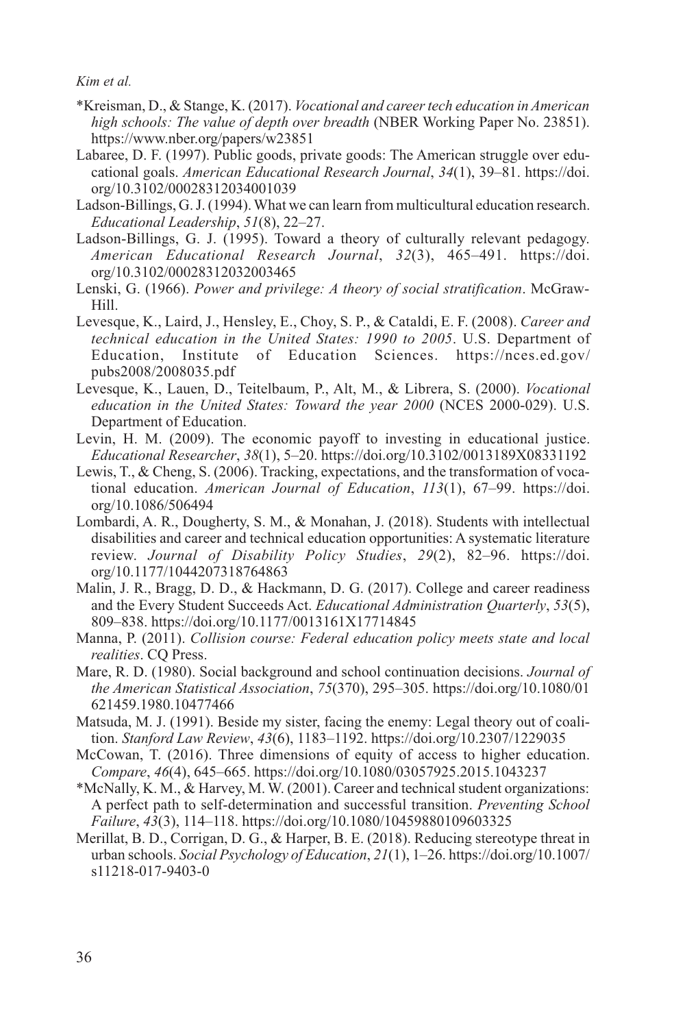*Kreisman, D., & Stange, K. (2017). *Vocational and career tech education in American high schools: The value of depth over breadth* (NBER Working Paper No. 23851). https://www.nber.org/papers/w23851

Labaree, D. F. (1997). Public goods, private goods: The American struggle over educational goals. *American Educational Research Journal*, *34*(1), 39–81. https://doi.org/10.3102/00028312034001039

Ladson-Billings, G. J. (1994). What we can learn from multicultural education research. *Educational Leadership*, *51*(8), 22–27.

Ladson-Billings, G. J. (1995). Toward a theory of culturally relevant pedagogy. *American Educational Research Journal*, *32*(3), 465–491. https://doi.org/10.3102/00028312032003465

Lenski, G. (1966). *Power and privilege: A theory of social stratification*. McGraw-Hill.

Levesque, K., Laird, J., Hensley, E., Choy, S. P., & Cataldi, E. F. (2008). *Career and technical education in the United States: 1990 to 2005*. U.S. Department of Education, Institute of Education Sciences. https://nces.ed.gov/pubs2008/2008035.pdf

Levesque, K., Lauen, D., Teitelbaum, P., Alt, M., & Librera, S. (2000). *Vocational education in the United States: Toward the year 2000* (NCES 2000-029). U.S. Department of Education.

Levin, H. M. (2009). The economic payoff to investing in educational justice. *Educational Researcher*, *38*(1), 5–20. https://doi.org/10.3102/0013189X08331192

Lewis, T., & Cheng, S. (2006). Tracking, expectations, and the transformation of vocational education. *American Journal of Education*, *113*(1), 67–99. https://doi.org/10.1086/506494

Lombardi, A. R., Dougherty, S. M., & Monahan, J. (2018). Students with intellectual disabilities and career and technical education opportunities: A systematic literature review. *Journal of Disability Policy Studies*, *29*(2), 82–96. https://doi.org/10.1177/1044207318764863

Malin, J. R., Bragg, D. D., & Hackmann, D. G. (2017). College and career readiness and the Every Student Succeeds Act. *Educational Administration Quarterly*, *53*(5), 809–838. https://doi.org/10.1177/0013161X17714845

Manna, P. (2011). *Collision course: Federal education policy meets state and local realities*. CQ Press.

Mare, R. D. (1980). Social background and school continuation decisions. *Journal of the American Statistical Association*, *75*(370), 295–305. https://doi.org/10.1080/01621459.1980.10477466

Matsuda, M. J. (1991). Beside my sister, facing the enemy: Legal theory out of coalition. *Stanford Law Review*, *43*(6), 1183–1192. https://doi.org/10.2307/1229035

McCowan, T. (2016). Three dimensions of equity of access to higher education. *Compare*, *46*(4), 645–665. https://doi.org/10.1080/03057925.2015.1043237

*McNally, K. M., & Harvey, M. W. (2001). Career and technical student organizations: A perfect path to self-determination and successful transition. *Preventing School Failure*, *43*(3), 114–118. https://doi.org/10.1080/10459880109603325

Merillat, B. D., Corrigan, D. G., & Harper, B. E. (2018). Reducing stereotype threat in urban schools. *Social Psychology of Education*, *21*(1), 1–26. https://doi.org/10.1007/s11218-017-9403-0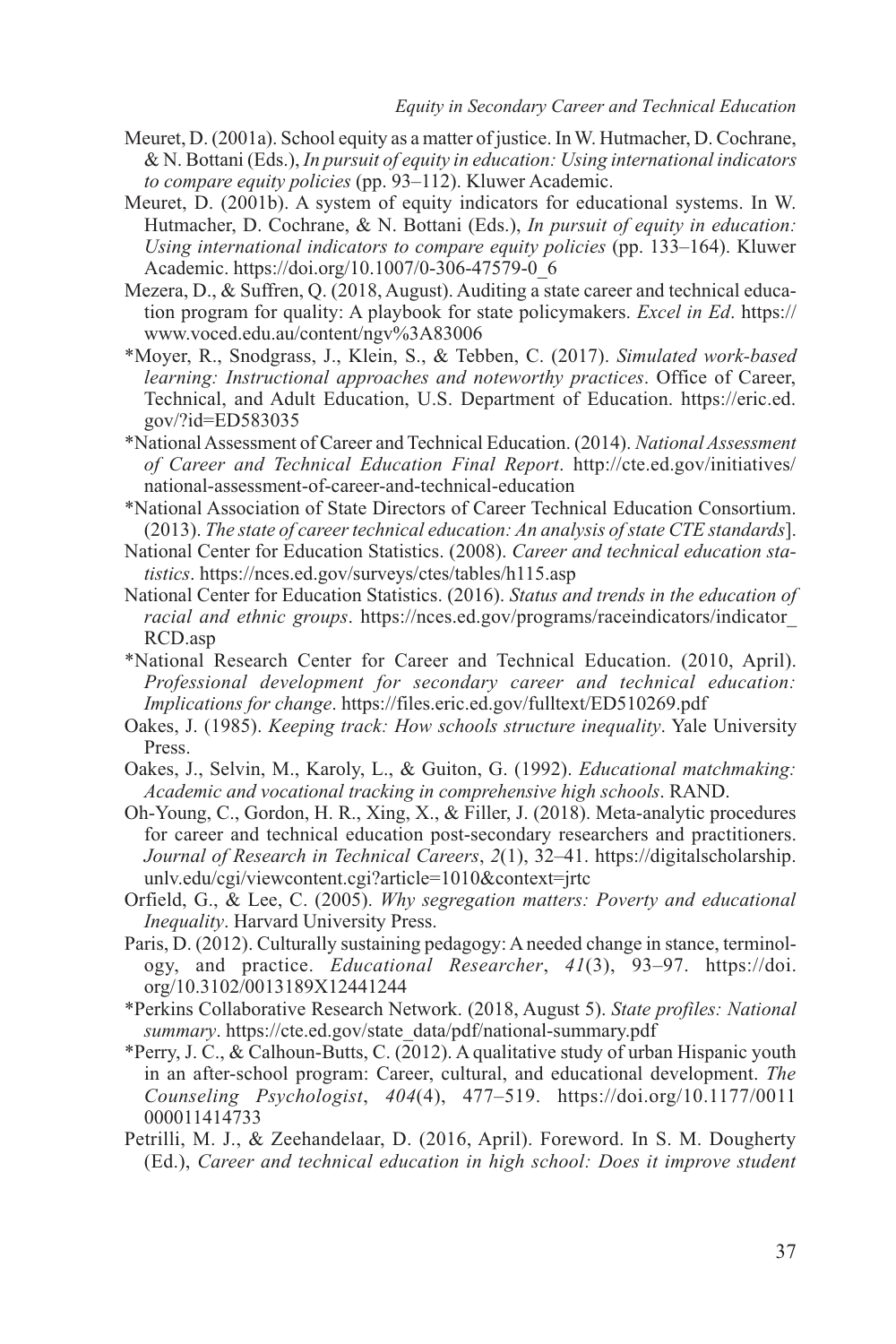Meuret, D. (2001a). School equity as a matter of justice. In W. Hutmacher, D. Cochrane, & N. Bottani (Eds.), *In pursuit of equity in education: Using international indicators to compare equity policies* (pp. 93–112). Kluwer Academic.

Meuret, D. (2001b). A system of equity indicators for educational systems. In W. Hutmacher, D. Cochrane, & N. Bottani (Eds.), *In pursuit of equity in education: Using international indicators to compare equity policies* (pp. 133–164). Kluwer Academic. https://doi.org/10.1007/0-306-47579-0_6

Mezera, D., & Suffren, Q. (2018, August). Auditing a state career and technical education program for quality: A playbook for state policymakers. *Excel in Ed*. https://www.voced.edu.au/content/ngv%3A83006

*Moyer, R., Snodgrass, J., Klein, S., & Tebben, C. (2017). *Simulated work-based learning: Instructional approaches and noteworthy practices*. Office of Career, Technical, and Adult Education, U.S. Department of Education. https://eric.ed.gov/?id=ED583035

*National Assessment of Career and Technical Education. (2014). *National Assessment of Career and Technical Education Final Report*. http://cte.ed.gov/initiatives/national-assessment-of-career-and-technical-education

*National Association of State Directors of Career Technical Education Consortium. (2013). *The state of career technical education: An analysis of state CTE standards*].

National Center for Education Statistics. (2008). *Career and technical education statistics*. https://nces.ed.gov/surveys/ctes/tables/h115.asp

National Center for Education Statistics. (2016). *Status and trends in the education of racial and ethnic groups*. https://nces.ed.gov/programs/raceindicators/indicator_RCD.asp

*National Research Center for Career and Technical Education. (2010, April). *Professional development for secondary career and technical education: Implications for change*. https://files.eric.ed.gov/fulltext/ED510269.pdf

Oakes, J. (1985). *Keeping track: How schools structure inequality*. Yale University Press.

Oakes, J., Selvin, M., Karoly, L., & Guiton, G. (1992). *Educational matchmaking: Academic and vocational tracking in comprehensive high schools*. RAND.

Oh-Young, C., Gordon, H. R., Xing, X., & Filler, J. (2018). Meta-analytic procedures for career and technical education post-secondary researchers and practitioners. *Journal of Research in Technical Careers*, *2*(1), 32–41. https://digitalscholarship.unlv.edu/cgi/viewcontent.cgi?article=1010&context=jrtc

Orfield, G., & Lee, C. (2005). *Why segregation matters: Poverty and educational Inequality*. Harvard University Press.

Paris, D. (2012). Culturally sustaining pedagogy: A needed change in stance, terminology, and practice. *Educational Researcher*, *41*(3), 93–97. https://doi.org/10.3102/0013189X12441244

*Perkins Collaborative Research Network. (2018, August 5). *State profiles: National summary*. https://cte.ed.gov/state_data/pdf/national-summary.pdf

*Perry, J. C., & Calhoun-Butts, C. (2012). A qualitative study of urban Hispanic youth in an after-school program: Career, cultural, and educational development. *The Counseling Psychologist*, *404*(4), 477–519. https://doi.org/10.1177/0011000011414733

Petrilli, M. J., & Zeehandelaar, D. (2016, April). Foreword. In S. M. Dougherty (Ed.), *Career and technical education in high school: Does it improve student*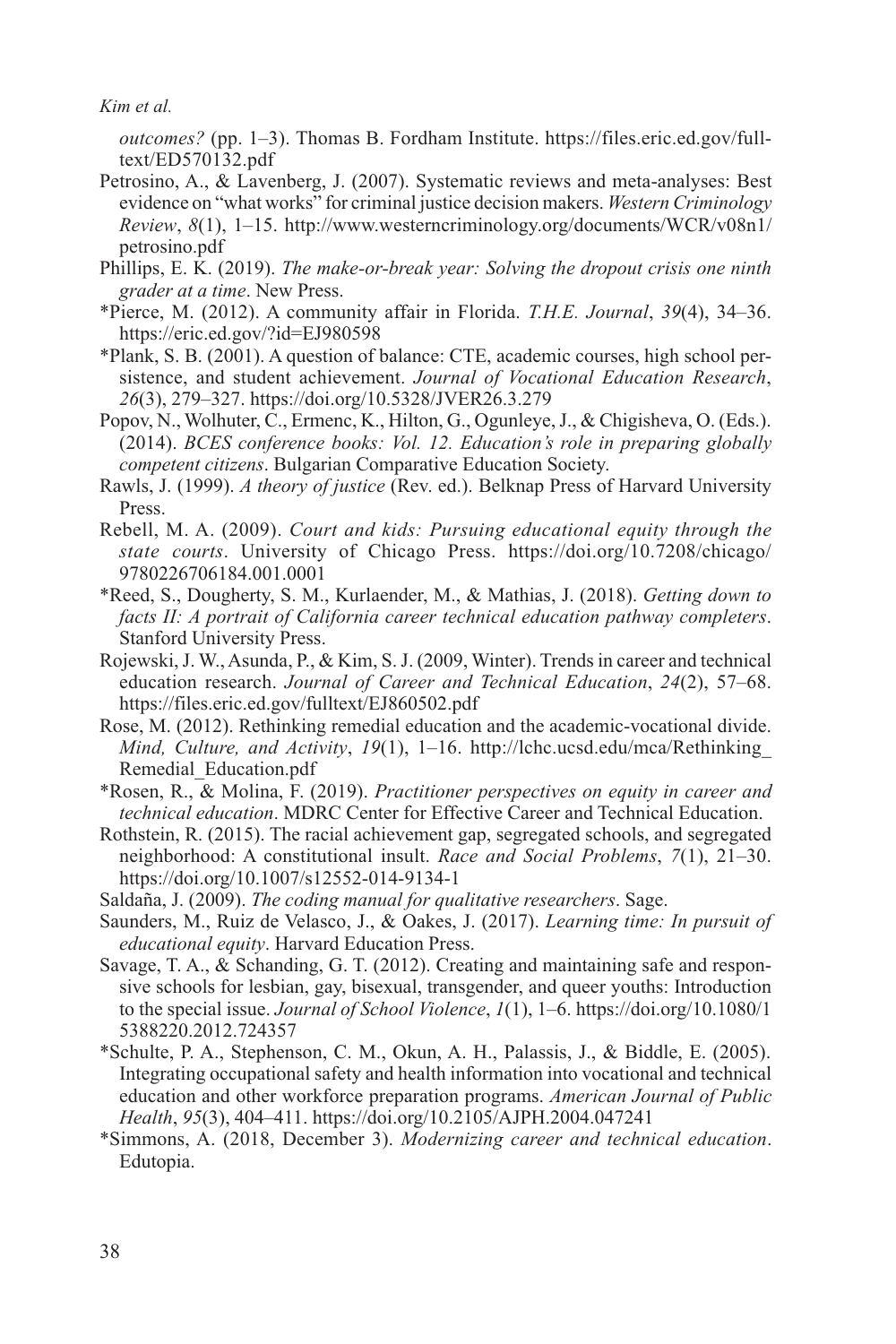*outcomes?* (pp. 1–3). Thomas B. Fordham Institute. https://files.eric.ed.gov/fulltext/ED570132.pdf

Petrosino, A., & Lavenberg, J. (2007). Systematic reviews and meta-analyses: Best evidence on "what works" for criminal justice decision makers. *Western Criminology Review*, *8*(1), 1–15. http://www.westerncriminology.org/documents/WCR/v08n1/petrosino.pdf

Phillips, E. K. (2019). *The make-or-break year: Solving the dropout crisis one ninth grader at a time*. New Press.

*Pierce, M. (2012). A community affair in Florida. *T.H.E. Journal*, *39*(4), 34–36. https://eric.ed.gov/?id=EJ980598

*Plank, S. B. (2001). A question of balance: CTE, academic courses, high school persistence, and student achievement. *Journal of Vocational Education Research*, *26*(3), 279–327. https://doi.org/10.5328/JVER26.3.279

Popov, N., Wolhuter, C., Ermenc, K., Hilton, G., Ogunleye, J., & Chigisheva, O. (Eds.). (2014). *BCES conference books: Vol. 12. Education's role in preparing globally competent citizens*. Bulgarian Comparative Education Society.

Rawls, J. (1999). *A theory of justice* (Rev. ed.). Belknap Press of Harvard University Press.

Rebell, M. A. (2009). *Court and kids: Pursuing educational equity through the state courts*. University of Chicago Press. https://doi.org/10.7208/chicago/9780226706184.001.0001

*Reed, S., Dougherty, S. M., Kurlaender, M., & Mathias, J. (2018). *Getting down to facts II: A portrait of California career technical education pathway completers*. Stanford University Press.

Rojewski, J. W., Asunda, P., & Kim, S. J. (2009, Winter). Trends in career and technical education research. *Journal of Career and Technical Education*, *24*(2), 57–68. https://files.eric.ed.gov/fulltext/EJ860502.pdf

Rose, M. (2012). Rethinking remedial education and the academic-vocational divide. *Mind, Culture, and Activity*, *19*(1), 1–16. http://lchc.ucsd.edu/mca/Rethinking_Remedial_Education.pdf

*Rosen, R., & Molina, F. (2019). *Practitioner perspectives on equity in career and technical education*. MDRC Center for Effective Career and Technical Education.

Rothstein, R. (2015). The racial achievement gap, segregated schools, and segregated neighborhood: A constitutional insult. *Race and Social Problems*, *7*(1), 21–30. https://doi.org/10.1007/s12552-014-9134-1

Saldaña, J. (2009). *The coding manual for qualitative researchers*. Sage.

Saunders, M., Ruiz de Velasco, J., & Oakes, J. (2017). *Learning time: In pursuit of educational equity*. Harvard Education Press.

Savage, T. A., & Schanding, G. T. (2012). Creating and maintaining safe and responsive schools for lesbian, gay, bisexual, transgender, and queer youths: Introduction to the special issue. *Journal of School Violence*, *1*(1), 1–6. https://doi.org/10.1080/15388220.2012.724357

*Schulte, P. A., Stephenson, C. M., Okun, A. H., Palassis, J., & Biddle, E. (2005). Integrating occupational safety and health information into vocational and technical education and other workforce preparation programs. *American Journal of Public Health*, *95*(3), 404–411. https://doi.org/10.2105/AJPH.2004.047241

*Simmons, A. (2018, December 3). *Modernizing career and technical education*. Edutopia.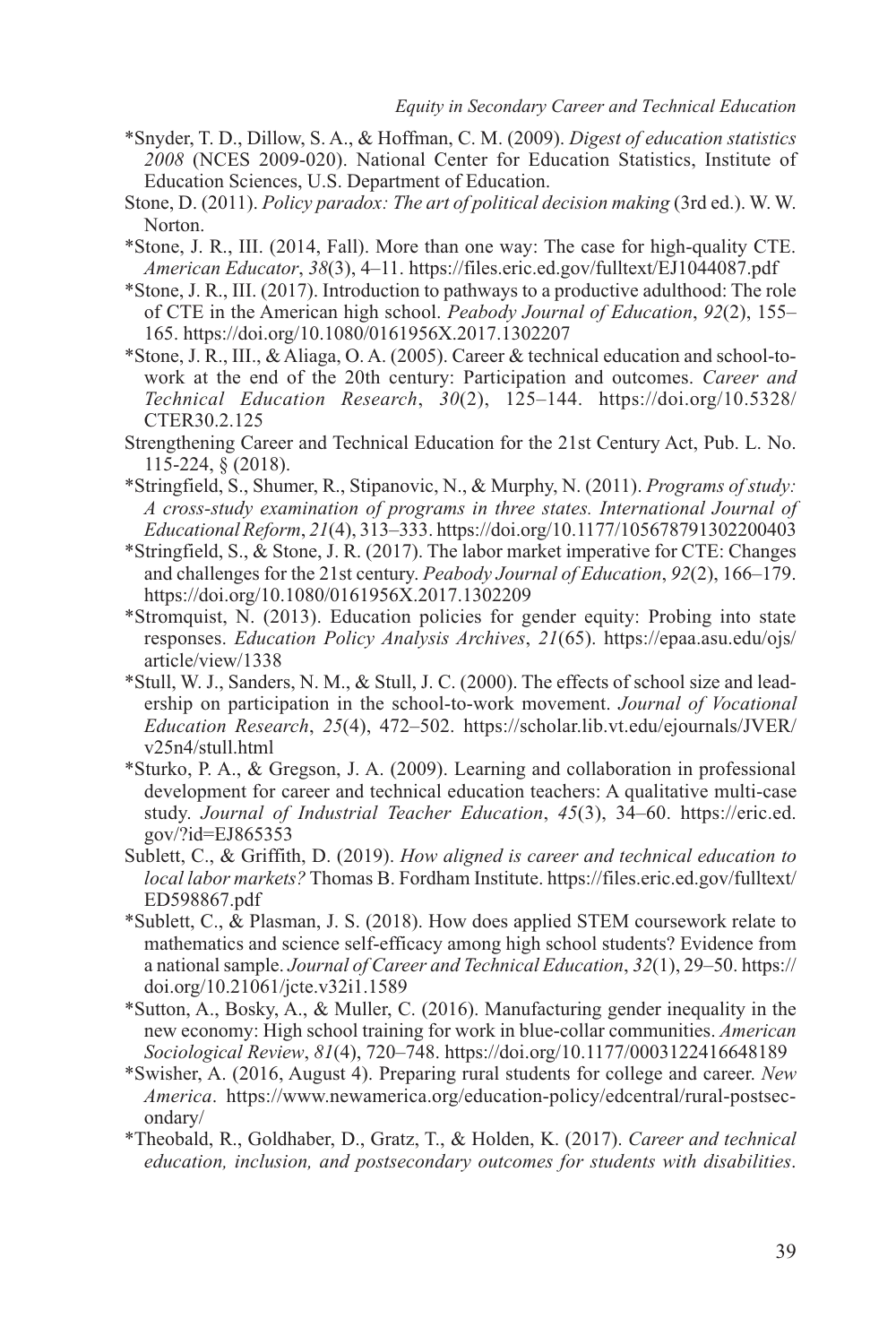*Snyder, T. D., Dillow, S. A., & Hoffman, C. M. (2009). *Digest of education statistics 2008* (NCES 2009-020). National Center for Education Statistics, Institute of Education Sciences, U.S. Department of Education.

Stone, D. (2011). *Policy paradox: The art of political decision making* (3rd ed.). W. W. Norton.

*Stone, J. R., III. (2014, Fall). More than one way: The case for high-quality CTE. *American Educator*, *38*(3), 4–11. https://files.eric.ed.gov/fulltext/EJ1044087.pdf

*Stone, J. R., III. (2017). Introduction to pathways to a productive adulthood: The role of CTE in the American high school. *Peabody Journal of Education*, *92*(2), 155–165. https://doi.org/10.1080/0161956X.2017.1302207

*Stone, J. R., III., & Aliaga, O. A. (2005). Career & technical education and school-to-work at the end of the 20th century: Participation and outcomes. *Career and Technical Education Research*, *30*(2), 125–144. https://doi.org/10.5328/CTER30.2.125

Strengthening Career and Technical Education for the 21st Century Act, Pub. L. No. 115-224, § (2018).

*Stringfield, S., Shumer, R., Stipanovic, N., & Murphy, N. (2011). *Programs of study: A cross-study examination of programs in three states. International Journal of Educational Reform*, *21*(4), 313–333. https://doi.org/10.1177/105678791302200403

*Stringfield, S., & Stone, J. R. (2017). The labor market imperative for CTE: Changes and challenges for the 21st century. *Peabody Journal of Education*, *92*(2), 166–179. https://doi.org/10.1080/0161956X.2017.1302209

*Stromquist, N. (2013). Education policies for gender equity: Probing into state responses. *Education Policy Analysis Archives*, *21*(65). https://epaa.asu.edu/ojs/article/view/1338

*Stull, W. J., Sanders, N. M., & Stull, J. C. (2000). The effects of school size and leadership on participation in the school-to-work movement. *Journal of Vocational Education Research*, *25*(4), 472–502. https://scholar.lib.vt.edu/ejournals/JVER/v25n4/stull.html

*Sturko, P. A., & Gregson, J. A. (2009). Learning and collaboration in professional development for career and technical education teachers: A qualitative multi-case study. *Journal of Industrial Teacher Education*, *45*(3), 34–60. https://eric.ed.gov/?id=EJ865353

Sublett, C., & Griffith, D. (2019). *How aligned is career and technical education to local labor markets?* Thomas B. Fordham Institute. https://files.eric.ed.gov/fulltext/ED598867.pdf

*Sublett, C., & Plasman, J. S. (2018). How does applied STEM coursework relate to mathematics and science self-efficacy among high school students? Evidence from a national sample. *Journal of Career and Technical Education*, *32*(1), 29–50. https://doi.org/10.21061/jcte.v32i1.1589

*Sutton, A., Bosky, A., & Muller, C. (2016). Manufacturing gender inequality in the new economy: High school training for work in blue-collar communities. *American Sociological Review*, *81*(4), 720–748. https://doi.org/10.1177/0003122416648189

*Swisher, A. (2016, August 4). Preparing rural students for college and career. *New America*. https://www.newamerica.org/education-policy/edcentral/rural-postsecondary/

*Theobald, R., Goldhaber, D., Gratz, T., & Holden, K. (2017). *Career and technical education, inclusion, and postsecondary outcomes for students with disabilities*.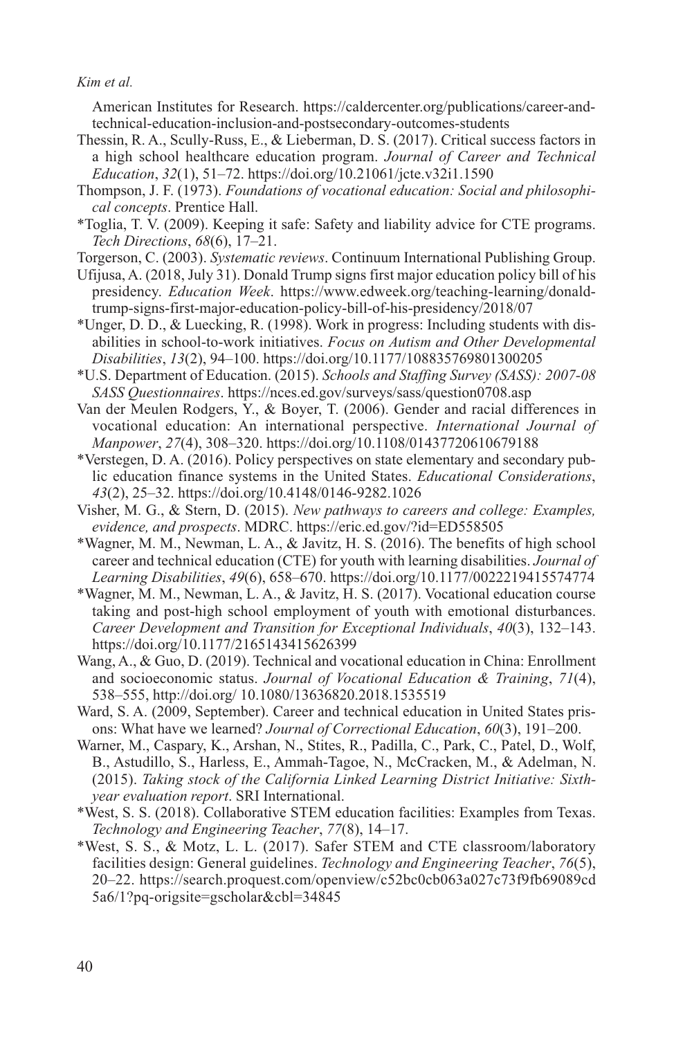American Institutes for Research. https://caldercenter.org/publications/career-and-technical-education-inclusion-and-postsecondary-outcomes-students

Thessin, R. A., Scully-Russ, E., & Lieberman, D. S. (2017). Critical success factors in a high school healthcare education program. *Journal of Career and Technical Education*, *32*(1), 51–72. https://doi.org/10.21061/jcte.v32i1.1590

Thompson, J. F. (1973). *Foundations of vocational education: Social and philosophical concepts*. Prentice Hall.

*Toglia, T. V. (2009). Keeping it safe: Safety and liability advice for CTE programs. *Tech Directions*, *68*(6), 17–21.

Torgerson, C. (2003). *Systematic reviews*. Continuum International Publishing Group.

Ufijusa, A. (2018, July 31). Donald Trump signs first major education policy bill of his presidency. *Education Week*. https://www.edweek.org/teaching-learning/donald-trump-signs-first-major-education-policy-bill-of-his-presidency/2018/07

*Unger, D. D., & Luecking, R. (1998). Work in progress: Including students with disabilities in school-to-work initiatives. *Focus on Autism and Other Developmental Disabilities*, *13*(2), 94–100. https://doi.org/10.1177/108835769801300205

*U.S. Department of Education. (2015). *Schools and Staffing Survey (SASS): 2007-08 SASS Questionnaires*. https://nces.ed.gov/surveys/sass/question0708.asp

Van der Meulen Rodgers, Y., & Boyer, T. (2006). Gender and racial differences in vocational education: An international perspective. *International Journal of Manpower*, *27*(4), 308–320. https://doi.org/10.1108/01437720610679188

*Verstegen, D. A. (2016). Policy perspectives on state elementary and secondary public education finance systems in the United States. *Educational Considerations*, *43*(2), 25–32. https://doi.org/10.4148/0146-9282.1026

Visher, M. G., & Stern, D. (2015). *New pathways to careers and college: Examples, evidence, and prospects*. MDRC. https://eric.ed.gov/?id=ED558505

*Wagner, M. M., Newman, L. A., & Javitz, H. S. (2016). The benefits of high school career and technical education (CTE) for youth with learning disabilities. *Journal of Learning Disabilities*, *49*(6), 658–670. https://doi.org/10.1177/0022219415574774

*Wagner, M. M., Newman, L. A., & Javitz, H. S. (2017). Vocational education course taking and post-high school employment of youth with emotional disturbances. *Career Development and Transition for Exceptional Individuals*, *40*(3), 132–143. https://doi.org/10.1177/2165143415626399

Wang, A., & Guo, D. (2019). Technical and vocational education in China: Enrollment and socioeconomic status. *Journal of Vocational Education & Training*, *71*(4), 538–555, http://doi.org/ 10.1080/13636820.2018.1535519

Ward, S. A. (2009, September). Career and technical education in United States prisons: What have we learned? *Journal of Correctional Education*, *60*(3), 191–200.

Warner, M., Caspary, K., Arshan, N., Stites, R., Padilla, C., Park, C., Patel, D., Wolf, B., Astudillo, S., Harless, E., Ammah-Tagoe, N., McCracken, M., & Adelman, N. (2015). *Taking stock of the California Linked Learning District Initiative: Sixth-year evaluation report*. SRI International.

*West, S. S. (2018). Collaborative STEM education facilities: Examples from Texas. *Technology and Engineering Teacher*, *77*(8), 14–17.

*West, S. S., & Motz, L. L. (2017). Safer STEM and CTE classroom/laboratory facilities design: General guidelines. *Technology and Engineering Teacher*, *76*(5), 20–22. https://search.proquest.com/openview/c52bc0cb063a027c73f9fb69089cd5a6/1?pq-origsite=gscholar&cbl=34845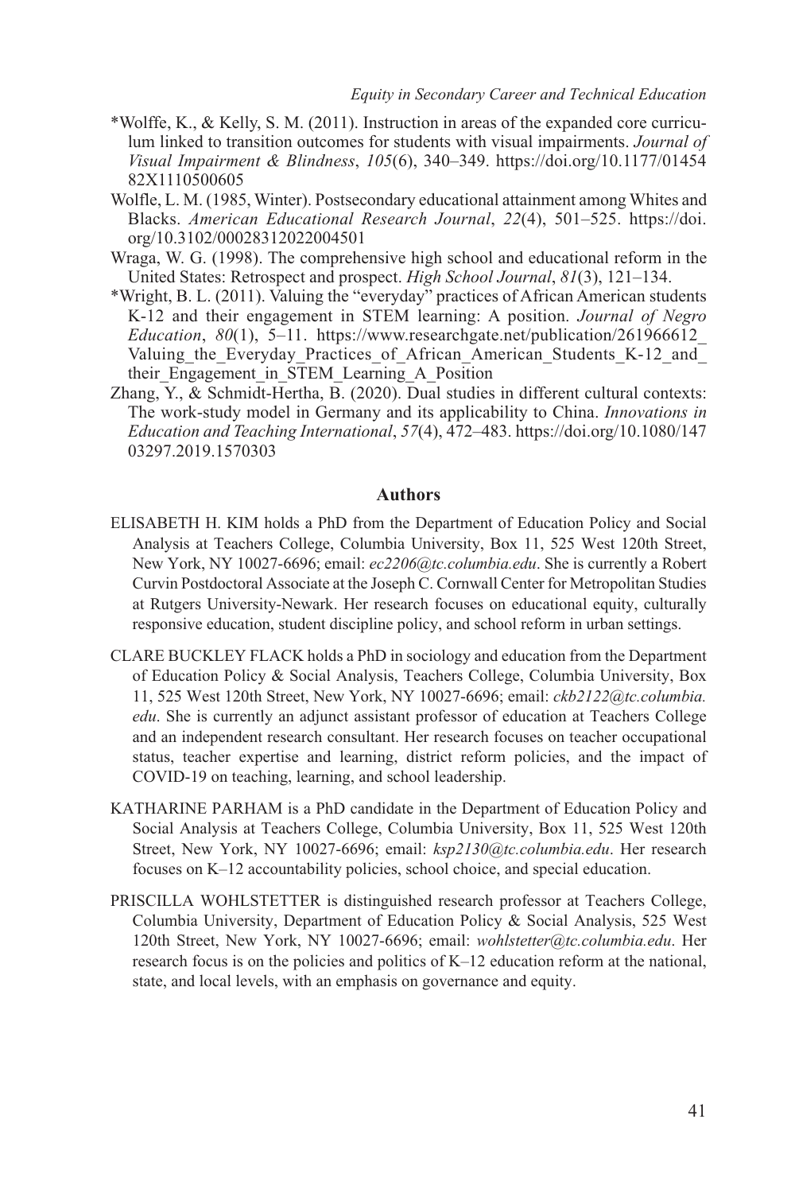*Wolffe, K., & Kelly, S. M. (2011). Instruction in areas of the expanded core curriculum linked to transition outcomes for students with visual impairments. *Journal of Visual Impairment & Blindness*, *105*(6), 340–349. https://doi.org/10.1177/0145482X1110500605

Wolfle, L. M. (1985, Winter). Postsecondary educational attainment among Whites and Blacks. *American Educational Research Journal*, *22*(4), 501–525. https://doi.org/10.3102/00028312022004501

Wraga, W. G. (1998). The comprehensive high school and educational reform in the United States: Retrospect and prospect. *High School Journal*, *81*(3), 121–134.

*Wright, B. L. (2011). Valuing the "everyday" practices of African American students K-12 and their engagement in STEM learning: A position. *Journal of Negro Education*, *80*(1), 5–11. https://www.researchgate.net/publication/261966612_Valuing_the_Everyday_Practices_of_African_American_Students_K-12_and_their_Engagement_in_STEM_Learning_A_Position

Zhang, Y., & Schmidt-Hertha, B. (2020). Dual studies in different cultural contexts: The work-study model in Germany and its applicability to China. *Innovations in Education and Teaching International*, *57*(4), 472–483. https://doi.org/10.1080/14703297.2019.1570303

## Authors

ELISABETH H. KIM holds a PhD from the Department of Education Policy and Social Analysis at Teachers College, Columbia University, Box 11, 525 West 120th Street, New York, NY 10027-6696; email: *ec2206@tc.columbia.edu*. She is currently a Robert Curvin Postdoctoral Associate at the Joseph C. Cornwall Center for Metropolitan Studies at Rutgers University-Newark. Her research focuses on educational equity, culturally responsive education, student discipline policy, and school reform in urban settings.

CLARE BUCKLEY FLACK holds a PhD in sociology and education from the Department of Education Policy & Social Analysis, Teachers College, Columbia University, Box 11, 525 West 120th Street, New York, NY 10027-6696; email: *ckb2122@tc.columbia.edu*. She is currently an adjunct assistant professor of education at Teachers College and an independent research consultant. Her research focuses on teacher occupational status, teacher expertise and learning, district reform policies, and the impact of COVID-19 on teaching, learning, and school leadership.

KATHARINE PARHAM is a PhD candidate in the Department of Education Policy and Social Analysis at Teachers College, Columbia University, Box 11, 525 West 120th Street, New York, NY 10027-6696; email: *ksp2130@tc.columbia.edu*. Her research focuses on K–12 accountability policies, school choice, and special education.

PRISCILLA WOHLSTETTER is distinguished research professor at Teachers College, Columbia University, Department of Education Policy & Social Analysis, 525 West 120th Street, New York, NY 10027-6696; email: *wohlstetter@tc.columbia.edu*. Her research focus is on the policies and politics of K–12 education reform at the national, state, and local levels, with an emphasis on governance and equity.